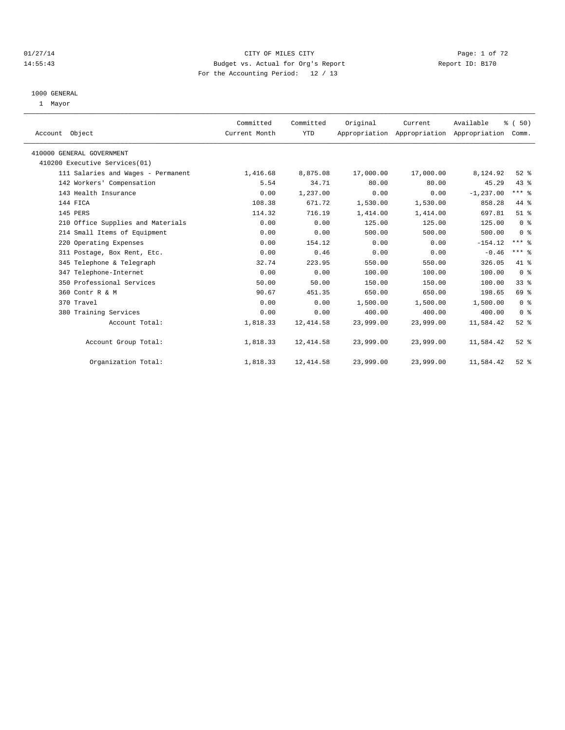CITY OF MILES CITY
Budget vs. Actual for Org's Report
For the Accounting Period: 12 / 13

01/27/14
14:55:43

Report ID: B170

1000 GENERAL
1 Mayor

| Account Object | Committed Current Month | Committed YTD | Original Appropriation | Current Appropriation | Available Appropriation | % ( 50) Comm. |
|---|---|---|---|---|---|---|
| 410000 GENERAL GOVERNMENT | | | | | | |
| 410200 Executive Services(01) | | | | | | |
| 111 Salaries and Wages - Permanent | 1,416.68 | 8,875.08 | 17,000.00 | 17,000.00 | 8,124.92 | 52 % |
| 142 Workers' Compensation | 5.54 | 34.71 | 80.00 | 80.00 | 45.29 | 43 % |
| 143 Health Insurance | 0.00 | 1,237.00 | 0.00 | 0.00 | -1,237.00 | *** % |
| 144 FICA | 108.38 | 671.72 | 1,530.00 | 1,530.00 | 858.28 | 44 % |
| 145 PERS | 114.32 | 716.19 | 1,414.00 | 1,414.00 | 697.81 | 51 % |
| 210 Office Supplies and Materials | 0.00 | 0.00 | 125.00 | 125.00 | 125.00 | 0 % |
| 214 Small Items of Equipment | 0.00 | 0.00 | 500.00 | 500.00 | 500.00 | 0 % |
| 220 Operating Expenses | 0.00 | 154.12 | 0.00 | 0.00 | -154.12 | *** % |
| 311 Postage, Box Rent, Etc. | 0.00 | 0.46 | 0.00 | 0.00 | -0.46 | *** % |
| 345 Telephone & Telegraph | 32.74 | 223.95 | 550.00 | 550.00 | 326.05 | 41 % |
| 347 Telephone-Internet | 0.00 | 0.00 | 100.00 | 100.00 | 100.00 | 0 % |
| 350 Professional Services | 50.00 | 50.00 | 150.00 | 150.00 | 100.00 | 33 % |
| 360 Contr R & M | 90.67 | 451.35 | 650.00 | 650.00 | 198.65 | 69 % |
| 370 Travel | 0.00 | 0.00 | 1,500.00 | 1,500.00 | 1,500.00 | 0 % |
| 380 Training Services | 0.00 | 0.00 | 400.00 | 400.00 | 400.00 | 0 % |
| Account Total: | 1,818.33 | 12,414.58 | 23,999.00 | 23,999.00 | 11,584.42 | 52 % |
| Account Group Total: | 1,818.33 | 12,414.58 | 23,999.00 | 23,999.00 | 11,584.42 | 52 % |
| Organization Total: | 1,818.33 | 12,414.58 | 23,999.00 | 23,999.00 | 11,584.42 | 52 % |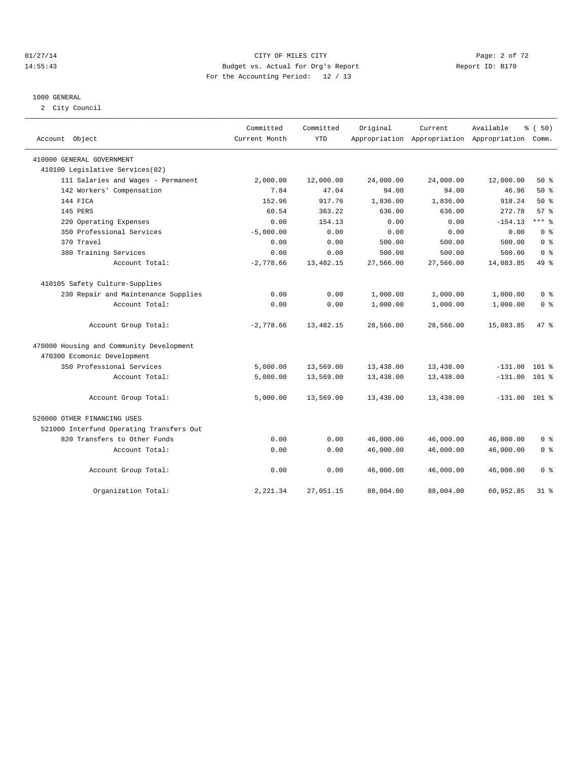CITY OF MILES CITY
Budget vs. Actual for Org's Report
For the Accounting Period: 12 / 13

Report ID: B170

01/27/14
14:55:43

## 1000 GENERAL

2 City Council

| Account Object | Committed Current Month | Committed YTD | Original Appropriation | Current Appropriation | Available Appropriation | % ( 50) Comm. |
|---|---|---|---|---|---|---|
| **410000 GENERAL GOVERNMENT** | | | | | | |
| 410100 Legislative Services(02) | | | | | | |
| 111 Salaries and Wages - Permanent | 2,000.00 | 12,000.00 | 24,000.00 | 24,000.00 | 12,000.00 | 50 % |
| 142 Workers' Compensation | 7.84 | 47.04 | 94.00 | 94.00 | 46.96 | 50 % |
| 144 FICA | 152.96 | 917.76 | 1,836.00 | 1,836.00 | 918.24 | 50 % |
| 145 PERS | 60.54 | 363.22 | 636.00 | 636.00 | 272.78 | 57 % |
| 220 Operating Expenses | 0.00 | 154.13 | 0.00 | 0.00 | -154.13 | *** % |
| 350 Professional Services | -5,000.00 | 0.00 | 0.00 | 0.00 | 0.00 | 0 % |
| 370 Travel | 0.00 | 0.00 | 500.00 | 500.00 | 500.00 | 0 % |
| 380 Training Services | 0.00 | 0.00 | 500.00 | 500.00 | 500.00 | 0 % |
| Account Total: | -2,778.66 | 13,482.15 | 27,566.00 | 27,566.00 | 14,083.85 | 49 % |
| 410105 Safety Culture-Supplies | | | | | | |
| 230 Repair and Maintenance Supplies | 0.00 | 0.00 | 1,000.00 | 1,000.00 | 1,000.00 | 0 % |
| Account Total: | 0.00 | 0.00 | 1,000.00 | 1,000.00 | 1,000.00 | 0 % |
| Account Group Total: | -2,778.66 | 13,482.15 | 28,566.00 | 28,566.00 | 15,083.85 | 47 % |
| **470000 Housing and Community Development** | | | | | | |
| 470300 Ecomonic Development | | | | | | |
| 350 Professional Services | 5,000.00 | 13,569.00 | 13,438.00 | 13,438.00 | -131.00 | 101 % |
| Account Total: | 5,000.00 | 13,569.00 | 13,438.00 | 13,438.00 | -131.00 | 101 % |
| Account Group Total: | 5,000.00 | 13,569.00 | 13,438.00 | 13,438.00 | -131.00 | 101 % |
| **520000 OTHER FINANCING USES** | | | | | | |
| 521000 Interfund Operating Transfers Out | | | | | | |
| 820 Transfers to Other Funds | 0.00 | 0.00 | 46,000.00 | 46,000.00 | 46,000.00 | 0 % |
| Account Total: | 0.00 | 0.00 | 46,000.00 | 46,000.00 | 46,000.00 | 0 % |
| Account Group Total: | 0.00 | 0.00 | 46,000.00 | 46,000.00 | 46,000.00 | 0 % |
| Organization Total: | 2,221.34 | 27,051.15 | 88,004.00 | 88,004.00 | 60,952.85 | 31 % |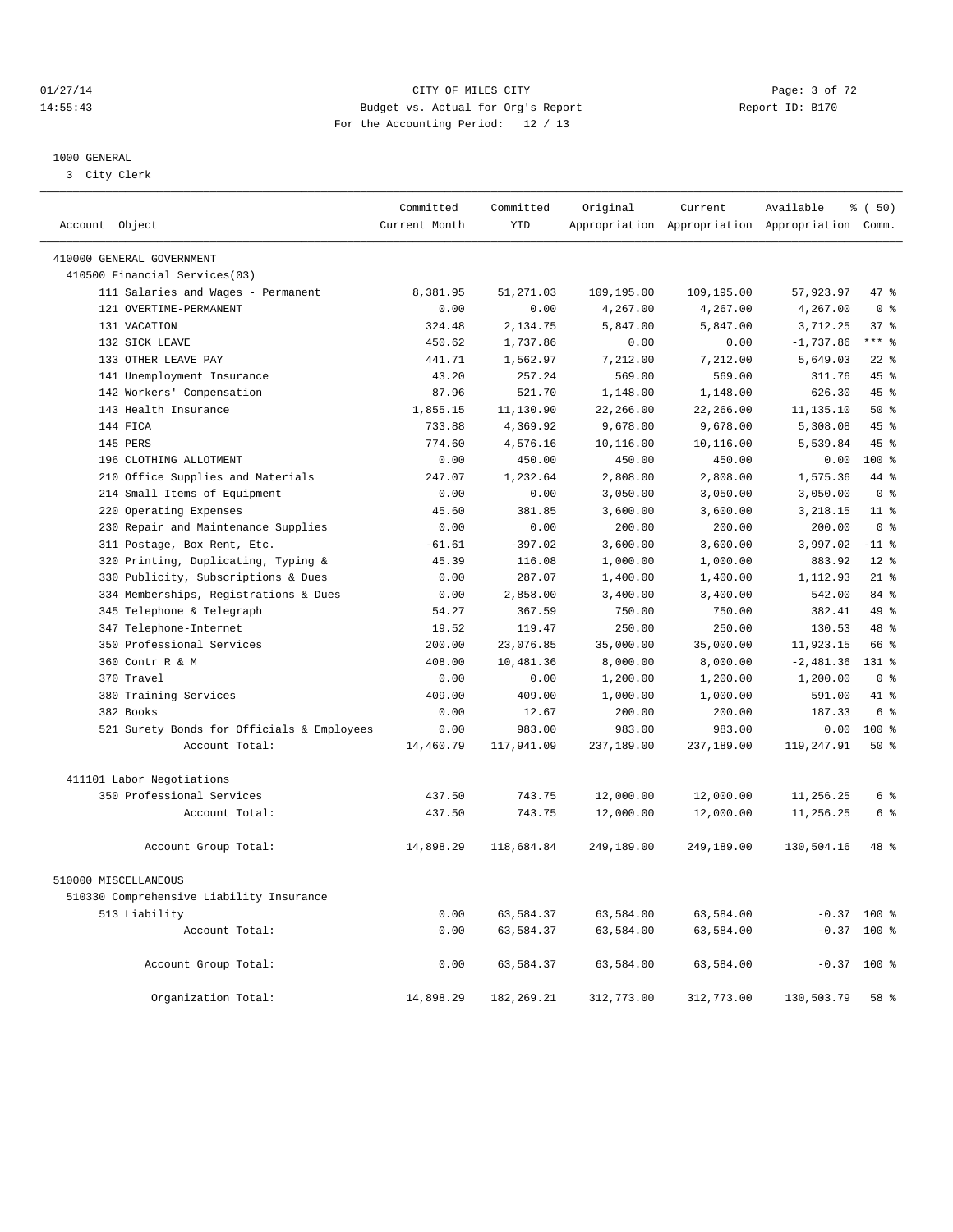CITY OF MILES CITY
Budget vs. Actual for Org's Report
For the Accounting Period: 12 / 13

Report ID: B170

01/27/14
14:55:43

1000 GENERAL
3 City Clerk

| Account Object | Committed Current Month | Committed YTD | Original Appropriation | Current Appropriation | Available Appropriation | % ( 50) Comm. |
|---|---|---|---|---|---|---|
| 410000 GENERAL GOVERNMENT | | | | | | |
| 410500 Financial Services(03) | | | | | | |
| 111 Salaries and Wages - Permanent | 8,381.95 | 51,271.03 | 109,195.00 | 109,195.00 | 57,923.97 | 47 % |
| 121 OVERTIME-PERMANENT | 0.00 | 0.00 | 4,267.00 | 4,267.00 | 4,267.00 | 0 % |
| 131 VACATION | 324.48 | 2,134.75 | 5,847.00 | 5,847.00 | 3,712.25 | 37 % |
| 132 SICK LEAVE | 450.62 | 1,737.86 | 0.00 | 0.00 | -1,737.86 | *** % |
| 133 OTHER LEAVE PAY | 441.71 | 1,562.97 | 7,212.00 | 7,212.00 | 5,649.03 | 22 % |
| 141 Unemployment Insurance | 43.20 | 257.24 | 569.00 | 569.00 | 311.76 | 45 % |
| 142 Workers' Compensation | 87.96 | 521.70 | 1,148.00 | 1,148.00 | 626.30 | 45 % |
| 143 Health Insurance | 1,855.15 | 11,130.90 | 22,266.00 | 22,266.00 | 11,135.10 | 50 % |
| 144 FICA | 733.88 | 4,369.92 | 9,678.00 | 9,678.00 | 5,308.08 | 45 % |
| 145 PERS | 774.60 | 4,576.16 | 10,116.00 | 10,116.00 | 5,539.84 | 45 % |
| 196 CLOTHING ALLOTMENT | 0.00 | 450.00 | 450.00 | 450.00 | 0.00 | 100 % |
| 210 Office Supplies and Materials | 247.07 | 1,232.64 | 2,808.00 | 2,808.00 | 1,575.36 | 44 % |
| 214 Small Items of Equipment | 0.00 | 0.00 | 3,050.00 | 3,050.00 | 3,050.00 | 0 % |
| 220 Operating Expenses | 45.60 | 381.85 | 3,600.00 | 3,600.00 | 3,218.15 | 11 % |
| 230 Repair and Maintenance Supplies | 0.00 | 0.00 | 200.00 | 200.00 | 200.00 | 0 % |
| 311 Postage, Box Rent, Etc. | -61.61 | -397.02 | 3,600.00 | 3,600.00 | 3,997.02 | -11 % |
| 320 Printing, Duplicating, Typing & | 45.39 | 116.08 | 1,000.00 | 1,000.00 | 883.92 | 12 % |
| 330 Publicity, Subscriptions & Dues | 0.00 | 287.07 | 1,400.00 | 1,400.00 | 1,112.93 | 21 % |
| 334 Memberships, Registrations & Dues | 0.00 | 2,858.00 | 3,400.00 | 3,400.00 | 542.00 | 84 % |
| 345 Telephone & Telegraph | 54.27 | 367.59 | 750.00 | 750.00 | 382.41 | 49 % |
| 347 Telephone-Internet | 19.52 | 119.47 | 250.00 | 250.00 | 130.53 | 48 % |
| 350 Professional Services | 200.00 | 23,076.85 | 35,000.00 | 35,000.00 | 11,923.15 | 66 % |
| 360 Contr R & M | 408.00 | 10,481.36 | 8,000.00 | 8,000.00 | -2,481.36 | 131 % |
| 370 Travel | 0.00 | 0.00 | 1,200.00 | 1,200.00 | 1,200.00 | 0 % |
| 380 Training Services | 409.00 | 409.00 | 1,000.00 | 1,000.00 | 591.00 | 41 % |
| 382 Books | 0.00 | 12.67 | 200.00 | 200.00 | 187.33 | 6 % |
| 521 Surety Bonds for Officials & Employees | 0.00 | 983.00 | 983.00 | 983.00 | 0.00 | 100 % |
| Account Total: | 14,460.79 | 117,941.09 | 237,189.00 | 237,189.00 | 119,247.91 | 50 % |
| 411101 Labor Negotiations | | | | | | |
| 350 Professional Services | 437.50 | 743.75 | 12,000.00 | 12,000.00 | 11,256.25 | 6 % |
| Account Total: | 437.50 | 743.75 | 12,000.00 | 12,000.00 | 11,256.25 | 6 % |
| Account Group Total: | 14,898.29 | 118,684.84 | 249,189.00 | 249,189.00 | 130,504.16 | 48 % |
| 510000 MISCELLANEOUS | | | | | | |
| 510330 Comprehensive Liability Insurance | | | | | | |
| 513 Liability | 0.00 | 63,584.37 | 63,584.00 | 63,584.00 | -0.37 | 100 % |
| Account Total: | 0.00 | 63,584.37 | 63,584.00 | 63,584.00 | -0.37 | 100 % |
| Account Group Total: | 0.00 | 63,584.37 | 63,584.00 | 63,584.00 | -0.37 | 100 % |
| Organization Total: | 14,898.29 | 182,269.21 | 312,773.00 | 312,773.00 | 130,503.79 | 58 % |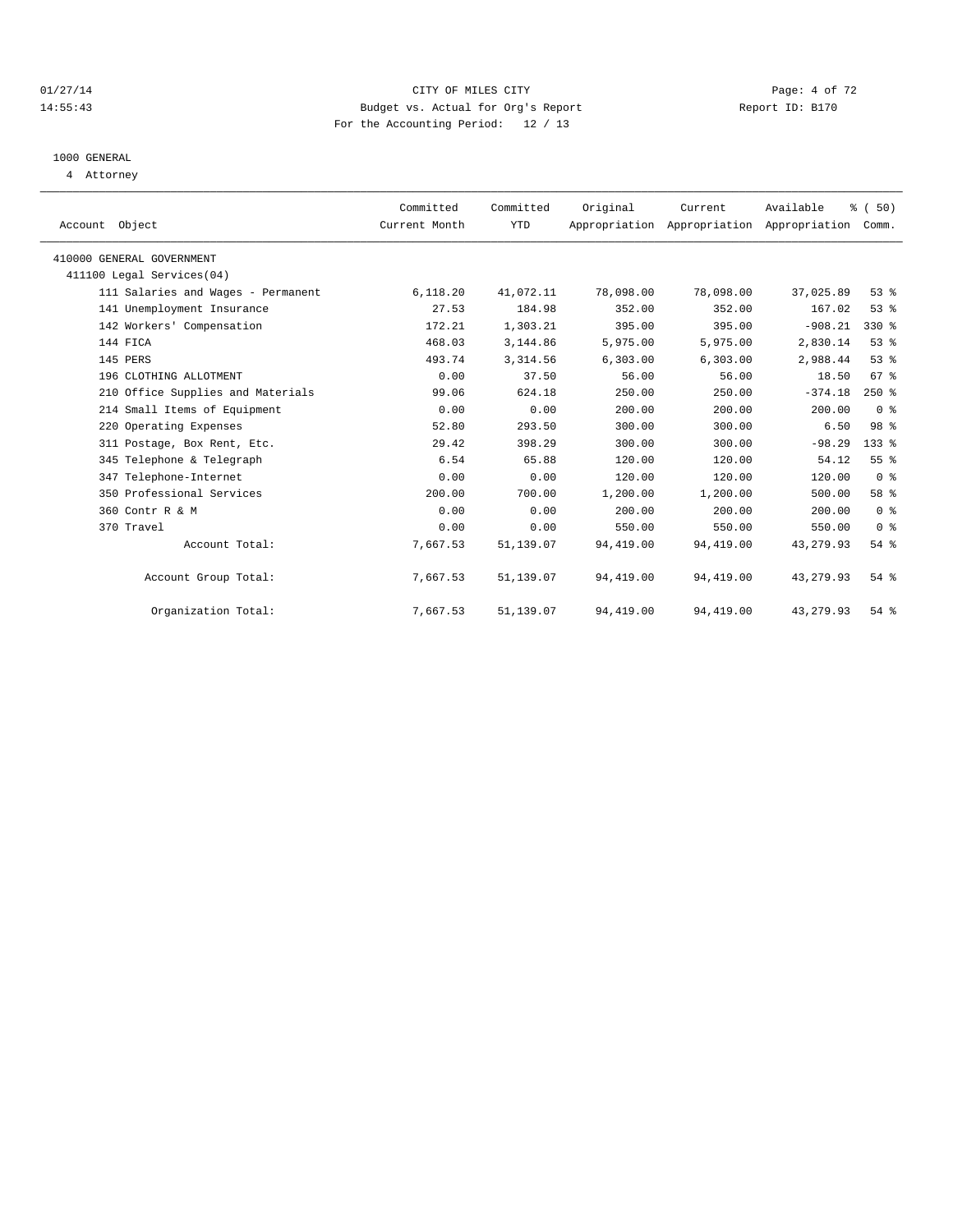CITY OF MILES CITY
Budget vs. Actual for Org's Report
For the Accounting Period: 12 / 13

01/27/14
14:55:43

Report ID: B170

1000 GENERAL
4 Attorney

| Account Object | Committed Current Month | Committed YTD | Original Appropriation | Current Appropriation | Available Appropriation | % ( 50) Comm. |
|---|---|---|---|---|---|---|
| 410000 GENERAL GOVERNMENT | | | | | | |
| 411100 Legal Services(04) | | | | | | |
| 111 Salaries and Wages - Permanent | 6,118.20 | 41,072.11 | 78,098.00 | 78,098.00 | 37,025.89 | 53 % |
| 141 Unemployment Insurance | 27.53 | 184.98 | 352.00 | 352.00 | 167.02 | 53 % |
| 142 Workers' Compensation | 172.21 | 1,303.21 | 395.00 | 395.00 | -908.21 | 330 % |
| 144 FICA | 468.03 | 3,144.86 | 5,975.00 | 5,975.00 | 2,830.14 | 53 % |
| 145 PERS | 493.74 | 3,314.56 | 6,303.00 | 6,303.00 | 2,988.44 | 53 % |
| 196 CLOTHING ALLOTMENT | 0.00 | 37.50 | 56.00 | 56.00 | 18.50 | 67 % |
| 210 Office Supplies and Materials | 99.06 | 624.18 | 250.00 | 250.00 | -374.18 | 250 % |
| 214 Small Items of Equipment | 0.00 | 0.00 | 200.00 | 200.00 | 200.00 | 0 % |
| 220 Operating Expenses | 52.80 | 293.50 | 300.00 | 300.00 | 6.50 | 98 % |
| 311 Postage, Box Rent, Etc. | 29.42 | 398.29 | 300.00 | 300.00 | -98.29 | 133 % |
| 345 Telephone & Telegraph | 6.54 | 65.88 | 120.00 | 120.00 | 54.12 | 55 % |
| 347 Telephone-Internet | 0.00 | 0.00 | 120.00 | 120.00 | 120.00 | 0 % |
| 350 Professional Services | 200.00 | 700.00 | 1,200.00 | 1,200.00 | 500.00 | 58 % |
| 360 Contr R & M | 0.00 | 0.00 | 200.00 | 200.00 | 200.00 | 0 % |
| 370 Travel | 0.00 | 0.00 | 550.00 | 550.00 | 550.00 | 0 % |
| Account Total: | 7,667.53 | 51,139.07 | 94,419.00 | 94,419.00 | 43,279.93 | 54 % |
| Account Group Total: | 7,667.53 | 51,139.07 | 94,419.00 | 94,419.00 | 43,279.93 | 54 % |
| Organization Total: | 7,667.53 | 51,139.07 | 94,419.00 | 94,419.00 | 43,279.93 | 54 % |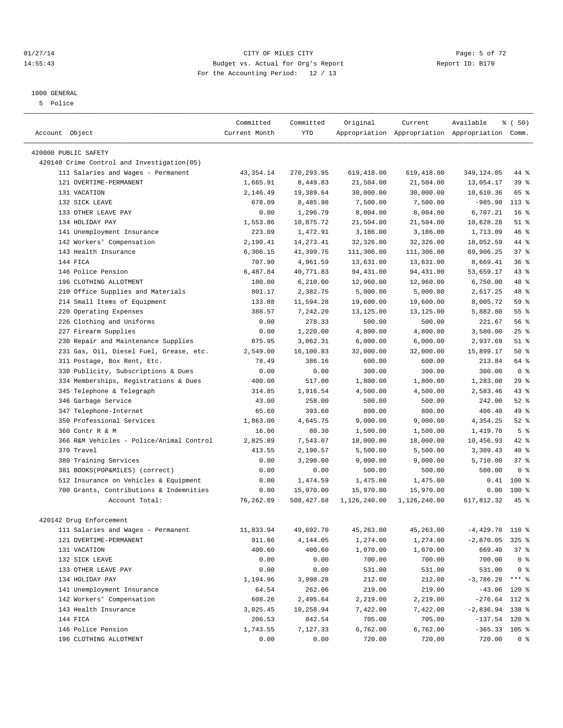# 1000 GENERAL

## 5 Police

| Account Object | Committed Current Month | Committed YTD | Original Appropriation | Current Appropriation | Available Appropriation | % ( 50) Comm. |
|---|---|---|---|---|---|---|
| **420000 PUBLIC SAFETY** | | | | | | |
| **420140 Crime Control and Investigation(05)** | | | | | | |
| 111 Salaries and Wages - Permanent | 43,354.14 | 270,293.95 | 619,418.00 | 619,418.00 | 349,124.05 | 44 % |
| 121 OVERTIME-PERMANENT | 1,665.91 | 8,449.83 | 21,504.00 | 21,504.00 | 13,054.17 | 39 % |
| 131 VACATION | 2,146.49 | 19,389.64 | 30,000.00 | 30,000.00 | 10,610.36 | 65 % |
| 132 SICK LEAVE | 678.09 | 8,485.98 | 7,500.00 | 7,500.00 | -985.98 | 113 % |
| 133 OTHER LEAVE PAY | 0.00 | 1,296.79 | 8,004.00 | 8,004.00 | 6,707.21 | 16 % |
| 134 HOLIDAY PAY | 1,553.86 | 10,875.72 | 21,504.00 | 21,504.00 | 10,628.28 | 51 % |
| 141 Unemployment Insurance | 223.09 | 1,472.91 | 3,186.00 | 3,186.00 | 1,713.09 | 46 % |
| 142 Workers' Compensation | 2,190.41 | 14,273.41 | 32,326.00 | 32,326.00 | 18,052.59 | 44 % |
| 143 Health Insurance | 6,306.15 | 41,399.75 | 111,306.00 | 111,306.00 | 69,906.25 | 37 % |
| 144 FICA | 707.90 | 4,961.59 | 13,631.00 | 13,631.00 | 8,669.41 | 36 % |
| 146 Police Pension | 6,487.84 | 40,771.83 | 94,431.00 | 94,431.00 | 53,659.17 | 43 % |
| 196 CLOTHING ALLOTMENT | 180.00 | 6,210.00 | 12,960.00 | 12,960.00 | 6,750.00 | 48 % |
| 210 Office Supplies and Materials | 801.17 | 2,382.75 | 5,000.00 | 5,000.00 | 2,617.25 | 48 % |
| 214 Small Items of Equipment | 133.88 | 11,594.28 | 19,600.00 | 19,600.00 | 8,005.72 | 59 % |
| 220 Operating Expenses | 388.57 | 7,242.20 | 13,125.00 | 13,125.00 | 5,882.80 | 55 % |
| 226 Clothing and Uniforms | 0.00 | 278.33 | 500.00 | 500.00 | 221.67 | 56 % |
| 227 Firearm Supplies | 0.00 | 1,220.00 | 4,800.00 | 4,800.00 | 3,580.00 | 25 % |
| 230 Repair and Maintenance Supplies | 875.95 | 3,062.31 | 6,000.00 | 6,000.00 | 2,937.69 | 51 % |
| 231 Gas, Oil, Diesel Fuel, Grease, etc. | 2,549.00 | 16,100.83 | 32,000.00 | 32,000.00 | 15,899.17 | 50 % |
| 311 Postage, Box Rent, Etc. | 78.49 | 386.16 | 600.00 | 600.00 | 213.84 | 64 % |
| 330 Publicity, Subscriptions & Dues | 0.00 | 0.00 | 300.00 | 300.00 | 300.00 | 0 % |
| 334 Memberships, Registrations & Dues | 400.00 | 517.00 | 1,800.00 | 1,800.00 | 1,283.00 | 29 % |
| 345 Telephone & Telegraph | 314.85 | 1,916.54 | 4,500.00 | 4,500.00 | 2,583.46 | 43 % |
| 346 Garbage Service | 43.00 | 258.00 | 500.00 | 500.00 | 242.00 | 52 % |
| 347 Telephone-Internet | 65.60 | 393.60 | 800.00 | 800.00 | 406.40 | 49 % |
| 350 Professional Services | 1,863.00 | 4,645.75 | 9,000.00 | 9,000.00 | 4,354.25 | 52 % |
| 360 Contr R & M | 16.06 | 80.30 | 1,500.00 | 1,500.00 | 1,419.70 | 5 % |
| 366 R&M Vehicles - Police/Animal Control | 2,825.89 | 7,543.07 | 18,000.00 | 18,000.00 | 10,456.93 | 42 % |
| 370 Travel | 413.55 | 2,190.57 | 5,500.00 | 5,500.00 | 3,309.43 | 40 % |
| 380 Training Services | 0.00 | 3,290.00 | 9,000.00 | 9,000.00 | 5,710.00 | 37 % |
| 381 BOOKS(POP&MILES) (correct) | 0.00 | 0.00 | 500.00 | 500.00 | 500.00 | 0 % |
| 512 Insurance on Vehicles & Equipment | 0.00 | 1,474.59 | 1,475.00 | 1,475.00 | 0.41 | 100 % |
| 700 Grants, Contributions & Indemnities | 0.00 | 15,970.00 | 15,970.00 | 15,970.00 | 0.00 | 100 % |
| Account Total: | 76,262.89 | 508,427.68 | 1,126,240.00 | 1,126,240.00 | 617,812.32 | 45 % |
| **420142 Drug Enforcement** | | | | | | |
| 111 Salaries and Wages - Permanent | 11,833.94 | 49,692.70 | 45,263.00 | 45,263.00 | -4,429.70 | 110 % |
| 121 OVERTIME-PERMANENT | 911.86 | 4,144.05 | 1,274.00 | 1,274.00 | -2,870.05 | 325 % |
| 131 VACATION | 400.60 | 400.60 | 1,070.00 | 1,070.00 | 669.40 | 37 % |
| 132 SICK LEAVE | 0.00 | 0.00 | 700.00 | 700.00 | 700.00 | 0 % |
| 133 OTHER LEAVE PAY | 0.00 | 0.00 | 531.00 | 531.00 | 531.00 | 0 % |
| 134 HOLIDAY PAY | 1,194.96 | 3,998.28 | 212.00 | 212.00 | -3,786.28 | *** % |
| 141 Unemployment Insurance | 64.54 | 262.06 | 219.00 | 219.00 | -43.06 | 120 % |
| 142 Workers' Compensation | 608.26 | 2,495.64 | 2,219.00 | 2,219.00 | -276.64 | 112 % |
| 143 Health Insurance | 3,025.45 | 10,258.94 | 7,422.00 | 7,422.00 | -2,836.94 | 138 % |
| 144 FICA | 206.53 | 842.54 | 705.00 | 705.00 | -137.54 | 120 % |
| 146 Police Pension | 1,743.55 | 7,127.33 | 6,762.00 | 6,762.00 | -365.33 | 105 % |
| 196 CLOTHING ALLOTMENT | 0.00 | 0.00 | 720.00 | 720.00 | 720.00 | 0 % |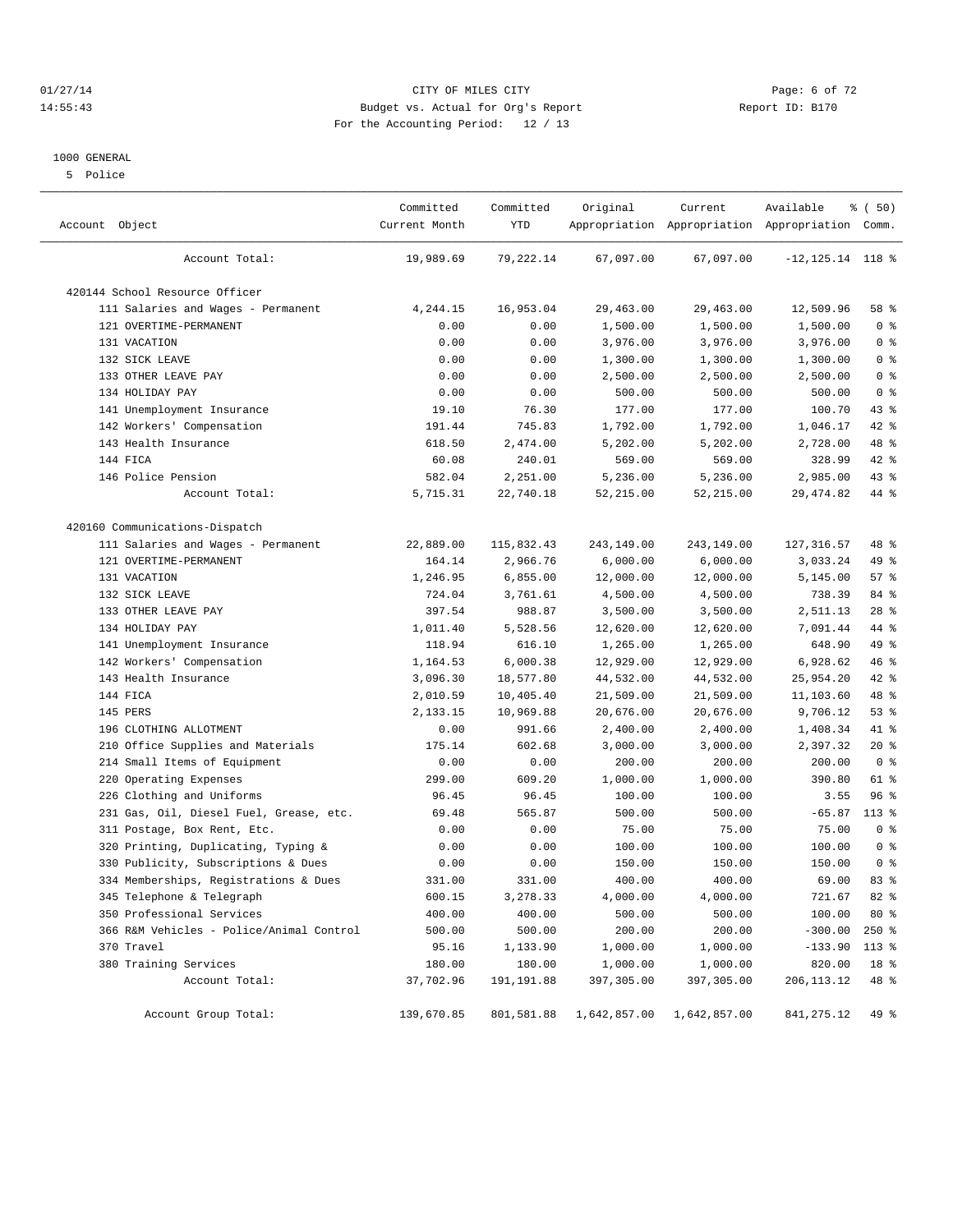CITY OF MILES CITY
Budget vs. Actual for Org's Report
For the Accounting Period: 12 / 13

01/27/14
14:55:43

Report ID: B170

1000 GENERAL
5 Police

| Account Object | Committed Current Month | Committed YTD | Original Appropriation | Current Appropriation | Available Appropriation | % ( 50) Comm. |
|---|---|---|---|---|---|---|
| Account Total: | 19,989.69 | 79,222.14 | 67,097.00 | 67,097.00 | -12,125.14 | 118 % |
| **420144 School Resource Officer** | | | | | | |
| 111 Salaries and Wages - Permanent | 4,244.15 | 16,953.04 | 29,463.00 | 29,463.00 | 12,509.96 | 58 % |
| 121 OVERTIME-PERMANENT | 0.00 | 0.00 | 1,500.00 | 1,500.00 | 1,500.00 | 0 % |
| 131 VACATION | 0.00 | 0.00 | 3,976.00 | 3,976.00 | 3,976.00 | 0 % |
| 132 SICK LEAVE | 0.00 | 0.00 | 1,300.00 | 1,300.00 | 1,300.00 | 0 % |
| 133 OTHER LEAVE PAY | 0.00 | 0.00 | 2,500.00 | 2,500.00 | 2,500.00 | 0 % |
| 134 HOLIDAY PAY | 0.00 | 0.00 | 500.00 | 500.00 | 500.00 | 0 % |
| 141 Unemployment Insurance | 19.10 | 76.30 | 177.00 | 177.00 | 100.70 | 43 % |
| 142 Workers' Compensation | 191.44 | 745.83 | 1,792.00 | 1,792.00 | 1,046.17 | 42 % |
| 143 Health Insurance | 618.50 | 2,474.00 | 5,202.00 | 5,202.00 | 2,728.00 | 48 % |
| 144 FICA | 60.08 | 240.01 | 569.00 | 569.00 | 328.99 | 42 % |
| 146 Police Pension | 582.04 | 2,251.00 | 5,236.00 | 5,236.00 | 2,985.00 | 43 % |
| Account Total: | 5,715.31 | 22,740.18 | 52,215.00 | 52,215.00 | 29,474.82 | 44 % |
| **420160 Communications-Dispatch** | | | | | | |
| 111 Salaries and Wages - Permanent | 22,889.00 | 115,832.43 | 243,149.00 | 243,149.00 | 127,316.57 | 48 % |
| 121 OVERTIME-PERMANENT | 164.14 | 2,966.76 | 6,000.00 | 6,000.00 | 3,033.24 | 49 % |
| 131 VACATION | 1,246.95 | 6,855.00 | 12,000.00 | 12,000.00 | 5,145.00 | 57 % |
| 132 SICK LEAVE | 724.04 | 3,761.61 | 4,500.00 | 4,500.00 | 738.39 | 84 % |
| 133 OTHER LEAVE PAY | 397.54 | 988.87 | 3,500.00 | 3,500.00 | 2,511.13 | 28 % |
| 134 HOLIDAY PAY | 1,011.40 | 5,528.56 | 12,620.00 | 12,620.00 | 7,091.44 | 44 % |
| 141 Unemployment Insurance | 118.94 | 616.10 | 1,265.00 | 1,265.00 | 648.90 | 49 % |
| 142 Workers' Compensation | 1,164.53 | 6,000.38 | 12,929.00 | 12,929.00 | 6,928.62 | 46 % |
| 143 Health Insurance | 3,096.30 | 18,577.80 | 44,532.00 | 44,532.00 | 25,954.20 | 42 % |
| 144 FICA | 2,010.59 | 10,405.40 | 21,509.00 | 21,509.00 | 11,103.60 | 48 % |
| 145 PERS | 2,133.15 | 10,969.88 | 20,676.00 | 20,676.00 | 9,706.12 | 53 % |
| 196 CLOTHING ALLOTMENT | 0.00 | 991.66 | 2,400.00 | 2,400.00 | 1,408.34 | 41 % |
| 210 Office Supplies and Materials | 175.14 | 602.68 | 3,000.00 | 3,000.00 | 2,397.32 | 20 % |
| 214 Small Items of Equipment | 0.00 | 0.00 | 200.00 | 200.00 | 200.00 | 0 % |
| 220 Operating Expenses | 299.00 | 609.20 | 1,000.00 | 1,000.00 | 390.80 | 61 % |
| 226 Clothing and Uniforms | 96.45 | 96.45 | 100.00 | 100.00 | 3.55 | 96 % |
| 231 Gas, Oil, Diesel Fuel, Grease, etc. | 69.48 | 565.87 | 500.00 | 500.00 | -65.87 | 113 % |
| 311 Postage, Box Rent, Etc. | 0.00 | 0.00 | 75.00 | 75.00 | 75.00 | 0 % |
| 320 Printing, Duplicating, Typing & | 0.00 | 0.00 | 100.00 | 100.00 | 100.00 | 0 % |
| 330 Publicity, Subscriptions & Dues | 0.00 | 0.00 | 150.00 | 150.00 | 150.00 | 0 % |
| 334 Memberships, Registrations & Dues | 331.00 | 331.00 | 400.00 | 400.00 | 69.00 | 83 % |
| 345 Telephone & Telegraph | 600.15 | 3,278.33 | 4,000.00 | 4,000.00 | 721.67 | 82 % |
| 350 Professional Services | 400.00 | 400.00 | 500.00 | 500.00 | 100.00 | 80 % |
| 366 R&M Vehicles - Police/Animal Control | 500.00 | 500.00 | 200.00 | 200.00 | -300.00 | 250 % |
| 370 Travel | 95.16 | 1,133.90 | 1,000.00 | 1,000.00 | -133.90 | 113 % |
| 380 Training Services | 180.00 | 180.00 | 1,000.00 | 1,000.00 | 820.00 | 18 % |
| Account Total: | 37,702.96 | 191,191.88 | 397,305.00 | 397,305.00 | 206,113.12 | 48 % |
| Account Group Total: | 139,670.85 | 801,581.88 | 1,642,857.00 | 1,642,857.00 | 841,275.12 | 49 % |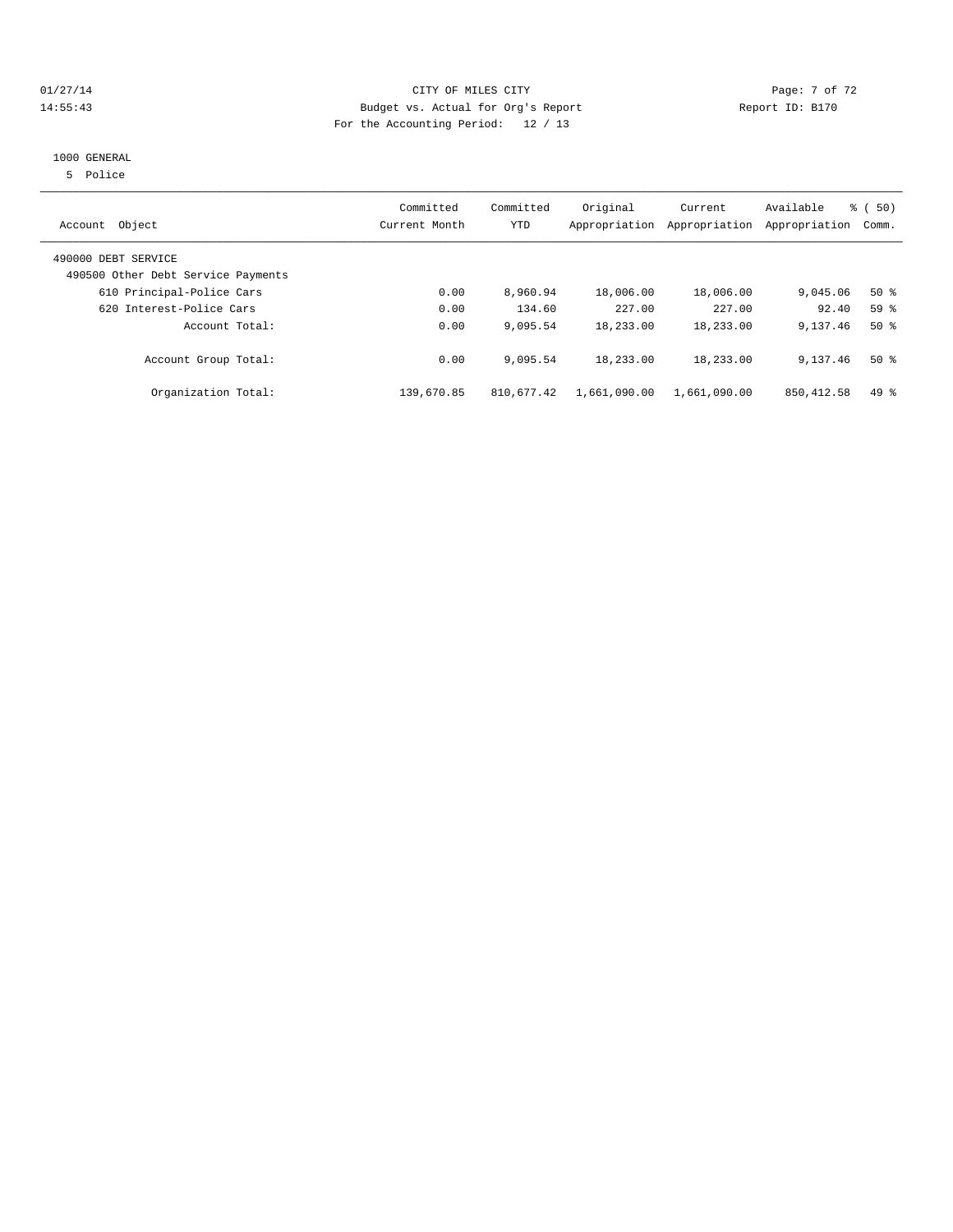CITY OF MILES CITY
Budget vs. Actual for Org's Report
For the Accounting Period: 12 / 13

01/27/14
14:55:43

Report ID: B170

1000 GENERAL
5 Police

| Account Object | Committed Current Month | Committed YTD | Original Appropriation | Current Appropriation | Available Appropriation | % ( 50) Comm. |
|---|---|---|---|---|---|---|
| 490000 DEBT SERVICE | | | | | | |
| 490500 Other Debt Service Payments | | | | | | |
| 610 Principal-Police Cars | 0.00 | 8,960.94 | 18,006.00 | 18,006.00 | 9,045.06 | 50 % |
| 620 Interest-Police Cars | 0.00 | 134.60 | 227.00 | 227.00 | 92.40 | 59 % |
| Account Total: | 0.00 | 9,095.54 | 18,233.00 | 18,233.00 | 9,137.46 | 50 % |
| Account Group Total: | 0.00 | 9,095.54 | 18,233.00 | 18,233.00 | 9,137.46 | 50 % |
| Organization Total: | 139,670.85 | 810,677.42 | 1,661,090.00 | 1,661,090.00 | 850,412.58 | 49 % |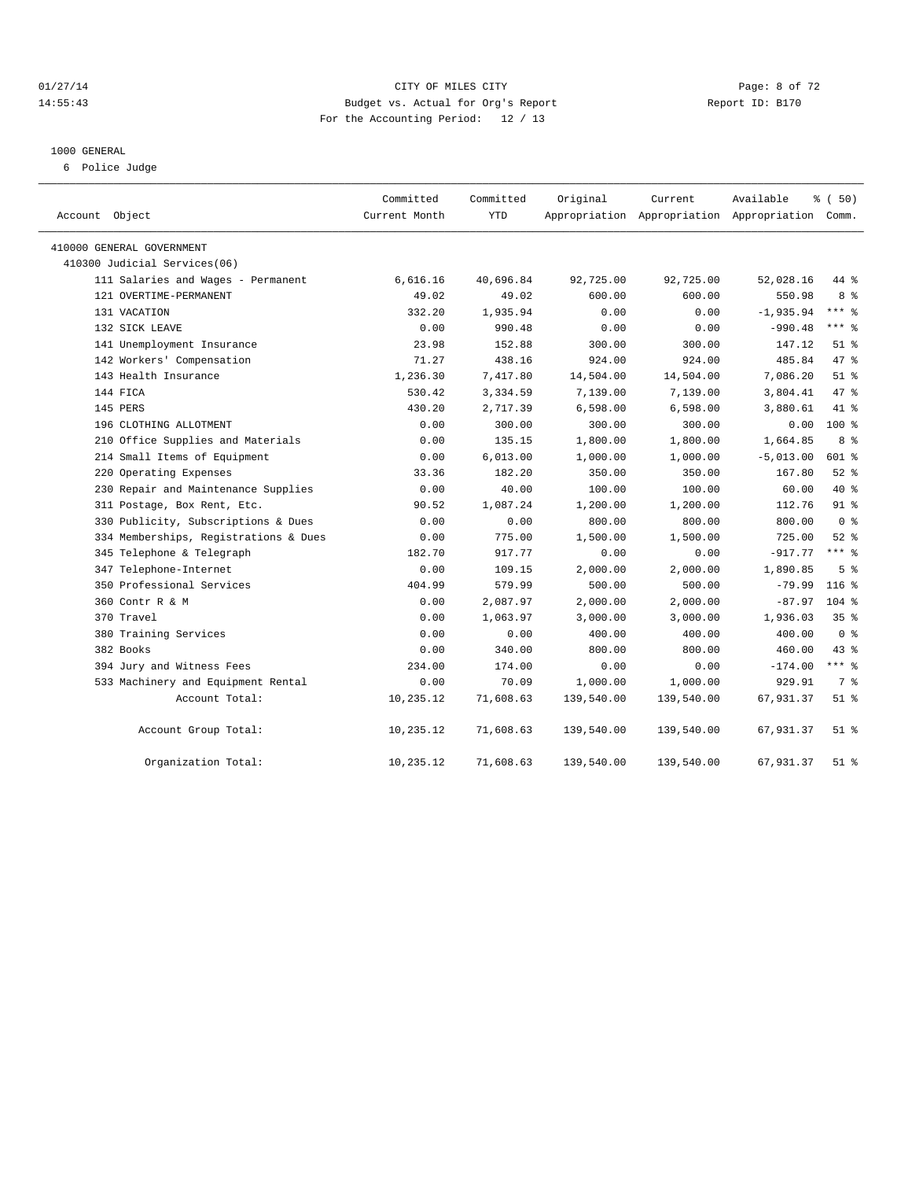CITY OF MILES CITY
Budget vs. Actual for Org's Report
For the Accounting Period: 12 / 13

01/27/14
14:55:43

Report ID: B170

1000 GENERAL

6 Police Judge

| Account Object | Committed Current Month | Committed YTD | Original Appropriation | Current Appropriation | Available Appropriation | % ( 50) Comm. |
|---|---|---|---|---|---|---|
| 410000 GENERAL GOVERNMENT | | | | | | |
| 410300 Judicial Services(06) | | | | | | |
| 111 Salaries and Wages - Permanent | 6,616.16 | 40,696.84 | 92,725.00 | 92,725.00 | 52,028.16 | 44 % |
| 121 OVERTIME-PERMANENT | 49.02 | 49.02 | 600.00 | 600.00 | 550.98 | 8 % |
| 131 VACATION | 332.20 | 1,935.94 | 0.00 | 0.00 | -1,935.94 | *** % |
| 132 SICK LEAVE | 0.00 | 990.48 | 0.00 | 0.00 | -990.48 | *** % |
| 141 Unemployment Insurance | 23.98 | 152.88 | 300.00 | 300.00 | 147.12 | 51 % |
| 142 Workers' Compensation | 71.27 | 438.16 | 924.00 | 924.00 | 485.84 | 47 % |
| 143 Health Insurance | 1,236.30 | 7,417.80 | 14,504.00 | 14,504.00 | 7,086.20 | 51 % |
| 144 FICA | 530.42 | 3,334.59 | 7,139.00 | 7,139.00 | 3,804.41 | 47 % |
| 145 PERS | 430.20 | 2,717.39 | 6,598.00 | 6,598.00 | 3,880.61 | 41 % |
| 196 CLOTHING ALLOTMENT | 0.00 | 300.00 | 300.00 | 300.00 | 0.00 | 100 % |
| 210 Office Supplies and Materials | 0.00 | 135.15 | 1,800.00 | 1,800.00 | 1,664.85 | 8 % |
| 214 Small Items of Equipment | 0.00 | 6,013.00 | 1,000.00 | 1,000.00 | -5,013.00 | 601 % |
| 220 Operating Expenses | 33.36 | 182.20 | 350.00 | 350.00 | 167.80 | 52 % |
| 230 Repair and Maintenance Supplies | 0.00 | 40.00 | 100.00 | 100.00 | 60.00 | 40 % |
| 311 Postage, Box Rent, Etc. | 90.52 | 1,087.24 | 1,200.00 | 1,200.00 | 112.76 | 91 % |
| 330 Publicity, Subscriptions & Dues | 0.00 | 0.00 | 800.00 | 800.00 | 800.00 | 0 % |
| 334 Memberships, Registrations & Dues | 0.00 | 775.00 | 1,500.00 | 1,500.00 | 725.00 | 52 % |
| 345 Telephone & Telegraph | 182.70 | 917.77 | 0.00 | 0.00 | -917.77 | *** % |
| 347 Telephone-Internet | 0.00 | 109.15 | 2,000.00 | 2,000.00 | 1,890.85 | 5 % |
| 350 Professional Services | 404.99 | 579.99 | 500.00 | 500.00 | -79.99 | 116 % |
| 360 Contr R & M | 0.00 | 2,087.97 | 2,000.00 | 2,000.00 | -87.97 | 104 % |
| 370 Travel | 0.00 | 1,063.97 | 3,000.00 | 3,000.00 | 1,936.03 | 35 % |
| 380 Training Services | 0.00 | 0.00 | 400.00 | 400.00 | 400.00 | 0 % |
| 382 Books | 0.00 | 340.00 | 800.00 | 800.00 | 460.00 | 43 % |
| 394 Jury and Witness Fees | 234.00 | 174.00 | 0.00 | 0.00 | -174.00 | *** % |
| 533 Machinery and Equipment Rental | 0.00 | 70.09 | 1,000.00 | 1,000.00 | 929.91 | 7 % |
| Account Total: | 10,235.12 | 71,608.63 | 139,540.00 | 139,540.00 | 67,931.37 | 51 % |
| Account Group Total: | 10,235.12 | 71,608.63 | 139,540.00 | 139,540.00 | 67,931.37 | 51 % |
| Organization Total: | 10,235.12 | 71,608.63 | 139,540.00 | 139,540.00 | 67,931.37 | 51 % |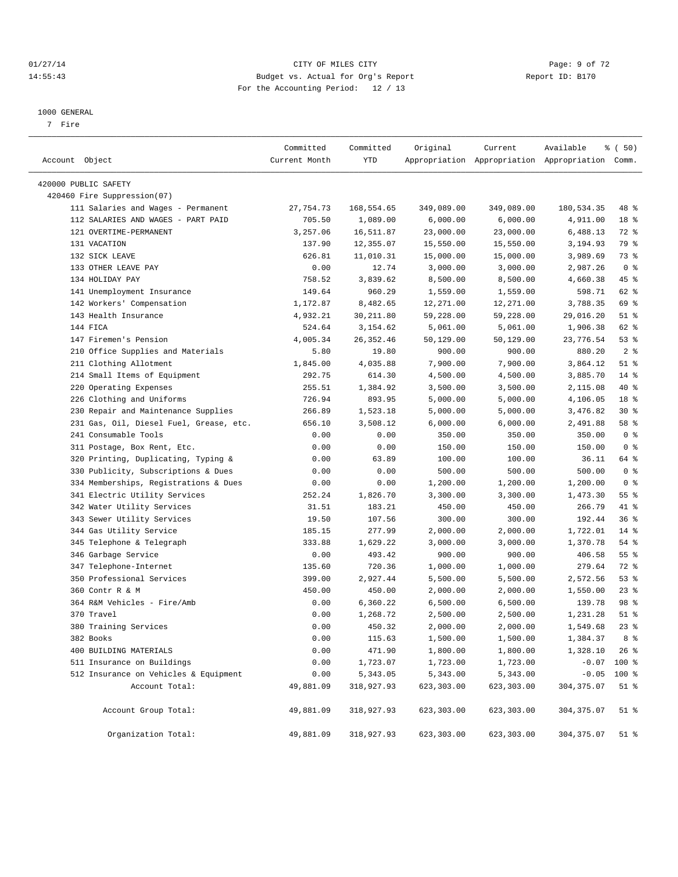CITY OF MILES CITY
Budget vs. Actual for Org's Report
For the Accounting Period: 12 / 13

1000 GENERAL
7 Fire

| Account Object | Committed Current Month | Committed YTD | Original Appropriation | Current Appropriation | Available Appropriation | % ( 50) Comm. |
|---|---|---|---|---|---|---|
| 420000 PUBLIC SAFETY | | | | | | |
| 420460 Fire Suppression(07) | | | | | | |
| 111 Salaries and Wages - Permanent | 27,754.73 | 168,554.65 | 349,089.00 | 349,089.00 | 180,534.35 | 48 % |
| 112 SALARIES AND WAGES - PART PAID | 705.50 | 1,089.00 | 6,000.00 | 6,000.00 | 4,911.00 | 18 % |
| 121 OVERTIME-PERMANENT | 3,257.06 | 16,511.87 | 23,000.00 | 23,000.00 | 6,488.13 | 72 % |
| 131 VACATION | 137.90 | 12,355.07 | 15,550.00 | 15,550.00 | 3,194.93 | 79 % |
| 132 SICK LEAVE | 626.81 | 11,010.31 | 15,000.00 | 15,000.00 | 3,989.69 | 73 % |
| 133 OTHER LEAVE PAY | 0.00 | 12.74 | 3,000.00 | 3,000.00 | 2,987.26 | 0 % |
| 134 HOLIDAY PAY | 758.52 | 3,839.62 | 8,500.00 | 8,500.00 | 4,660.38 | 45 % |
| 141 Unemployment Insurance | 149.64 | 960.29 | 1,559.00 | 1,559.00 | 598.71 | 62 % |
| 142 Workers' Compensation | 1,172.87 | 8,482.65 | 12,271.00 | 12,271.00 | 3,788.35 | 69 % |
| 143 Health Insurance | 4,932.21 | 30,211.80 | 59,228.00 | 59,228.00 | 29,016.20 | 51 % |
| 144 FICA | 524.64 | 3,154.62 | 5,061.00 | 5,061.00 | 1,906.38 | 62 % |
| 147 Firemen's Pension | 4,005.34 | 26,352.46 | 50,129.00 | 50,129.00 | 23,776.54 | 53 % |
| 210 Office Supplies and Materials | 5.80 | 19.80 | 900.00 | 900.00 | 880.20 | 2 % |
| 211 Clothing Allotment | 1,845.00 | 4,035.88 | 7,900.00 | 7,900.00 | 3,864.12 | 51 % |
| 214 Small Items of Equipment | 292.75 | 614.30 | 4,500.00 | 4,500.00 | 3,885.70 | 14 % |
| 220 Operating Expenses | 255.51 | 1,384.92 | 3,500.00 | 3,500.00 | 2,115.08 | 40 % |
| 226 Clothing and Uniforms | 726.94 | 893.95 | 5,000.00 | 5,000.00 | 4,106.05 | 18 % |
| 230 Repair and Maintenance Supplies | 266.89 | 1,523.18 | 5,000.00 | 5,000.00 | 3,476.82 | 30 % |
| 231 Gas, Oil, Diesel Fuel, Grease, etc. | 656.10 | 3,508.12 | 6,000.00 | 6,000.00 | 2,491.88 | 58 % |
| 241 Consumable Tools | 0.00 | 0.00 | 350.00 | 350.00 | 350.00 | 0 % |
| 311 Postage, Box Rent, Etc. | 0.00 | 0.00 | 150.00 | 150.00 | 150.00 | 0 % |
| 320 Printing, Duplicating, Typing & | 0.00 | 63.89 | 100.00 | 100.00 | 36.11 | 64 % |
| 330 Publicity, Subscriptions & Dues | 0.00 | 0.00 | 500.00 | 500.00 | 500.00 | 0 % |
| 334 Memberships, Registrations & Dues | 0.00 | 0.00 | 1,200.00 | 1,200.00 | 1,200.00 | 0 % |
| 341 Electric Utility Services | 252.24 | 1,826.70 | 3,300.00 | 3,300.00 | 1,473.30 | 55 % |
| 342 Water Utility Services | 31.51 | 183.21 | 450.00 | 450.00 | 266.79 | 41 % |
| 343 Sewer Utility Services | 19.50 | 107.56 | 300.00 | 300.00 | 192.44 | 36 % |
| 344 Gas Utility Service | 185.15 | 277.99 | 2,000.00 | 2,000.00 | 1,722.01 | 14 % |
| 345 Telephone & Telegraph | 333.88 | 1,629.22 | 3,000.00 | 3,000.00 | 1,370.78 | 54 % |
| 346 Garbage Service | 0.00 | 493.42 | 900.00 | 900.00 | 406.58 | 55 % |
| 347 Telephone-Internet | 135.60 | 720.36 | 1,000.00 | 1,000.00 | 279.64 | 72 % |
| 350 Professional Services | 399.00 | 2,927.44 | 5,500.00 | 5,500.00 | 2,572.56 | 53 % |
| 360 Contr R & M | 450.00 | 450.00 | 2,000.00 | 2,000.00 | 1,550.00 | 23 % |
| 364 R&M Vehicles - Fire/Amb | 0.00 | 6,360.22 | 6,500.00 | 6,500.00 | 139.78 | 98 % |
| 370 Travel | 0.00 | 1,268.72 | 2,500.00 | 2,500.00 | 1,231.28 | 51 % |
| 380 Training Services | 0.00 | 450.32 | 2,000.00 | 2,000.00 | 1,549.68 | 23 % |
| 382 Books | 0.00 | 115.63 | 1,500.00 | 1,500.00 | 1,384.37 | 8 % |
| 400 BUILDING MATERIALS | 0.00 | 471.90 | 1,800.00 | 1,800.00 | 1,328.10 | 26 % |
| 511 Insurance on Buildings | 0.00 | 1,723.07 | 1,723.00 | 1,723.00 | -0.07 | 100 % |
| 512 Insurance on Vehicles & Equipment | 0.00 | 5,343.05 | 5,343.00 | 5,343.00 | -0.05 | 100 % |
| Account Total: | 49,881.09 | 318,927.93 | 623,303.00 | 623,303.00 | 304,375.07 | 51 % |
| Account Group Total: | 49,881.09 | 318,927.93 | 623,303.00 | 623,303.00 | 304,375.07 | 51 % |
| Organization Total: | 49,881.09 | 318,927.93 | 623,303.00 | 623,303.00 | 304,375.07 | 51 % |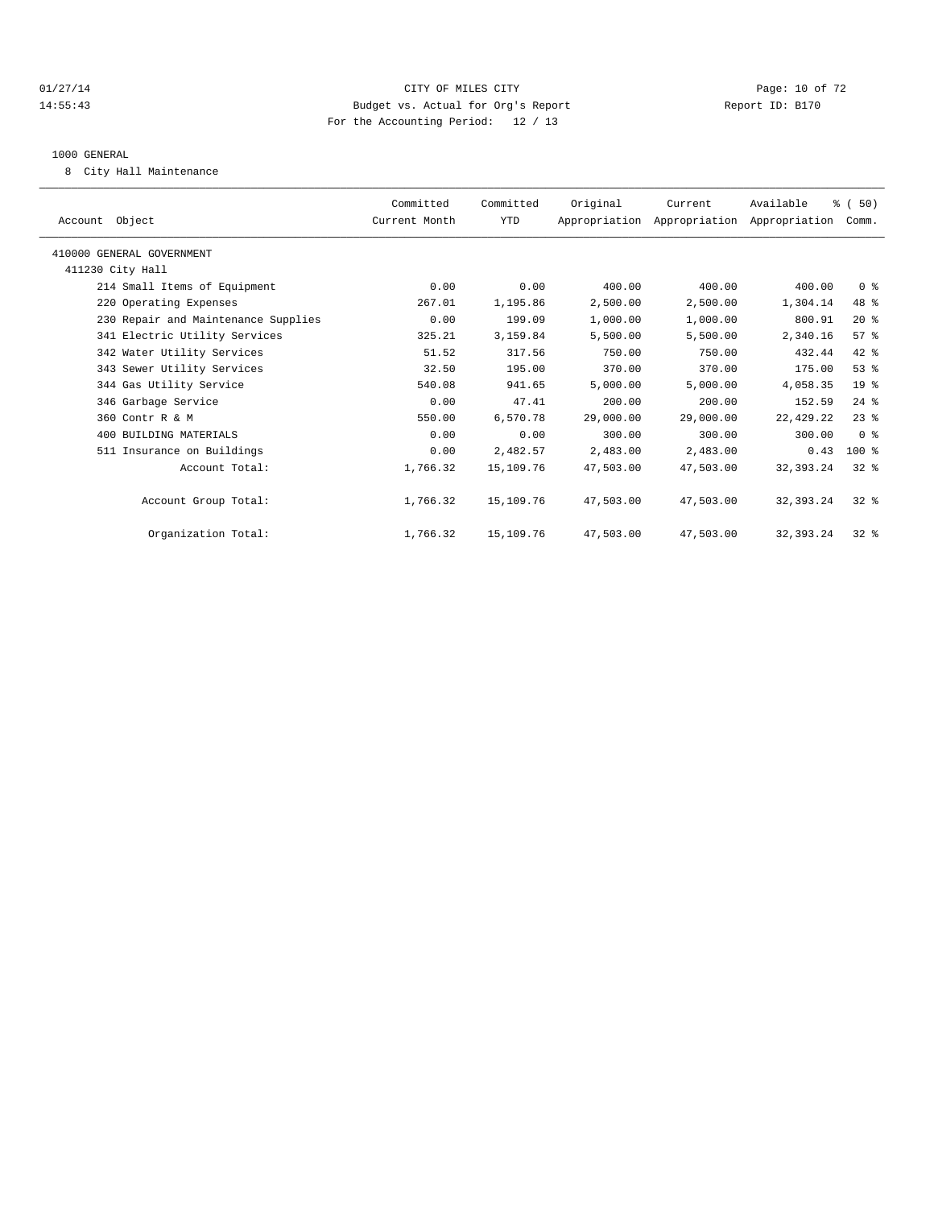CITY OF MILES CITY
Budget vs. Actual for Org's Report
For the Accounting Period: 12 / 13

Report ID: B170

1000 GENERAL

8 City Hall Maintenance

| Account Object | Committed Current Month | Committed YTD | Original Appropriation | Current Appropriation | Available Appropriation | % ( 50) Comm. |
|---|---|---|---|---|---|---|
| 410000 GENERAL GOVERNMENT | | | | | | |
| 411230 City Hall | | | | | | |
| 214 Small Items of Equipment | 0.00 | 0.00 | 400.00 | 400.00 | 400.00 | 0 % |
| 220 Operating Expenses | 267.01 | 1,195.86 | 2,500.00 | 2,500.00 | 1,304.14 | 48 % |
| 230 Repair and Maintenance Supplies | 0.00 | 199.09 | 1,000.00 | 1,000.00 | 800.91 | 20 % |
| 341 Electric Utility Services | 325.21 | 3,159.84 | 5,500.00 | 5,500.00 | 2,340.16 | 57 % |
| 342 Water Utility Services | 51.52 | 317.56 | 750.00 | 750.00 | 432.44 | 42 % |
| 343 Sewer Utility Services | 32.50 | 195.00 | 370.00 | 370.00 | 175.00 | 53 % |
| 344 Gas Utility Service | 540.08 | 941.65 | 5,000.00 | 5,000.00 | 4,058.35 | 19 % |
| 346 Garbage Service | 0.00 | 47.41 | 200.00 | 200.00 | 152.59 | 24 % |
| 360 Contr R & M | 550.00 | 6,570.78 | 29,000.00 | 29,000.00 | 22,429.22 | 23 % |
| 400 BUILDING MATERIALS | 0.00 | 0.00 | 300.00 | 300.00 | 300.00 | 0 % |
| 511 Insurance on Buildings | 0.00 | 2,482.57 | 2,483.00 | 2,483.00 | 0.43 | 100 % |
| Account Total: | 1,766.32 | 15,109.76 | 47,503.00 | 47,503.00 | 32,393.24 | 32 % |
| Account Group Total: | 1,766.32 | 15,109.76 | 47,503.00 | 47,503.00 | 32,393.24 | 32 % |
| Organization Total: | 1,766.32 | 15,109.76 | 47,503.00 | 47,503.00 | 32,393.24 | 32 % |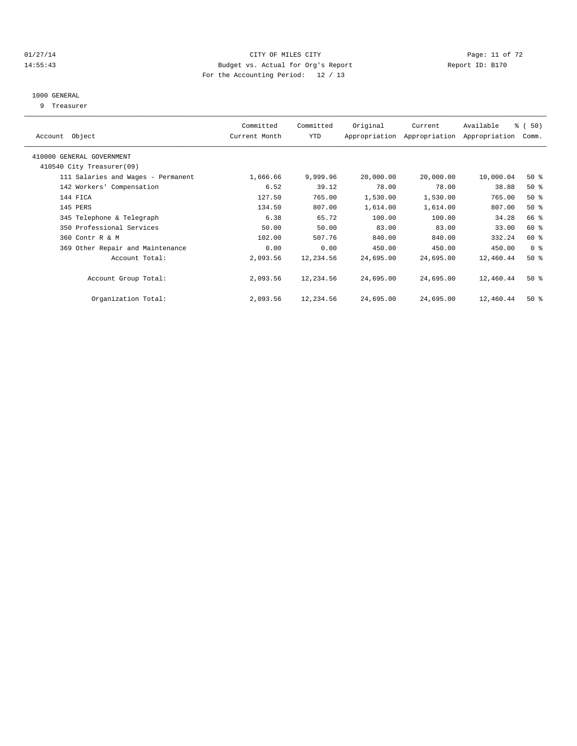CITY OF MILES CITY
Budget vs. Actual for Org's Report
For the Accounting Period: 12 / 13

01/27/14
14:55:43

Report ID: B170

1000 GENERAL
9 Treasurer

| Account Object | Committed Current Month | Committed YTD | Original Appropriation | Current Appropriation | Available Appropriation | % ( 50) Comm. |
|---|---|---|---|---|---|---|
| 410000 GENERAL GOVERNMENT | | | | | | |
| 410540 City Treasurer(09) | | | | | | |
| 111 Salaries and Wages - Permanent | 1,666.66 | 9,999.96 | 20,000.00 | 20,000.00 | 10,000.04 | 50 % |
| 142 Workers' Compensation | 6.52 | 39.12 | 78.00 | 78.00 | 38.88 | 50 % |
| 144 FICA | 127.50 | 765.00 | 1,530.00 | 1,530.00 | 765.00 | 50 % |
| 145 PERS | 134.50 | 807.00 | 1,614.00 | 1,614.00 | 807.00 | 50 % |
| 345 Telephone & Telegraph | 6.38 | 65.72 | 100.00 | 100.00 | 34.28 | 66 % |
| 350 Professional Services | 50.00 | 50.00 | 83.00 | 83.00 | 33.00 | 60 % |
| 360 Contr R & M | 102.00 | 507.76 | 840.00 | 840.00 | 332.24 | 60 % |
| 369 Other Repair and Maintenance | 0.00 | 0.00 | 450.00 | 450.00 | 450.00 | 0 % |
| Account Total: | 2,093.56 | 12,234.56 | 24,695.00 | 24,695.00 | 12,460.44 | 50 % |
| Account Group Total: | 2,093.56 | 12,234.56 | 24,695.00 | 24,695.00 | 12,460.44 | 50 % |
| Organization Total: | 2,093.56 | 12,234.56 | 24,695.00 | 24,695.00 | 12,460.44 | 50 % |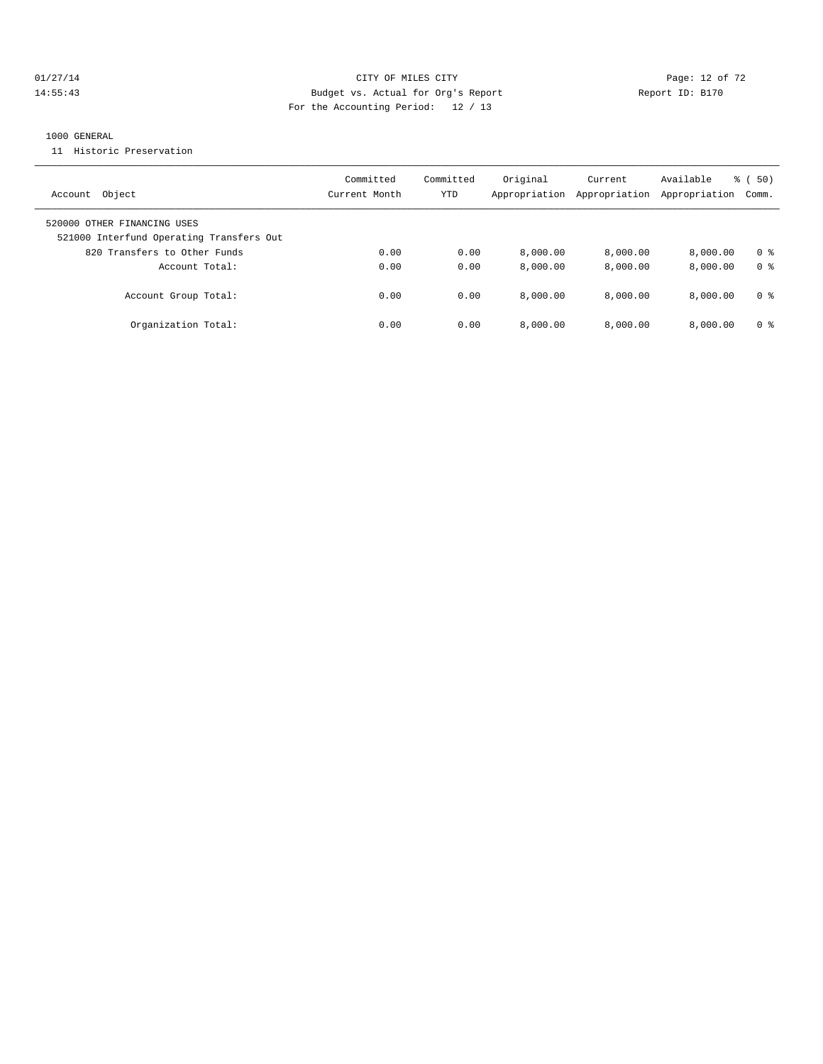CITY OF MILES CITY
Budget vs. Actual for Org's Report
For the Accounting Period: 12 / 13

01/27/14
14:55:43

Report ID: B170

1000 GENERAL

11 Historic Preservation

| Account Object | Committed Current Month | Committed YTD | Original Appropriation | Current Appropriation | Available Appropriation | % ( 50) Comm. |
|---|---|---|---|---|---|---|
| 520000 OTHER FINANCING USES | | | | | | |
| 521000 Interfund Operating Transfers Out | | | | | | |
| 820 Transfers to Other Funds | 0.00 | 0.00 | 8,000.00 | 8,000.00 | 8,000.00 | 0 % |
| Account Total: | 0.00 | 0.00 | 8,000.00 | 8,000.00 | 8,000.00 | 0 % |
| Account Group Total: | 0.00 | 0.00 | 8,000.00 | 8,000.00 | 8,000.00 | 0 % |
| Organization Total: | 0.00 | 0.00 | 8,000.00 | 8,000.00 | 8,000.00 | 0 % |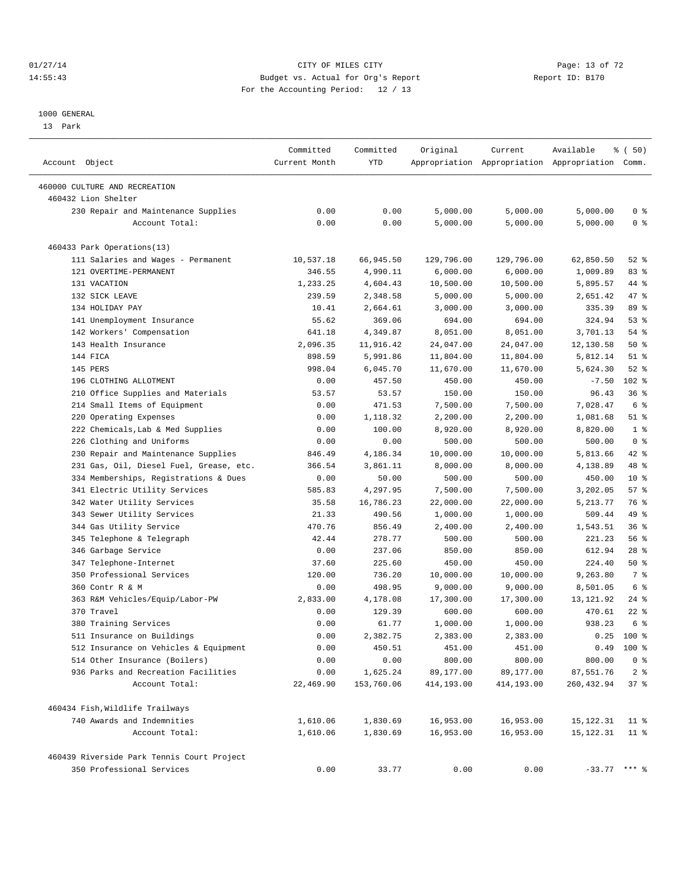01/27/14 CITY OF MILES CITY
14:55:43 Budget vs. Actual for Org's Report Report ID: B170
For the Accounting Period: 12 / 13

1000 GENERAL
13 Park

| Account Object | Committed Current Month | Committed YTD | Original Appropriation | Current Appropriation | Available Appropriation | % ( 50) Comm. |
|---|---|---|---|---|---|---|
| 460000 CULTURE AND RECREATION | | | | | | |
| 460432 Lion Shelter | | | | | | |
| 230 Repair and Maintenance Supplies | 0.00 | 0.00 | 5,000.00 | 5,000.00 | 5,000.00 | 0 % |
| Account Total: | 0.00 | 0.00 | 5,000.00 | 5,000.00 | 5,000.00 | 0 % |
| 460433 Park Operations(13) | | | | | | |
| 111 Salaries and Wages - Permanent | 10,537.18 | 66,945.50 | 129,796.00 | 129,796.00 | 62,850.50 | 52 % |
| 121 OVERTIME-PERMANENT | 346.55 | 4,990.11 | 6,000.00 | 6,000.00 | 1,009.89 | 83 % |
| 131 VACATION | 1,233.25 | 4,604.43 | 10,500.00 | 10,500.00 | 5,895.57 | 44 % |
| 132 SICK LEAVE | 239.59 | 2,348.58 | 5,000.00 | 5,000.00 | 2,651.42 | 47 % |
| 134 HOLIDAY PAY | 10.41 | 2,664.61 | 3,000.00 | 3,000.00 | 335.39 | 89 % |
| 141 Unemployment Insurance | 55.62 | 369.06 | 694.00 | 694.00 | 324.94 | 53 % |
| 142 Workers' Compensation | 641.18 | 4,349.87 | 8,051.00 | 8,051.00 | 3,701.13 | 54 % |
| 143 Health Insurance | 2,096.35 | 11,916.42 | 24,047.00 | 24,047.00 | 12,130.58 | 50 % |
| 144 FICA | 898.59 | 5,991.86 | 11,804.00 | 11,804.00 | 5,812.14 | 51 % |
| 145 PERS | 998.04 | 6,045.70 | 11,670.00 | 11,670.00 | 5,624.30 | 52 % |
| 196 CLOTHING ALLOTMENT | 0.00 | 457.50 | 450.00 | 450.00 | -7.50 | 102 % |
| 210 Office Supplies and Materials | 53.57 | 53.57 | 150.00 | 150.00 | 96.43 | 36 % |
| 214 Small Items of Equipment | 0.00 | 471.53 | 7,500.00 | 7,500.00 | 7,028.47 | 6 % |
| 220 Operating Expenses | 0.00 | 1,118.32 | 2,200.00 | 2,200.00 | 1,081.68 | 51 % |
| 222 Chemicals,Lab & Med Supplies | 0.00 | 100.00 | 8,920.00 | 8,920.00 | 8,820.00 | 1 % |
| 226 Clothing and Uniforms | 0.00 | 0.00 | 500.00 | 500.00 | 500.00 | 0 % |
| 230 Repair and Maintenance Supplies | 846.49 | 4,186.34 | 10,000.00 | 10,000.00 | 5,813.66 | 42 % |
| 231 Gas, Oil, Diesel Fuel, Grease, etc. | 366.54 | 3,861.11 | 8,000.00 | 8,000.00 | 4,138.89 | 48 % |
| 334 Memberships, Registrations & Dues | 0.00 | 50.00 | 500.00 | 500.00 | 450.00 | 10 % |
| 341 Electric Utility Services | 585.83 | 4,297.95 | 7,500.00 | 7,500.00 | 3,202.05 | 57 % |
| 342 Water Utility Services | 35.58 | 16,786.23 | 22,000.00 | 22,000.00 | 5,213.77 | 76 % |
| 343 Sewer Utility Services | 21.33 | 490.56 | 1,000.00 | 1,000.00 | 509.44 | 49 % |
| 344 Gas Utility Service | 470.76 | 856.49 | 2,400.00 | 2,400.00 | 1,543.51 | 36 % |
| 345 Telephone & Telegraph | 42.44 | 278.77 | 500.00 | 500.00 | 221.23 | 56 % |
| 346 Garbage Service | 0.00 | 237.06 | 850.00 | 850.00 | 612.94 | 28 % |
| 347 Telephone-Internet | 37.60 | 225.60 | 450.00 | 450.00 | 224.40 | 50 % |
| 350 Professional Services | 120.00 | 736.20 | 10,000.00 | 10,000.00 | 9,263.80 | 7 % |
| 360 Contr R & M | 0.00 | 498.95 | 9,000.00 | 9,000.00 | 8,501.05 | 6 % |
| 363 R&M Vehicles/Equip/Labor-PW | 2,833.00 | 4,178.08 | 17,300.00 | 17,300.00 | 13,121.92 | 24 % |
| 370 Travel | 0.00 | 129.39 | 600.00 | 600.00 | 470.61 | 22 % |
| 380 Training Services | 0.00 | 61.77 | 1,000.00 | 1,000.00 | 938.23 | 6 % |
| 511 Insurance on Buildings | 0.00 | 2,382.75 | 2,383.00 | 2,383.00 | 0.25 | 100 % |
| 512 Insurance on Vehicles & Equipment | 0.00 | 450.51 | 451.00 | 451.00 | 0.49 | 100 % |
| 514 Other Insurance (Boilers) | 0.00 | 0.00 | 800.00 | 800.00 | 800.00 | 0 % |
| 936 Parks and Recreation Facilities | 0.00 | 1,625.24 | 89,177.00 | 89,177.00 | 87,551.76 | 2 % |
| Account Total: | 22,469.90 | 153,760.06 | 414,193.00 | 414,193.00 | 260,432.94 | 37 % |
| 460434 Fish,Wildlife Trailways | | | | | | |
| 740 Awards and Indemnities | 1,610.06 | 1,830.69 | 16,953.00 | 16,953.00 | 15,122.31 | 11 % |
| Account Total: | 1,610.06 | 1,830.69 | 16,953.00 | 16,953.00 | 15,122.31 | 11 % |
| 460439 Riverside Park Tennis Court Project | | | | | | |
| 350 Professional Services | 0.00 | 33.77 | 0.00 | 0.00 | -33.77 | *** % |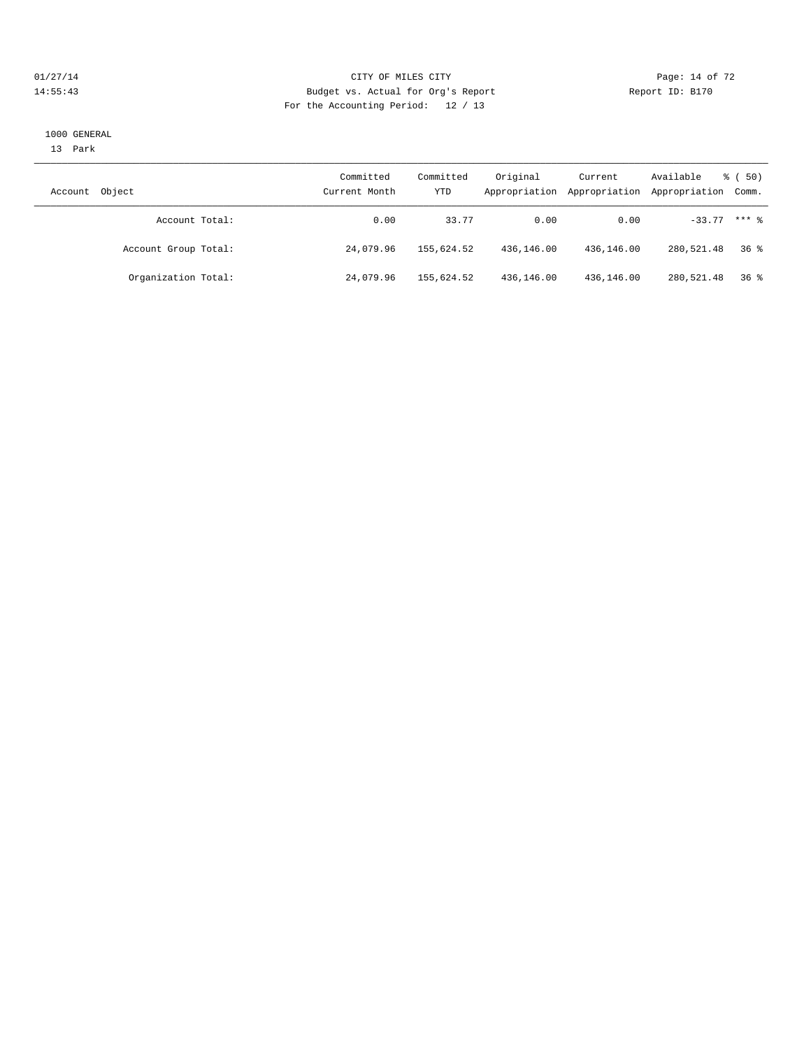1000 GENERAL

13 Park

| Account Object | Committed Current Month | Committed YTD | Original Appropriation | Current Appropriation | Available Appropriation | % ( 50) Comm. |
|---|---|---|---|---|---|---|
| Account Total: | 0.00 | 33.77 | 0.00 | 0.00 | -33.77 | *** % |
| Account Group Total: | 24,079.96 | 155,624.52 | 436,146.00 | 436,146.00 | 280,521.48 | 36 % |
| Organization Total: | 24,079.96 | 155,624.52 | 436,146.00 | 436,146.00 | 280,521.48 | 36 % |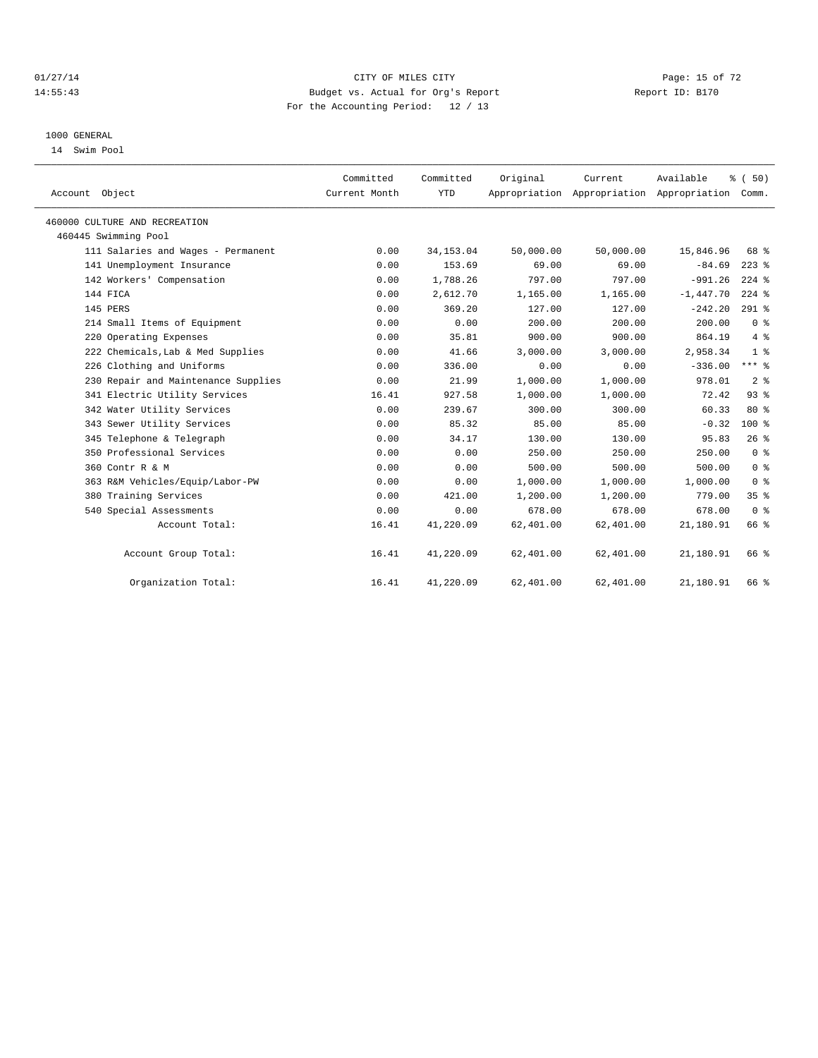CITY OF MILES CITY
Budget vs. Actual for Org's Report
For the Accounting Period: 12 / 13

01/27/14
14:55:43
Report ID: B170

1000 GENERAL
14 Swim Pool

| Account Object | Committed Current Month | Committed YTD | Original Appropriation | Current Appropriation | Available Appropriation | % ( 50) Comm. |
|---|---|---|---|---|---|---|
| 460000 CULTURE AND RECREATION | | | | | | |
| 460445 Swimming Pool | | | | | | |
| 111 Salaries and Wages - Permanent | 0.00 | 34,153.04 | 50,000.00 | 50,000.00 | 15,846.96 | 68 % |
| 141 Unemployment Insurance | 0.00 | 153.69 | 69.00 | 69.00 | -84.69 | 223 % |
| 142 Workers' Compensation | 0.00 | 1,788.26 | 797.00 | 797.00 | -991.26 | 224 % |
| 144 FICA | 0.00 | 2,612.70 | 1,165.00 | 1,165.00 | -1,447.70 | 224 % |
| 145 PERS | 0.00 | 369.20 | 127.00 | 127.00 | -242.20 | 291 % |
| 214 Small Items of Equipment | 0.00 | 0.00 | 200.00 | 200.00 | 200.00 | 0 % |
| 220 Operating Expenses | 0.00 | 35.81 | 900.00 | 900.00 | 864.19 | 4 % |
| 222 Chemicals,Lab & Med Supplies | 0.00 | 41.66 | 3,000.00 | 3,000.00 | 2,958.34 | 1 % |
| 226 Clothing and Uniforms | 0.00 | 336.00 | 0.00 | 0.00 | -336.00 | *** % |
| 230 Repair and Maintenance Supplies | 0.00 | 21.99 | 1,000.00 | 1,000.00 | 978.01 | 2 % |
| 341 Electric Utility Services | 16.41 | 927.58 | 1,000.00 | 1,000.00 | 72.42 | 93 % |
| 342 Water Utility Services | 0.00 | 239.67 | 300.00 | 300.00 | 60.33 | 80 % |
| 343 Sewer Utility Services | 0.00 | 85.32 | 85.00 | 85.00 | -0.32 | 100 % |
| 345 Telephone & Telegraph | 0.00 | 34.17 | 130.00 | 130.00 | 95.83 | 26 % |
| 350 Professional Services | 0.00 | 0.00 | 250.00 | 250.00 | 250.00 | 0 % |
| 360 Contr R & M | 0.00 | 0.00 | 500.00 | 500.00 | 500.00 | 0 % |
| 363 R&M Vehicles/Equip/Labor-PW | 0.00 | 0.00 | 1,000.00 | 1,000.00 | 1,000.00 | 0 % |
| 380 Training Services | 0.00 | 421.00 | 1,200.00 | 1,200.00 | 779.00 | 35 % |
| 540 Special Assessments | 0.00 | 0.00 | 678.00 | 678.00 | 678.00 | 0 % |
| Account Total: | 16.41 | 41,220.09 | 62,401.00 | 62,401.00 | 21,180.91 | 66 % |
| Account Group Total: | 16.41 | 41,220.09 | 62,401.00 | 62,401.00 | 21,180.91 | 66 % |
| Organization Total: | 16.41 | 41,220.09 | 62,401.00 | 62,401.00 | 21,180.91 | 66 % |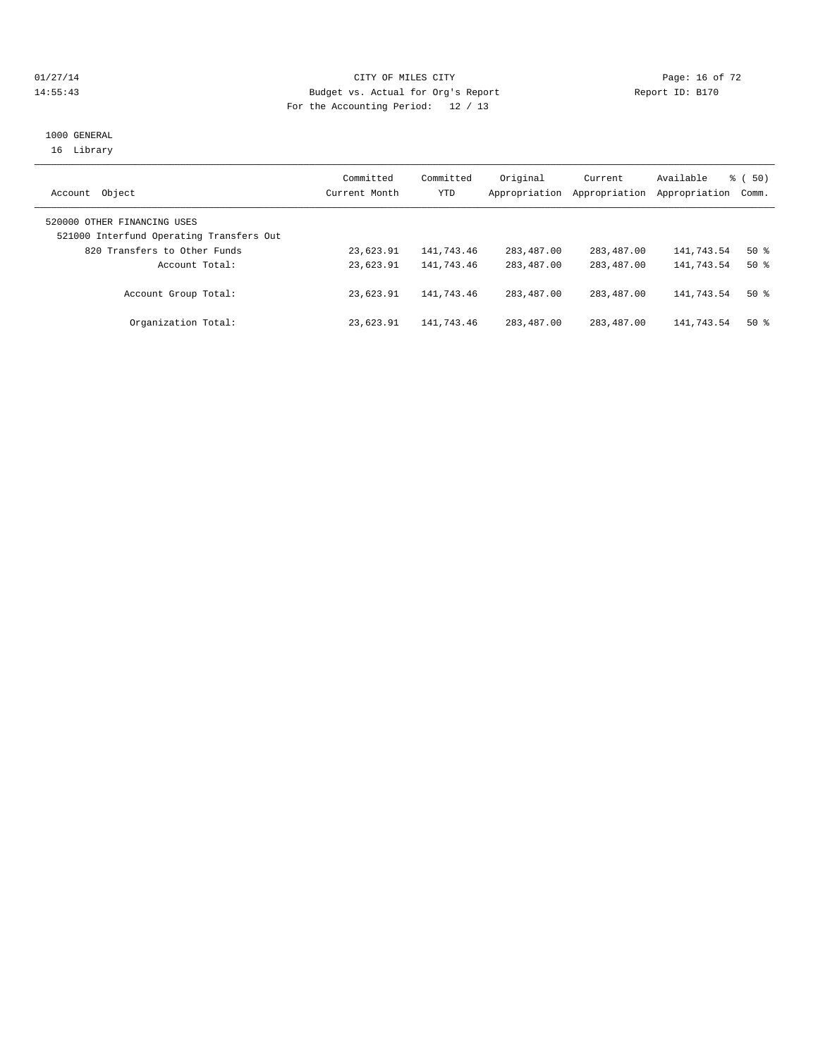01/27/14 CITY OF MILES CITY
14:55:43 Budget vs. Actual for Org's Report Report ID: B170
For the Accounting Period: 12 / 13

1000 GENERAL
16 Library

| Account Object | Committed Current Month | Committed YTD | Original Appropriation | Current Appropriation | Available Appropriation | % ( 50) Comm. |
|---|---|---|---|---|---|---|
| 520000 OTHER FINANCING USES | | | | | | |
| 521000 Interfund Operating Transfers Out | | | | | | |
| 820 Transfers to Other Funds | 23,623.91 | 141,743.46 | 283,487.00 | 283,487.00 | 141,743.54 | 50 % |
| Account Total: | 23,623.91 | 141,743.46 | 283,487.00 | 283,487.00 | 141,743.54 | 50 % |
| Account Group Total: | 23,623.91 | 141,743.46 | 283,487.00 | 283,487.00 | 141,743.54 | 50 % |
| Organization Total: | 23,623.91 | 141,743.46 | 283,487.00 | 283,487.00 | 141,743.54 | 50 % |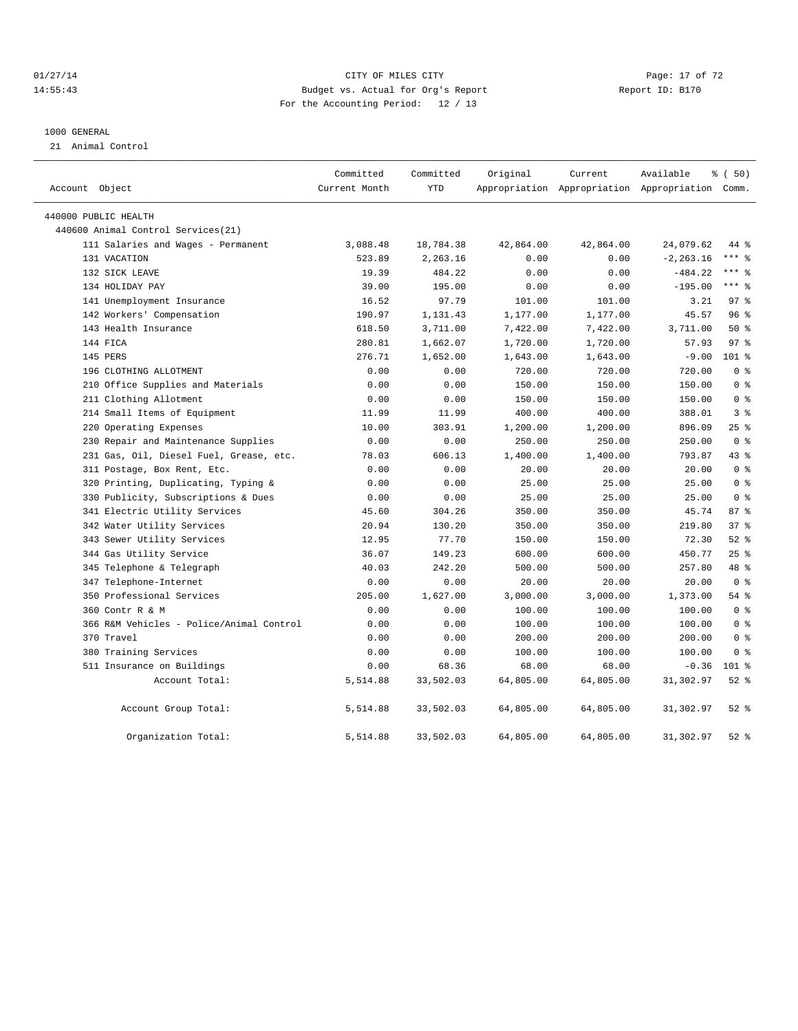CITY OF MILES CITY
Budget vs. Actual for Org's Report
For the Accounting Period: 12 / 13

01/27/14
14:55:43

Report ID: B170

1000 GENERAL
21 Animal Control

| Account Object | Committed Current Month | Committed YTD | Original Appropriation | Current Appropriation | Available Appropriation | % ( 50) Comm. |
|---|---|---|---|---|---|---|
| 440000 PUBLIC HEALTH | | | | | | |
| 440600 Animal Control Services(21) | | | | | | |
| 111 Salaries and Wages - Permanent | 3,088.48 | 18,784.38 | 42,864.00 | 42,864.00 | 24,079.62 | 44 % |
| 131 VACATION | 523.89 | 2,263.16 | 0.00 | 0.00 | -2,263.16 | *** % |
| 132 SICK LEAVE | 19.39 | 484.22 | 0.00 | 0.00 | -484.22 | *** % |
| 134 HOLIDAY PAY | 39.00 | 195.00 | 0.00 | 0.00 | -195.00 | *** % |
| 141 Unemployment Insurance | 16.52 | 97.79 | 101.00 | 101.00 | 3.21 | 97 % |
| 142 Workers' Compensation | 190.97 | 1,131.43 | 1,177.00 | 1,177.00 | 45.57 | 96 % |
| 143 Health Insurance | 618.50 | 3,711.00 | 7,422.00 | 7,422.00 | 3,711.00 | 50 % |
| 144 FICA | 280.81 | 1,662.07 | 1,720.00 | 1,720.00 | 57.93 | 97 % |
| 145 PERS | 276.71 | 1,652.00 | 1,643.00 | 1,643.00 | -9.00 | 101 % |
| 196 CLOTHING ALLOTMENT | 0.00 | 0.00 | 720.00 | 720.00 | 720.00 | 0 % |
| 210 Office Supplies and Materials | 0.00 | 0.00 | 150.00 | 150.00 | 150.00 | 0 % |
| 211 Clothing Allotment | 0.00 | 0.00 | 150.00 | 150.00 | 150.00 | 0 % |
| 214 Small Items of Equipment | 11.99 | 11.99 | 400.00 | 400.00 | 388.01 | 3 % |
| 220 Operating Expenses | 10.00 | 303.91 | 1,200.00 | 1,200.00 | 896.09 | 25 % |
| 230 Repair and Maintenance Supplies | 0.00 | 0.00 | 250.00 | 250.00 | 250.00 | 0 % |
| 231 Gas, Oil, Diesel Fuel, Grease, etc. | 78.03 | 606.13 | 1,400.00 | 1,400.00 | 793.87 | 43 % |
| 311 Postage, Box Rent, Etc. | 0.00 | 0.00 | 20.00 | 20.00 | 20.00 | 0 % |
| 320 Printing, Duplicating, Typing & | 0.00 | 0.00 | 25.00 | 25.00 | 25.00 | 0 % |
| 330 Publicity, Subscriptions & Dues | 0.00 | 0.00 | 25.00 | 25.00 | 25.00 | 0 % |
| 341 Electric Utility Services | 45.60 | 304.26 | 350.00 | 350.00 | 45.74 | 87 % |
| 342 Water Utility Services | 20.94 | 130.20 | 350.00 | 350.00 | 219.80 | 37 % |
| 343 Sewer Utility Services | 12.95 | 77.70 | 150.00 | 150.00 | 72.30 | 52 % |
| 344 Gas Utility Service | 36.07 | 149.23 | 600.00 | 600.00 | 450.77 | 25 % |
| 345 Telephone & Telegraph | 40.03 | 242.20 | 500.00 | 500.00 | 257.80 | 48 % |
| 347 Telephone-Internet | 0.00 | 0.00 | 20.00 | 20.00 | 20.00 | 0 % |
| 350 Professional Services | 205.00 | 1,627.00 | 3,000.00 | 3,000.00 | 1,373.00 | 54 % |
| 360 Contr R & M | 0.00 | 0.00 | 100.00 | 100.00 | 100.00 | 0 % |
| 366 R&M Vehicles - Police/Animal Control | 0.00 | 0.00 | 100.00 | 100.00 | 100.00 | 0 % |
| 370 Travel | 0.00 | 0.00 | 200.00 | 200.00 | 200.00 | 0 % |
| 380 Training Services | 0.00 | 0.00 | 100.00 | 100.00 | 100.00 | 0 % |
| 511 Insurance on Buildings | 0.00 | 68.36 | 68.00 | 68.00 | -0.36 | 101 % |
| Account Total: | 5,514.88 | 33,502.03 | 64,805.00 | 64,805.00 | 31,302.97 | 52 % |
| Account Group Total: | 5,514.88 | 33,502.03 | 64,805.00 | 64,805.00 | 31,302.97 | 52 % |
| Organization Total: | 5,514.88 | 33,502.03 | 64,805.00 | 64,805.00 | 31,302.97 | 52 % |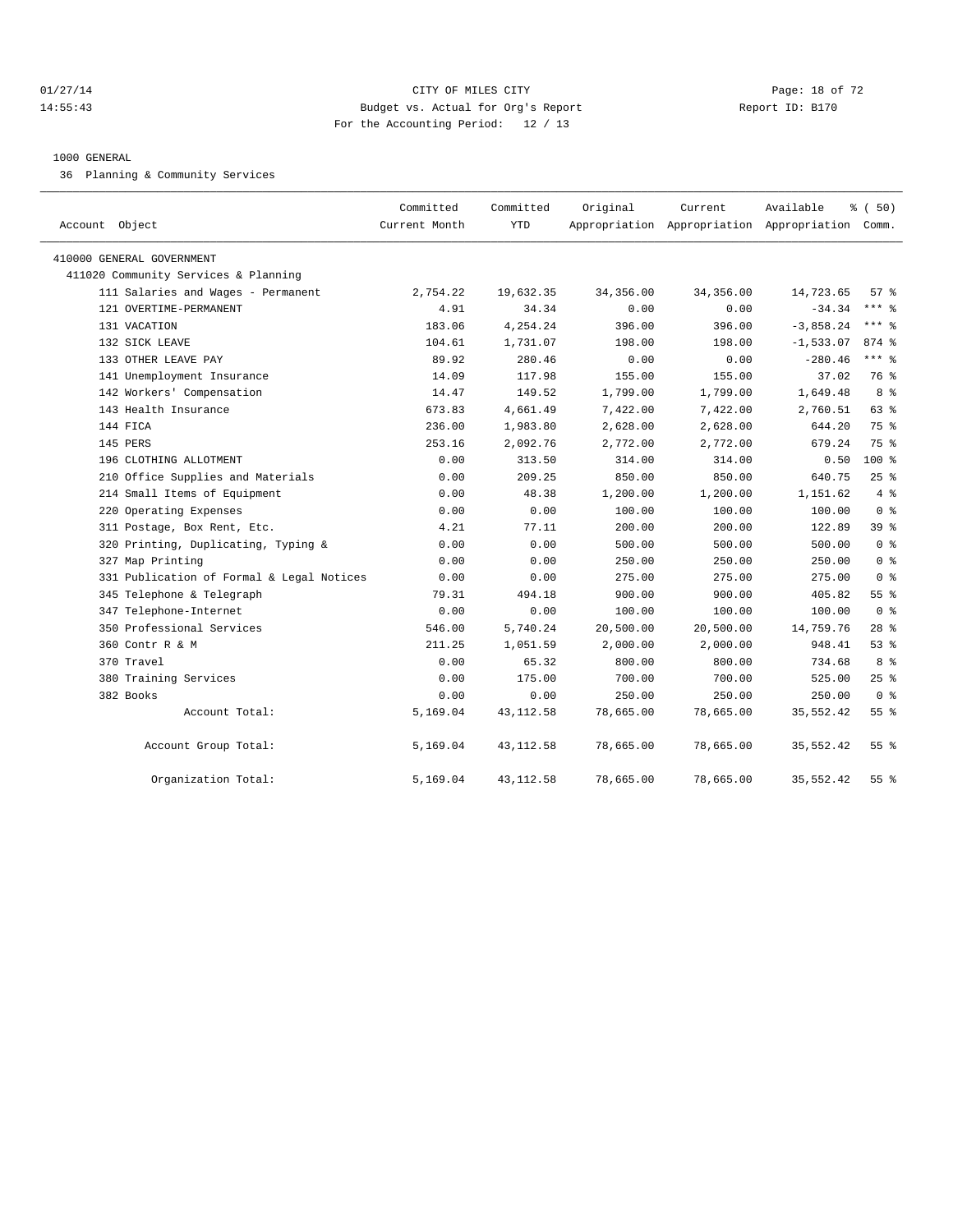CITY OF MILES CITY

Budget vs. Actual for Org's Report

For the Accounting Period: 12 / 13

01/27/14 14:55:43 — Report ID: B170

1000 GENERAL

36 Planning & Community Services

| Account Object | Committed Current Month | Committed YTD | Original Appropriation | Current Appropriation | Available Appropriation | % ( 50) Comm. |
|---|---|---|---|---|---|---|
| 410000 GENERAL GOVERNMENT | | | | | | |
| 411020 Community Services & Planning | | | | | | |
| 111 Salaries and Wages - Permanent | 2,754.22 | 19,632.35 | 34,356.00 | 34,356.00 | 14,723.65 | 57 % |
| 121 OVERTIME-PERMANENT | 4.91 | 34.34 | 0.00 | 0.00 | -34.34 | *** % |
| 131 VACATION | 183.06 | 4,254.24 | 396.00 | 396.00 | -3,858.24 | *** % |
| 132 SICK LEAVE | 104.61 | 1,731.07 | 198.00 | 198.00 | -1,533.07 | 874 % |
| 133 OTHER LEAVE PAY | 89.92 | 280.46 | 0.00 | 0.00 | -280.46 | *** % |
| 141 Unemployment Insurance | 14.09 | 117.98 | 155.00 | 155.00 | 37.02 | 76 % |
| 142 Workers' Compensation | 14.47 | 149.52 | 1,799.00 | 1,799.00 | 1,649.48 | 8 % |
| 143 Health Insurance | 673.83 | 4,661.49 | 7,422.00 | 7,422.00 | 2,760.51 | 63 % |
| 144 FICA | 236.00 | 1,983.80 | 2,628.00 | 2,628.00 | 644.20 | 75 % |
| 145 PERS | 253.16 | 2,092.76 | 2,772.00 | 2,772.00 | 679.24 | 75 % |
| 196 CLOTHING ALLOTMENT | 0.00 | 313.50 | 314.00 | 314.00 | 0.50 | 100 % |
| 210 Office Supplies and Materials | 0.00 | 209.25 | 850.00 | 850.00 | 640.75 | 25 % |
| 214 Small Items of Equipment | 0.00 | 48.38 | 1,200.00 | 1,200.00 | 1,151.62 | 4 % |
| 220 Operating Expenses | 0.00 | 0.00 | 100.00 | 100.00 | 100.00 | 0 % |
| 311 Postage, Box Rent, Etc. | 4.21 | 77.11 | 200.00 | 200.00 | 122.89 | 39 % |
| 320 Printing, Duplicating, Typing & | 0.00 | 0.00 | 500.00 | 500.00 | 500.00 | 0 % |
| 327 Map Printing | 0.00 | 0.00 | 250.00 | 250.00 | 250.00 | 0 % |
| 331 Publication of Formal & Legal Notices | 0.00 | 0.00 | 275.00 | 275.00 | 275.00 | 0 % |
| 345 Telephone & Telegraph | 79.31 | 494.18 | 900.00 | 900.00 | 405.82 | 55 % |
| 347 Telephone-Internet | 0.00 | 0.00 | 100.00 | 100.00 | 100.00 | 0 % |
| 350 Professional Services | 546.00 | 5,740.24 | 20,500.00 | 20,500.00 | 14,759.76 | 28 % |
| 360 Contr R & M | 211.25 | 1,051.59 | 2,000.00 | 2,000.00 | 948.41 | 53 % |
| 370 Travel | 0.00 | 65.32 | 800.00 | 800.00 | 734.68 | 8 % |
| 380 Training Services | 0.00 | 175.00 | 700.00 | 700.00 | 525.00 | 25 % |
| 382 Books | 0.00 | 0.00 | 250.00 | 250.00 | 250.00 | 0 % |
| Account Total: | 5,169.04 | 43,112.58 | 78,665.00 | 78,665.00 | 35,552.42 | 55 % |
| Account Group Total: | 5,169.04 | 43,112.58 | 78,665.00 | 78,665.00 | 35,552.42 | 55 % |
| Organization Total: | 5,169.04 | 43,112.58 | 78,665.00 | 78,665.00 | 35,552.42 | 55 % |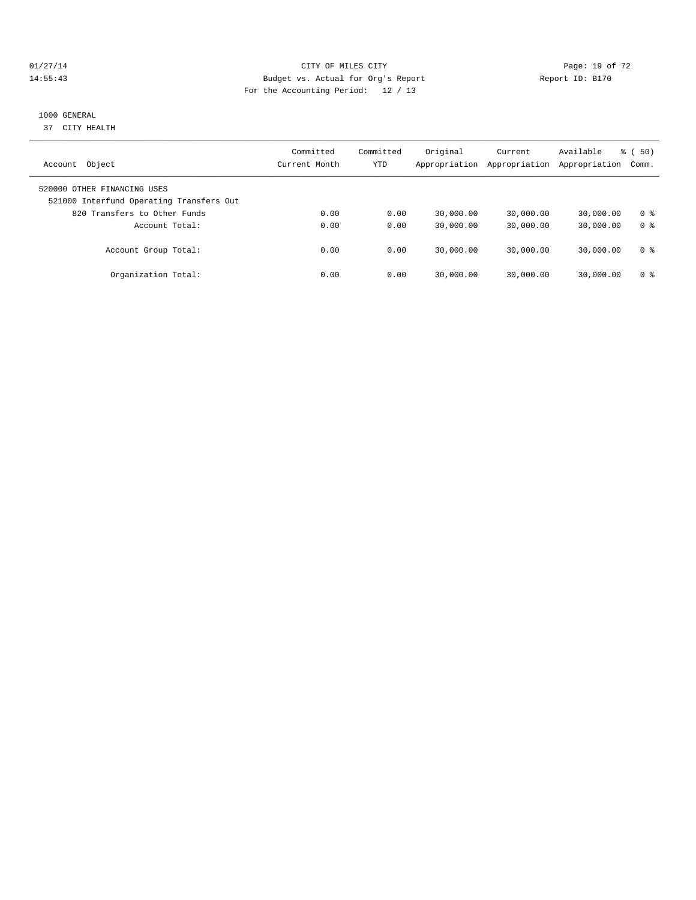CITY OF MILES CITY
Budget vs. Actual for Org's Report
For the Accounting Period: 12 / 13

01/27/14
14:55:43

Report ID: B170

1000 GENERAL
37 CITY HEALTH

| Account Object | Committed Current Month | Committed YTD | Original Appropriation | Current Appropriation | Available Appropriation | % ( 50) Comm. |
|---|---|---|---|---|---|---|
| 520000 OTHER FINANCING USES | | | | | | |
| 521000 Interfund Operating Transfers Out | | | | | | |
| 820 Transfers to Other Funds | 0.00 | 0.00 | 30,000.00 | 30,000.00 | 30,000.00 | 0 % |
| Account Total: | 0.00 | 0.00 | 30,000.00 | 30,000.00 | 30,000.00 | 0 % |
| Account Group Total: | 0.00 | 0.00 | 30,000.00 | 30,000.00 | 30,000.00 | 0 % |
| Organization Total: | 0.00 | 0.00 | 30,000.00 | 30,000.00 | 30,000.00 | 0 % |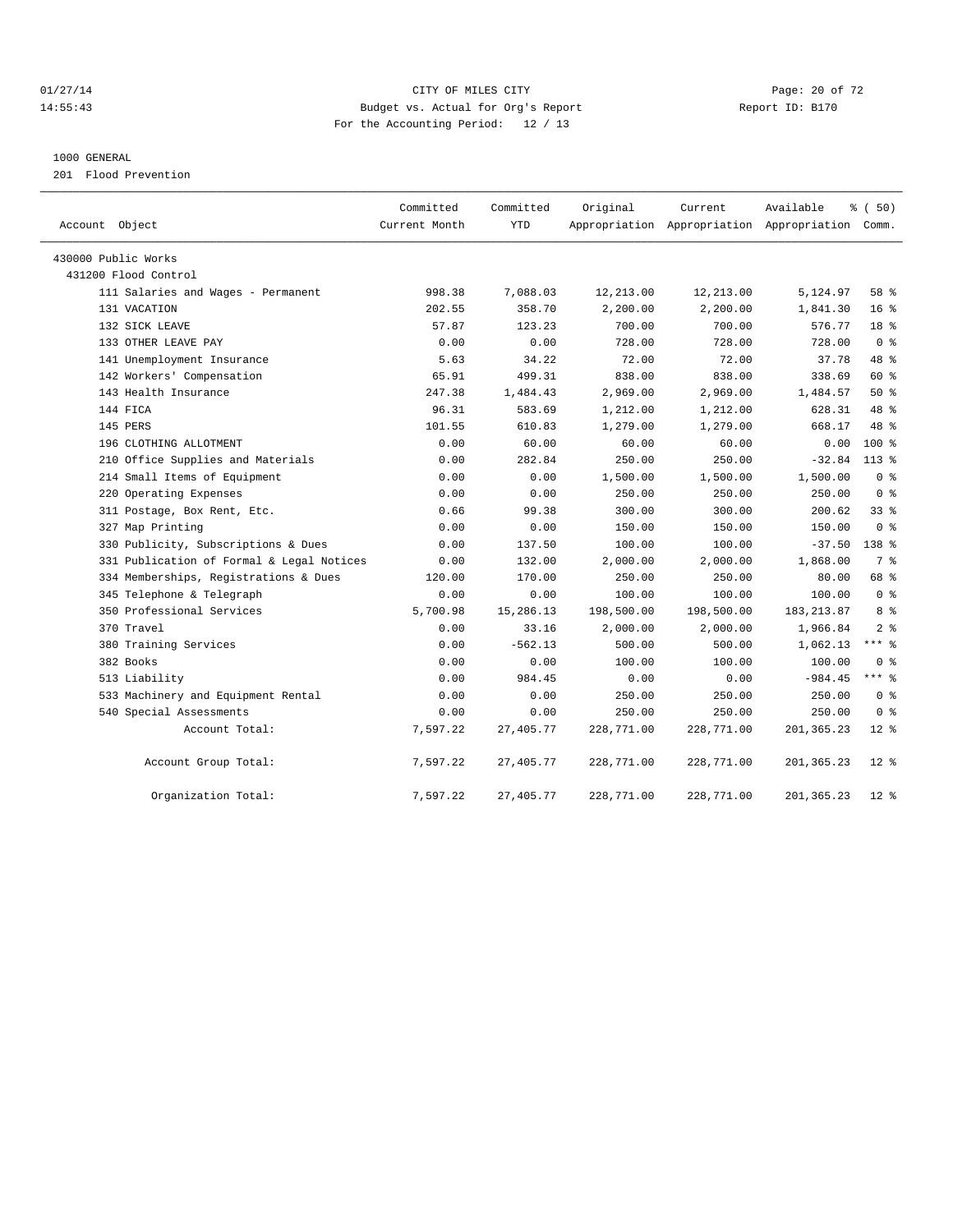CITY OF MILES CITY
Budget vs. Actual for Org's Report
For the Accounting Period: 12 / 13

01/27/14
14:55:43

Report ID: B170

1000 GENERAL

201 Flood Prevention

| Account Object | Committed Current Month | Committed YTD | Original Appropriation | Current Appropriation | Available Appropriation | % ( 50) Comm. |
|---|---|---|---|---|---|---|
| 430000 Public Works | | | | | | |
| 431200 Flood Control | | | | | | |
| 111 Salaries and Wages - Permanent | 998.38 | 7,088.03 | 12,213.00 | 12,213.00 | 5,124.97 | 58 % |
| 131 VACATION | 202.55 | 358.70 | 2,200.00 | 2,200.00 | 1,841.30 | 16 % |
| 132 SICK LEAVE | 57.87 | 123.23 | 700.00 | 700.00 | 576.77 | 18 % |
| 133 OTHER LEAVE PAY | 0.00 | 0.00 | 728.00 | 728.00 | 728.00 | 0 % |
| 141 Unemployment Insurance | 5.63 | 34.22 | 72.00 | 72.00 | 37.78 | 48 % |
| 142 Workers' Compensation | 65.91 | 499.31 | 838.00 | 838.00 | 338.69 | 60 % |
| 143 Health Insurance | 247.38 | 1,484.43 | 2,969.00 | 2,969.00 | 1,484.57 | 50 % |
| 144 FICA | 96.31 | 583.69 | 1,212.00 | 1,212.00 | 628.31 | 48 % |
| 145 PERS | 101.55 | 610.83 | 1,279.00 | 1,279.00 | 668.17 | 48 % |
| 196 CLOTHING ALLOTMENT | 0.00 | 60.00 | 60.00 | 60.00 | 0.00 | 100 % |
| 210 Office Supplies and Materials | 0.00 | 282.84 | 250.00 | 250.00 | -32.84 | 113 % |
| 214 Small Items of Equipment | 0.00 | 0.00 | 1,500.00 | 1,500.00 | 1,500.00 | 0 % |
| 220 Operating Expenses | 0.00 | 0.00 | 250.00 | 250.00 | 250.00 | 0 % |
| 311 Postage, Box Rent, Etc. | 0.66 | 99.38 | 300.00 | 300.00 | 200.62 | 33 % |
| 327 Map Printing | 0.00 | 0.00 | 150.00 | 150.00 | 150.00 | 0 % |
| 330 Publicity, Subscriptions & Dues | 0.00 | 137.50 | 100.00 | 100.00 | -37.50 | 138 % |
| 331 Publication of Formal & Legal Notices | 0.00 | 132.00 | 2,000.00 | 2,000.00 | 1,868.00 | 7 % |
| 334 Memberships, Registrations & Dues | 120.00 | 170.00 | 250.00 | 250.00 | 80.00 | 68 % |
| 345 Telephone & Telegraph | 0.00 | 0.00 | 100.00 | 100.00 | 100.00 | 0 % |
| 350 Professional Services | 5,700.98 | 15,286.13 | 198,500.00 | 198,500.00 | 183,213.87 | 8 % |
| 370 Travel | 0.00 | 33.16 | 2,000.00 | 2,000.00 | 1,966.84 | 2 % |
| 380 Training Services | 0.00 | -562.13 | 500.00 | 500.00 | 1,062.13 | *** % |
| 382 Books | 0.00 | 0.00 | 100.00 | 100.00 | 100.00 | 0 % |
| 513 Liability | 0.00 | 984.45 | 0.00 | 0.00 | -984.45 | *** % |
| 533 Machinery and Equipment Rental | 0.00 | 0.00 | 250.00 | 250.00 | 250.00 | 0 % |
| 540 Special Assessments | 0.00 | 0.00 | 250.00 | 250.00 | 250.00 | 0 % |
| Account Total: | 7,597.22 | 27,405.77 | 228,771.00 | 228,771.00 | 201,365.23 | 12 % |
| Account Group Total: | 7,597.22 | 27,405.77 | 228,771.00 | 228,771.00 | 201,365.23 | 12 % |
| Organization Total: | 7,597.22 | 27,405.77 | 228,771.00 | 228,771.00 | 201,365.23 | 12 % |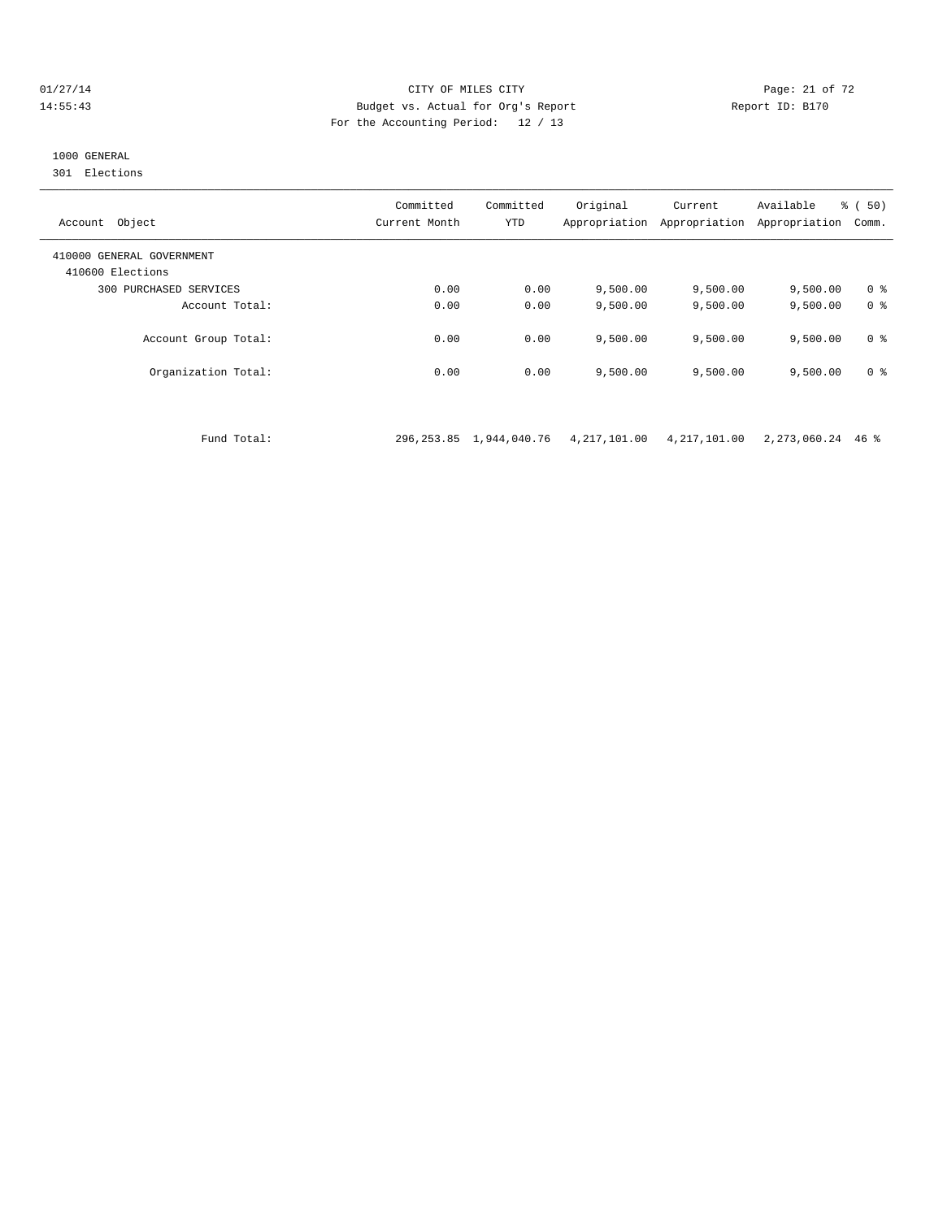CITY OF MILES CITY
Budget vs. Actual for Org's Report
For the Accounting Period: 12 / 13

01/27/14
14:55:43

Report ID: B170

1000 GENERAL
301 Elections

| Account Object | Committed Current Month | Committed YTD | Original Appropriation | Current Appropriation | Available Appropriation | % ( 50) Comm. |
|---|---|---|---|---|---|---|
| 410000 GENERAL GOVERNMENT | | | | | | |
| 410600 Elections | | | | | | |
| 300 PURCHASED SERVICES | 0.00 | 0.00 | 9,500.00 | 9,500.00 | 9,500.00 | 0 % |
| Account Total: | 0.00 | 0.00 | 9,500.00 | 9,500.00 | 9,500.00 | 0 % |
| Account Group Total: | 0.00 | 0.00 | 9,500.00 | 9,500.00 | 9,500.00 | 0 % |
| Organization Total: | 0.00 | 0.00 | 9,500.00 | 9,500.00 | 9,500.00 | 0 % |
| Fund Total: | 296,253.85 | 1,944,040.76 | 4,217,101.00 | 4,217,101.00 | 2,273,060.24 | 46 % |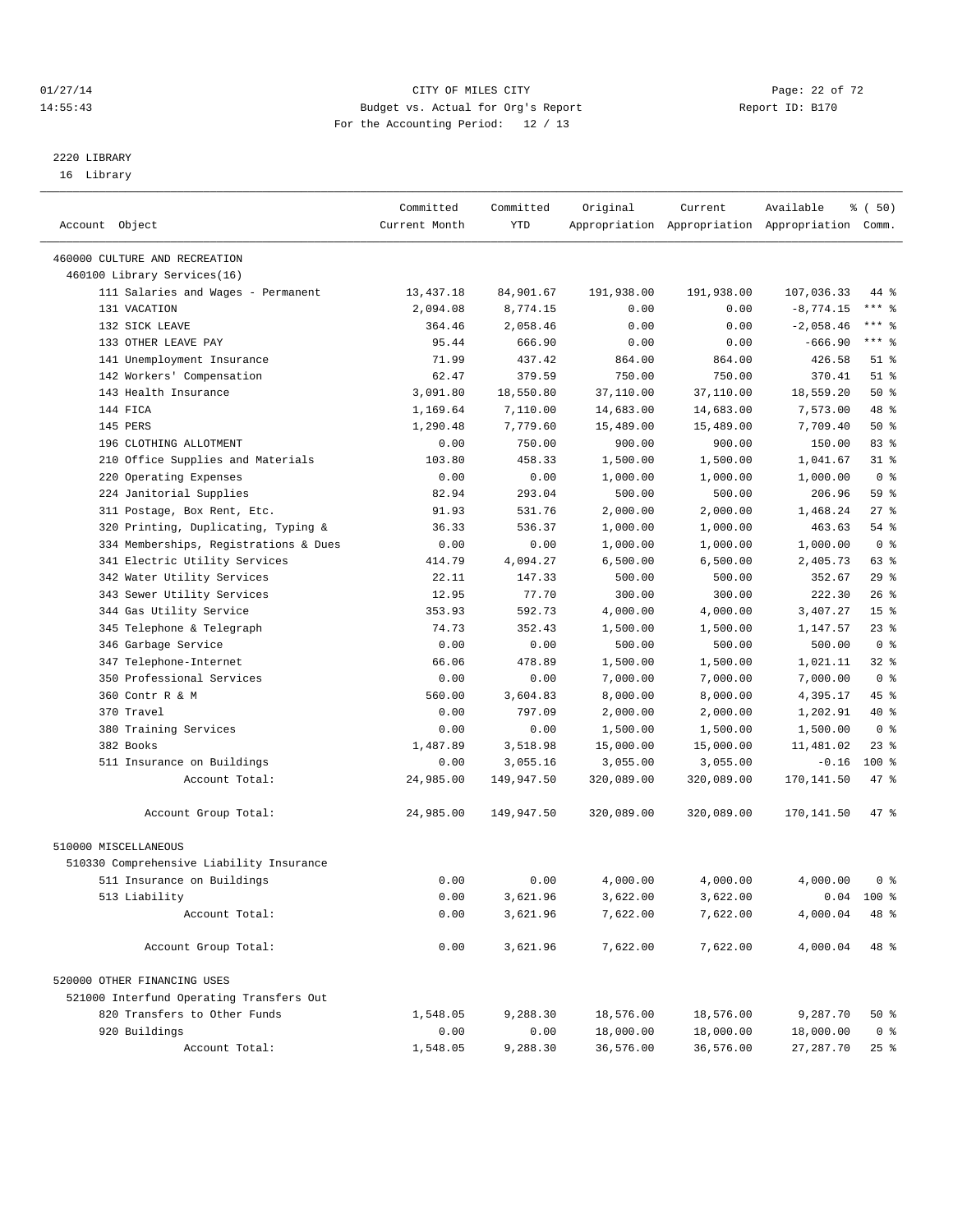CITY OF MILES CITY
Budget vs. Actual for Org's Report
For the Accounting Period: 12 / 13

2220 LIBRARY
16 Library

| Account Object | Committed Current Month | Committed YTD | Original Appropriation | Current Appropriation | Available Appropriation | % ( 50) Comm. |
|---|---|---|---|---|---|---|
| 460000 CULTURE AND RECREATION | | | | | | |
| 460100 Library Services(16) | | | | | | |
| 111 Salaries and Wages - Permanent | 13,437.18 | 84,901.67 | 191,938.00 | 191,938.00 | 107,036.33 | 44 % |
| 131 VACATION | 2,094.08 | 8,774.15 | 0.00 | 0.00 | -8,774.15 | *** % |
| 132 SICK LEAVE | 364.46 | 2,058.46 | 0.00 | 0.00 | -2,058.46 | *** % |
| 133 OTHER LEAVE PAY | 95.44 | 666.90 | 0.00 | 0.00 | -666.90 | *** % |
| 141 Unemployment Insurance | 71.99 | 437.42 | 864.00 | 864.00 | 426.58 | 51 % |
| 142 Workers' Compensation | 62.47 | 379.59 | 750.00 | 750.00 | 370.41 | 51 % |
| 143 Health Insurance | 3,091.80 | 18,550.80 | 37,110.00 | 37,110.00 | 18,559.20 | 50 % |
| 144 FICA | 1,169.64 | 7,110.00 | 14,683.00 | 14,683.00 | 7,573.00 | 48 % |
| 145 PERS | 1,290.48 | 7,779.60 | 15,489.00 | 15,489.00 | 7,709.40 | 50 % |
| 196 CLOTHING ALLOTMENT | 0.00 | 750.00 | 900.00 | 900.00 | 150.00 | 83 % |
| 210 Office Supplies and Materials | 103.80 | 458.33 | 1,500.00 | 1,500.00 | 1,041.67 | 31 % |
| 220 Operating Expenses | 0.00 | 0.00 | 1,000.00 | 1,000.00 | 1,000.00 | 0 % |
| 224 Janitorial Supplies | 82.94 | 293.04 | 500.00 | 500.00 | 206.96 | 59 % |
| 311 Postage, Box Rent, Etc. | 91.93 | 531.76 | 2,000.00 | 2,000.00 | 1,468.24 | 27 % |
| 320 Printing, Duplicating, Typing & | 36.33 | 536.37 | 1,000.00 | 1,000.00 | 463.63 | 54 % |
| 334 Memberships, Registrations & Dues | 0.00 | 0.00 | 1,000.00 | 1,000.00 | 1,000.00 | 0 % |
| 341 Electric Utility Services | 414.79 | 4,094.27 | 6,500.00 | 6,500.00 | 2,405.73 | 63 % |
| 342 Water Utility Services | 22.11 | 147.33 | 500.00 | 500.00 | 352.67 | 29 % |
| 343 Sewer Utility Services | 12.95 | 77.70 | 300.00 | 300.00 | 222.30 | 26 % |
| 344 Gas Utility Service | 353.93 | 592.73 | 4,000.00 | 4,000.00 | 3,407.27 | 15 % |
| 345 Telephone & Telegraph | 74.73 | 352.43 | 1,500.00 | 1,500.00 | 1,147.57 | 23 % |
| 346 Garbage Service | 0.00 | 0.00 | 500.00 | 500.00 | 500.00 | 0 % |
| 347 Telephone-Internet | 66.06 | 478.89 | 1,500.00 | 1,500.00 | 1,021.11 | 32 % |
| 350 Professional Services | 0.00 | 0.00 | 7,000.00 | 7,000.00 | 7,000.00 | 0 % |
| 360 Contr R & M | 560.00 | 3,604.83 | 8,000.00 | 8,000.00 | 4,395.17 | 45 % |
| 370 Travel | 0.00 | 797.09 | 2,000.00 | 2,000.00 | 1,202.91 | 40 % |
| 380 Training Services | 0.00 | 0.00 | 1,500.00 | 1,500.00 | 1,500.00 | 0 % |
| 382 Books | 1,487.89 | 3,518.98 | 15,000.00 | 15,000.00 | 11,481.02 | 23 % |
| 511 Insurance on Buildings | 0.00 | 3,055.16 | 3,055.00 | 3,055.00 | -0.16 | 100 % |
| Account Total: | 24,985.00 | 149,947.50 | 320,089.00 | 320,089.00 | 170,141.50 | 47 % |
| Account Group Total: | 24,985.00 | 149,947.50 | 320,089.00 | 320,089.00 | 170,141.50 | 47 % |
| 510000 MISCELLANEOUS | | | | | | |
| 510330 Comprehensive Liability Insurance | | | | | | |
| 511 Insurance on Buildings | 0.00 | 0.00 | 4,000.00 | 4,000.00 | 4,000.00 | 0 % |
| 513 Liability | 0.00 | 3,621.96 | 3,622.00 | 3,622.00 | 0.04 | 100 % |
| Account Total: | 0.00 | 3,621.96 | 7,622.00 | 7,622.00 | 4,000.04 | 48 % |
| Account Group Total: | 0.00 | 3,621.96 | 7,622.00 | 7,622.00 | 4,000.04 | 48 % |
| 520000 OTHER FINANCING USES | | | | | | |
| 521000 Interfund Operating Transfers Out | | | | | | |
| 820 Transfers to Other Funds | 1,548.05 | 9,288.30 | 18,576.00 | 18,576.00 | 9,287.70 | 50 % |
| 920 Buildings | 0.00 | 0.00 | 18,000.00 | 18,000.00 | 18,000.00 | 0 % |
| Account Total: | 1,548.05 | 9,288.30 | 36,576.00 | 36,576.00 | 27,287.70 | 25 % |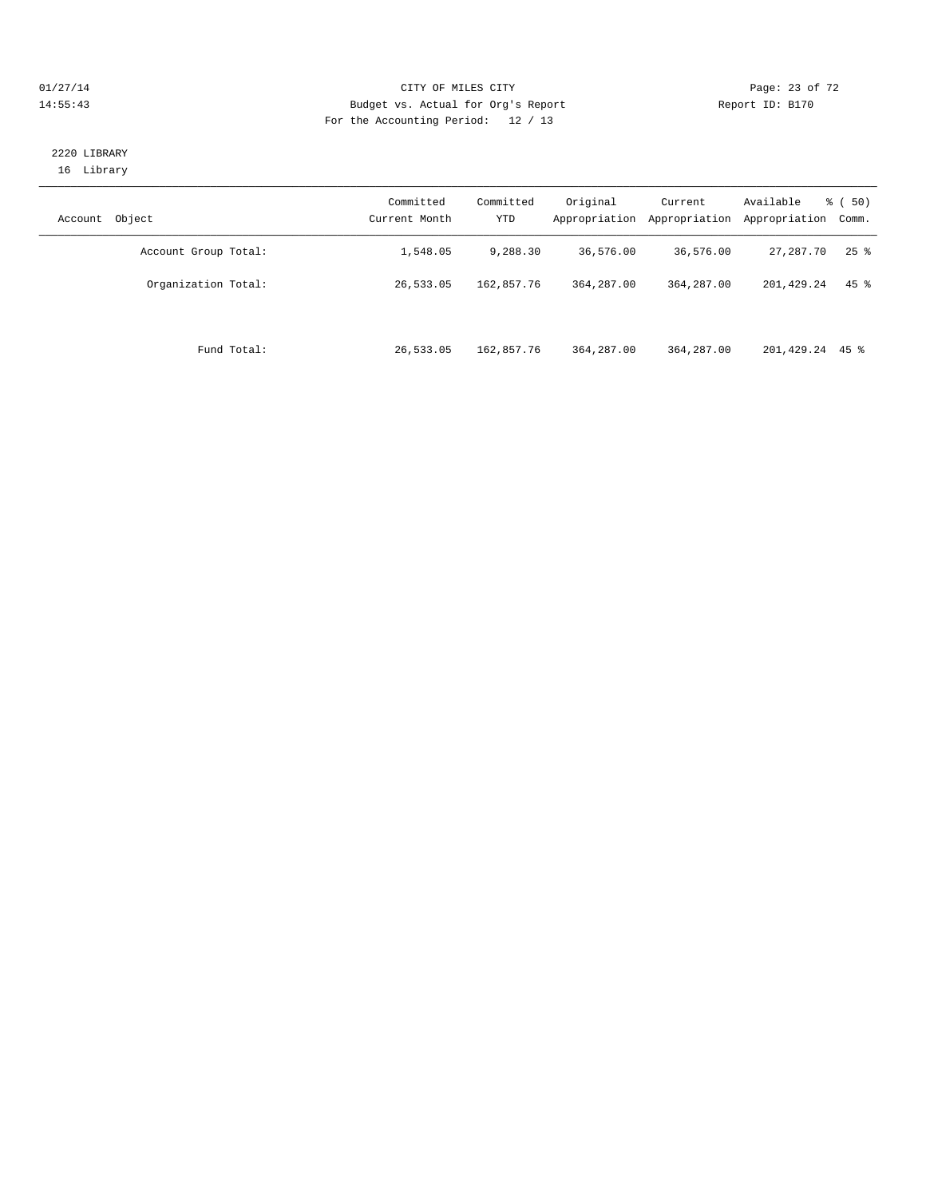01/27/14 CITY OF MILES CITY
14:55:43 Budget vs. Actual for Org's Report Report ID: B170
For the Accounting Period: 12 / 13

2220 LIBRARY
16 Library

| Account Object | Committed Current Month | Committed YTD | Original Appropriation | Current Appropriation | Available Appropriation | % ( 50) Comm. |
|---|---|---|---|---|---|---|
| Account Group Total: | 1,548.05 | 9,288.30 | 36,576.00 | 36,576.00 | 27,287.70 | 25 % |
| Organization Total: | 26,533.05 | 162,857.76 | 364,287.00 | 364,287.00 | 201,429.24 | 45 % |
| Fund Total: | 26,533.05 | 162,857.76 | 364,287.00 | 364,287.00 | 201,429.24 | 45 % |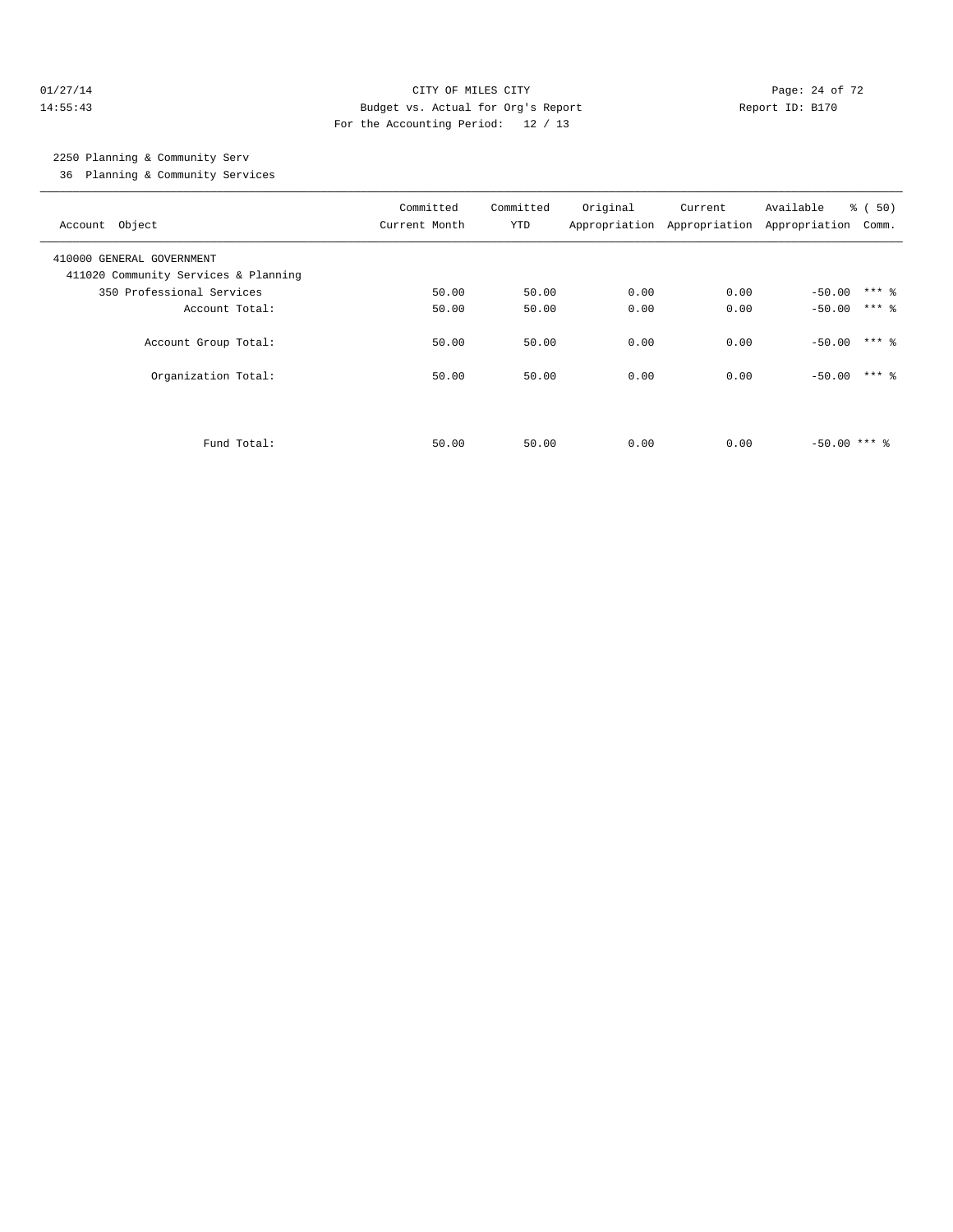CITY OF MILES CITY
Budget vs. Actual for Org's Report
For the Accounting Period: 12 / 13

01/27/14
14:55:43

Report ID: B170

2250 Planning & Community Serv
36 Planning & Community Services

| Account Object | Committed Current Month | Committed YTD | Original Appropriation | Current Appropriation | Available Appropriation | % ( 50) Comm. |
|---|---|---|---|---|---|---|
| 410000 GENERAL GOVERNMENT | | | | | | |
| 411020 Community Services & Planning | | | | | | |
| 350 Professional Services | 50.00 | 50.00 | 0.00 | 0.00 | -50.00 | *** % |
| Account Total: | 50.00 | 50.00 | 0.00 | 0.00 | -50.00 | *** % |
| Account Group Total: | 50.00 | 50.00 | 0.00 | 0.00 | -50.00 | *** % |
| Organization Total: | 50.00 | 50.00 | 0.00 | 0.00 | -50.00 | *** % |
| Fund Total: | 50.00 | 50.00 | 0.00 | 0.00 | -50.00 | *** % |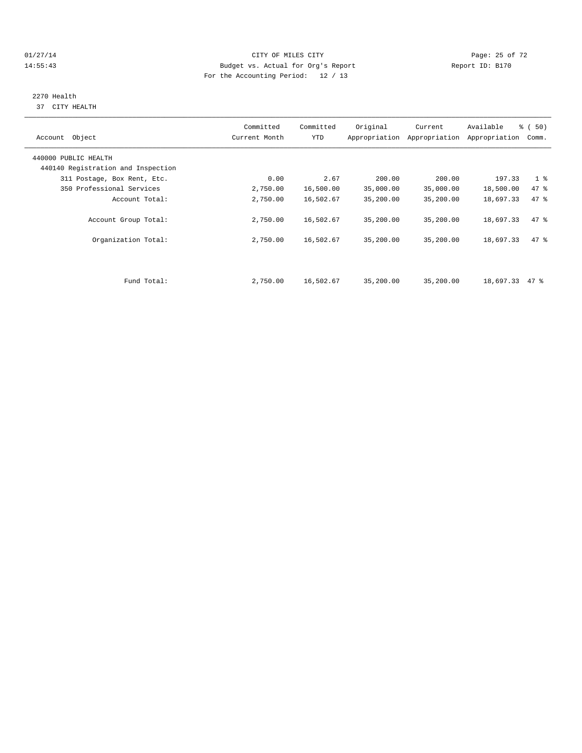CITY OF MILES CITY
Budget vs. Actual for Org's Report
For the Accounting Period: 12 / 13

01/27/14
14:55:43

Report ID: B170

2270 Health
37 CITY HEALTH

| Account Object | Committed Current Month | Committed YTD | Original Appropriation | Current Appropriation | Available Appropriation | % ( 50) Comm. |
|---|---|---|---|---|---|---|
| 440000 PUBLIC HEALTH | | | | | | |
| 440140 Registration and Inspection | | | | | | |
| 311 Postage, Box Rent, Etc. | 0.00 | 2.67 | 200.00 | 200.00 | 197.33 | 1 % |
| 350 Professional Services | 2,750.00 | 16,500.00 | 35,000.00 | 35,000.00 | 18,500.00 | 47 % |
| Account Total: | 2,750.00 | 16,502.67 | 35,200.00 | 35,200.00 | 18,697.33 | 47 % |
| Account Group Total: | 2,750.00 | 16,502.67 | 35,200.00 | 35,200.00 | 18,697.33 | 47 % |
| Organization Total: | 2,750.00 | 16,502.67 | 35,200.00 | 35,200.00 | 18,697.33 | 47 % |
| Fund Total: | 2,750.00 | 16,502.67 | 35,200.00 | 35,200.00 | 18,697.33 | 47 % |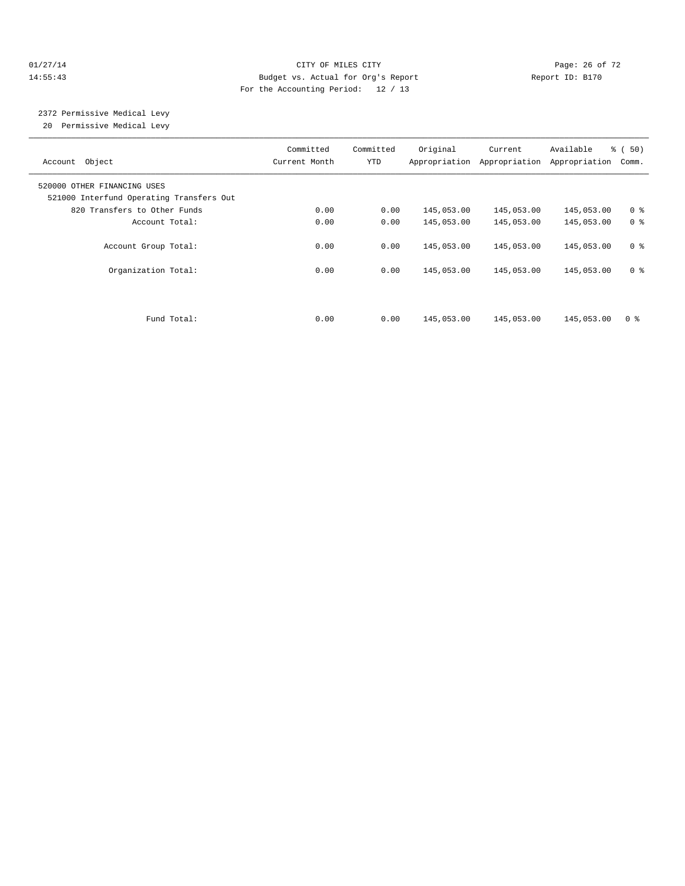CITY OF MILES CITY
Budget vs. Actual for Org's Report
For the Accounting Period: 12 / 13

01/27/14
14:55:43

Report ID: B170

2372 Permissive Medical Levy
20 Permissive Medical Levy

| Account Object | Committed Current Month | Committed YTD | Original Appropriation | Current Appropriation | Available Appropriation | % ( 50) Comm. |
|---|---|---|---|---|---|---|
| 520000 OTHER FINANCING USES | | | | | | |
| 521000 Interfund Operating Transfers Out | | | | | | |
| 820 Transfers to Other Funds | 0.00 | 0.00 | 145,053.00 | 145,053.00 | 145,053.00 | 0 % |
| Account Total: | 0.00 | 0.00 | 145,053.00 | 145,053.00 | 145,053.00 | 0 % |
| Account Group Total: | 0.00 | 0.00 | 145,053.00 | 145,053.00 | 145,053.00 | 0 % |
| Organization Total: | 0.00 | 0.00 | 145,053.00 | 145,053.00 | 145,053.00 | 0 % |
| Fund Total: | 0.00 | 0.00 | 145,053.00 | 145,053.00 | 145,053.00 | 0 % |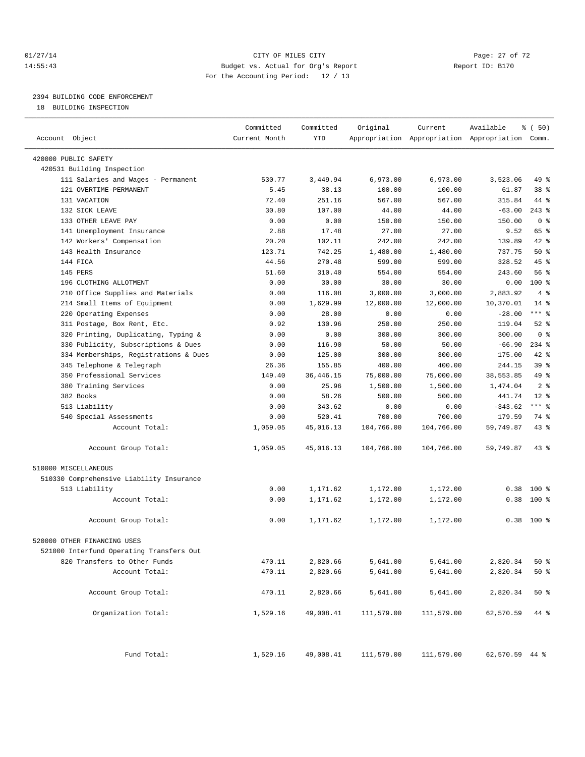CITY OF MILES CITY
Budget vs. Actual for Org's Report
For the Accounting Period: 12 / 13

Report ID: B170

## 2394 BUILDING CODE ENFORCEMENT

18 BUILDING INSPECTION

| Account Object | Committed Current Month | Committed YTD | Original Appropriation | Current Appropriation | Available Appropriation | % ( 50) Comm. |
|---|---|---|---|---|---|---|
| 420000 PUBLIC SAFETY | | | | | | |
| 420531 Building Inspection | | | | | | |
| 111 Salaries and Wages - Permanent | 530.77 | 3,449.94 | 6,973.00 | 6,973.00 | 3,523.06 | 49 % |
| 121 OVERTIME-PERMANENT | 5.45 | 38.13 | 100.00 | 100.00 | 61.87 | 38 % |
| 131 VACATION | 72.40 | 251.16 | 567.00 | 567.00 | 315.84 | 44 % |
| 132 SICK LEAVE | 30.80 | 107.00 | 44.00 | 44.00 | -63.00 | 243 % |
| 133 OTHER LEAVE PAY | 0.00 | 0.00 | 150.00 | 150.00 | 150.00 | 0 % |
| 141 Unemployment Insurance | 2.88 | 17.48 | 27.00 | 27.00 | 9.52 | 65 % |
| 142 Workers' Compensation | 20.20 | 102.11 | 242.00 | 242.00 | 139.89 | 42 % |
| 143 Health Insurance | 123.71 | 742.25 | 1,480.00 | 1,480.00 | 737.75 | 50 % |
| 144 FICA | 44.56 | 270.48 | 599.00 | 599.00 | 328.52 | 45 % |
| 145 PERS | 51.60 | 310.40 | 554.00 | 554.00 | 243.60 | 56 % |
| 196 CLOTHING ALLOTMENT | 0.00 | 30.00 | 30.00 | 30.00 | 0.00 | 100 % |
| 210 Office Supplies and Materials | 0.00 | 116.08 | 3,000.00 | 3,000.00 | 2,883.92 | 4 % |
| 214 Small Items of Equipment | 0.00 | 1,629.99 | 12,000.00 | 12,000.00 | 10,370.01 | 14 % |
| 220 Operating Expenses | 0.00 | 28.00 | 0.00 | 0.00 | -28.00 | *** % |
| 311 Postage, Box Rent, Etc. | 0.92 | 130.96 | 250.00 | 250.00 | 119.04 | 52 % |
| 320 Printing, Duplicating, Typing & | 0.00 | 0.00 | 300.00 | 300.00 | 300.00 | 0 % |
| 330 Publicity, Subscriptions & Dues | 0.00 | 116.90 | 50.00 | 50.00 | -66.90 | 234 % |
| 334 Memberships, Registrations & Dues | 0.00 | 125.00 | 300.00 | 300.00 | 175.00 | 42 % |
| 345 Telephone & Telegraph | 26.36 | 155.85 | 400.00 | 400.00 | 244.15 | 39 % |
| 350 Professional Services | 149.40 | 36,446.15 | 75,000.00 | 75,000.00 | 38,553.85 | 49 % |
| 380 Training Services | 0.00 | 25.96 | 1,500.00 | 1,500.00 | 1,474.04 | 2 % |
| 382 Books | 0.00 | 58.26 | 500.00 | 500.00 | 441.74 | 12 % |
| 513 Liability | 0.00 | 343.62 | 0.00 | 0.00 | -343.62 | *** % |
| 540 Special Assessments | 0.00 | 520.41 | 700.00 | 700.00 | 179.59 | 74 % |
| Account Total: | 1,059.05 | 45,016.13 | 104,766.00 | 104,766.00 | 59,749.87 | 43 % |
| Account Group Total: | 1,059.05 | 45,016.13 | 104,766.00 | 104,766.00 | 59,749.87 | 43 % |
| 510000 MISCELLANEOUS | | | | | | |
| 510330 Comprehensive Liability Insurance | | | | | | |
| 513 Liability | 0.00 | 1,171.62 | 1,172.00 | 1,172.00 | 0.38 | 100 % |
| Account Total: | 0.00 | 1,171.62 | 1,172.00 | 1,172.00 | 0.38 | 100 % |
| Account Group Total: | 0.00 | 1,171.62 | 1,172.00 | 1,172.00 | 0.38 | 100 % |
| 520000 OTHER FINANCING USES | | | | | | |
| 521000 Interfund Operating Transfers Out | | | | | | |
| 820 Transfers to Other Funds | 470.11 | 2,820.66 | 5,641.00 | 5,641.00 | 2,820.34 | 50 % |
| Account Total: | 470.11 | 2,820.66 | 5,641.00 | 5,641.00 | 2,820.34 | 50 % |
| Account Group Total: | 470.11 | 2,820.66 | 5,641.00 | 5,641.00 | 2,820.34 | 50 % |
| Organization Total: | 1,529.16 | 49,008.41 | 111,579.00 | 111,579.00 | 62,570.59 | 44 % |
| Fund Total: | 1,529.16 | 49,008.41 | 111,579.00 | 111,579.00 | 62,570.59 | 44 % |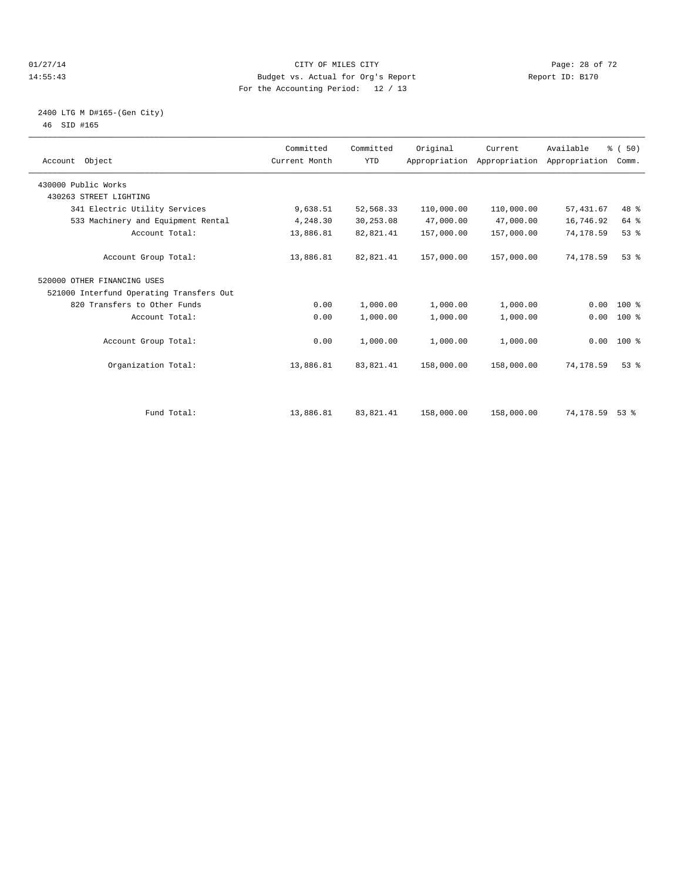CITY OF MILES CITY
Budget vs. Actual for Org's Report
For the Accounting Period: 12 / 13

01/27/14
14:55:43

Report ID: B170

2400 LTG M D#165-(Gen City)
46 SID #165

| Account Object | Committed Current Month | Committed YTD | Original Appropriation | Current Appropriation | Available Appropriation | % ( 50) Comm. |
|---|---|---|---|---|---|---|
| 430000 Public Works | | | | | | |
| 430263 STREET LIGHTING | | | | | | |
| 341 Electric Utility Services | 9,638.51 | 52,568.33 | 110,000.00 | 110,000.00 | 57,431.67 | 48 % |
| 533 Machinery and Equipment Rental | 4,248.30 | 30,253.08 | 47,000.00 | 47,000.00 | 16,746.92 | 64 % |
| Account Total: | 13,886.81 | 82,821.41 | 157,000.00 | 157,000.00 | 74,178.59 | 53 % |
| Account Group Total: | 13,886.81 | 82,821.41 | 157,000.00 | 157,000.00 | 74,178.59 | 53 % |
| 520000 OTHER FINANCING USES | | | | | | |
| 521000 Interfund Operating Transfers Out | | | | | | |
| 820 Transfers to Other Funds | 0.00 | 1,000.00 | 1,000.00 | 1,000.00 | 0.00 | 100 % |
| Account Total: | 0.00 | 1,000.00 | 1,000.00 | 1,000.00 | 0.00 | 100 % |
| Account Group Total: | 0.00 | 1,000.00 | 1,000.00 | 1,000.00 | 0.00 | 100 % |
| Organization Total: | 13,886.81 | 83,821.41 | 158,000.00 | 158,000.00 | 74,178.59 | 53 % |
| Fund Total: | 13,886.81 | 83,821.41 | 158,000.00 | 158,000.00 | 74,178.59 | 53 % |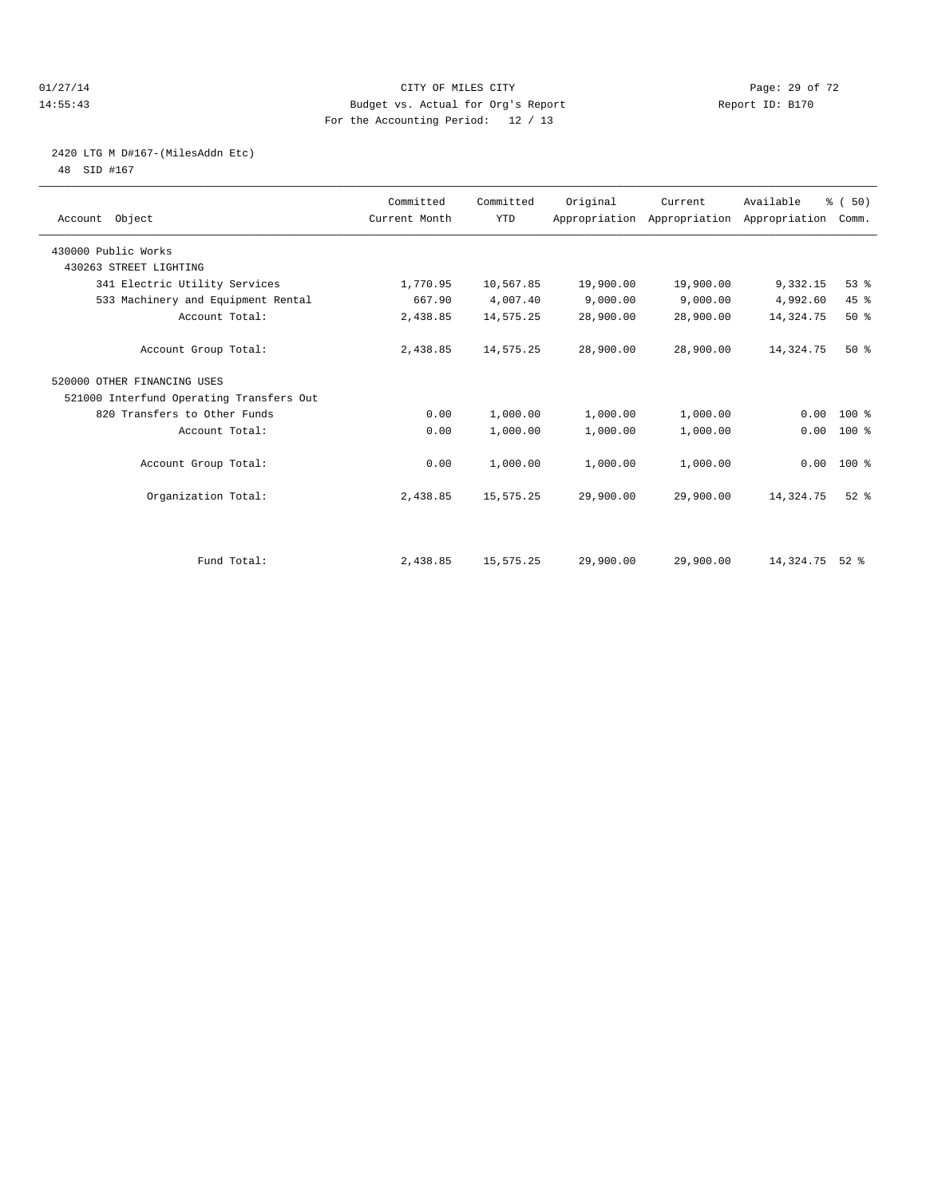CITY OF MILES CITY
Budget vs. Actual for Org's Report
For the Accounting Period: 12 / 13

01/27/14
14:55:43

Report ID: B170

2420 LTG M D#167-(MilesAddn Etc)
48 SID #167

| Account Object | Committed Current Month | Committed YTD | Original Appropriation | Current Appropriation | Available Appropriation | % ( 50) Comm. |
|---|---|---|---|---|---|---|
| 430000 Public Works | | | | | | |
| 430263 STREET LIGHTING | | | | | | |
| 341 Electric Utility Services | 1,770.95 | 10,567.85 | 19,900.00 | 19,900.00 | 9,332.15 | 53 % |
| 533 Machinery and Equipment Rental | 667.90 | 4,007.40 | 9,000.00 | 9,000.00 | 4,992.60 | 45 % |
| Account Total: | 2,438.85 | 14,575.25 | 28,900.00 | 28,900.00 | 14,324.75 | 50 % |
| Account Group Total: | 2,438.85 | 14,575.25 | 28,900.00 | 28,900.00 | 14,324.75 | 50 % |
| 520000 OTHER FINANCING USES | | | | | | |
| 521000 Interfund Operating Transfers Out | | | | | | |
| 820 Transfers to Other Funds | 0.00 | 1,000.00 | 1,000.00 | 1,000.00 | 0.00 | 100 % |
| Account Total: | 0.00 | 1,000.00 | 1,000.00 | 1,000.00 | 0.00 | 100 % |
| Account Group Total: | 0.00 | 1,000.00 | 1,000.00 | 1,000.00 | 0.00 | 100 % |
| Organization Total: | 2,438.85 | 15,575.25 | 29,900.00 | 29,900.00 | 14,324.75 | 52 % |
| Fund Total: | 2,438.85 | 15,575.25 | 29,900.00 | 29,900.00 | 14,324.75 | 52 % |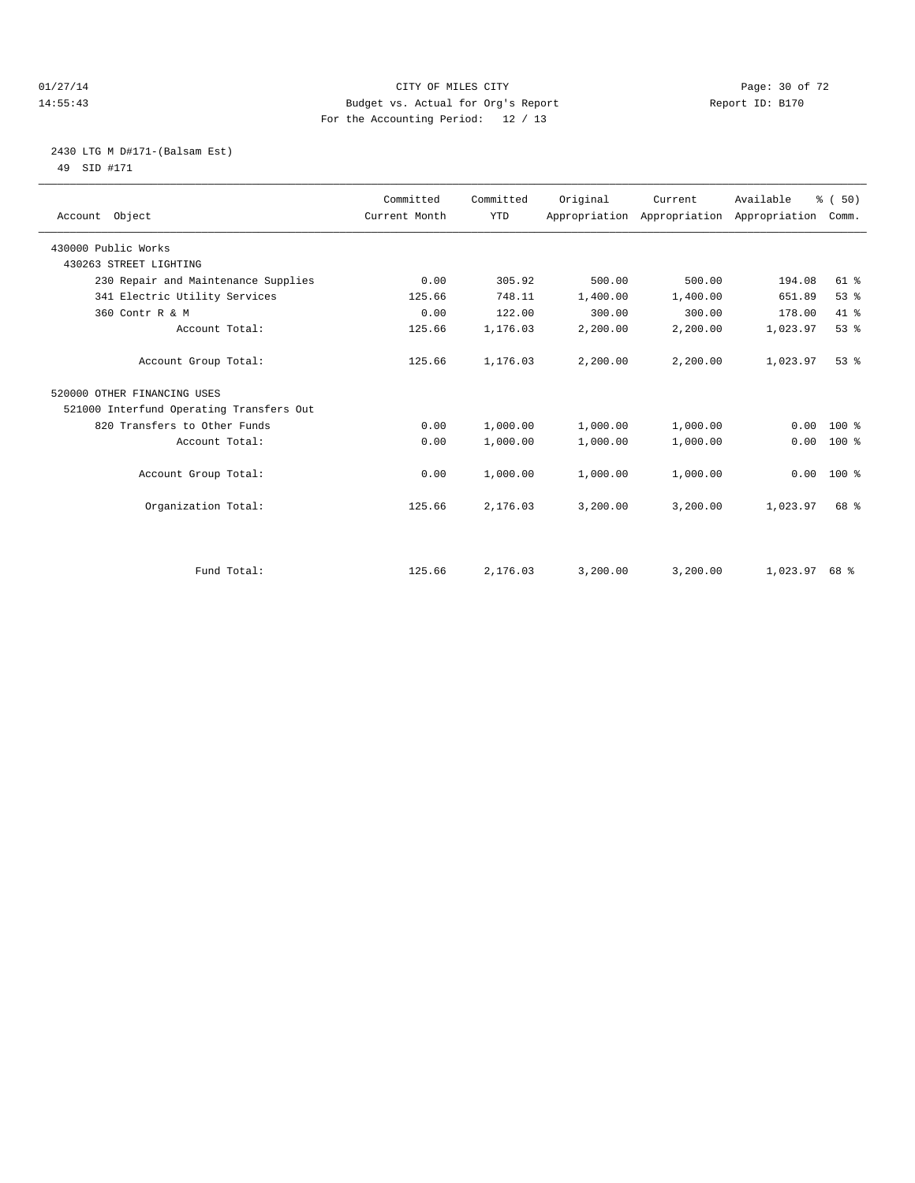CITY OF MILES CITY
Budget vs. Actual for Org's Report
For the Accounting Period: 12 / 13

01/27/14
14:55:43

Report ID: B170

2430 LTG M D#171-(Balsam Est)
49 SID #171

| Account Object | Committed Current Month | Committed YTD | Original Appropriation | Current Appropriation | Available Appropriation | % ( 50) Comm. |
|---|---|---|---|---|---|---|
| 430000 Public Works | | | | | | |
| 430263 STREET LIGHTING | | | | | | |
| 230 Repair and Maintenance Supplies | 0.00 | 305.92 | 500.00 | 500.00 | 194.08 | 61 % |
| 341 Electric Utility Services | 125.66 | 748.11 | 1,400.00 | 1,400.00 | 651.89 | 53 % |
| 360 Contr R & M | 0.00 | 122.00 | 300.00 | 300.00 | 178.00 | 41 % |
| Account Total: | 125.66 | 1,176.03 | 2,200.00 | 2,200.00 | 1,023.97 | 53 % |
| Account Group Total: | 125.66 | 1,176.03 | 2,200.00 | 2,200.00 | 1,023.97 | 53 % |
| 520000 OTHER FINANCING USES | | | | | | |
| 521000 Interfund Operating Transfers Out | | | | | | |
| 820 Transfers to Other Funds | 0.00 | 1,000.00 | 1,000.00 | 1,000.00 | 0.00 | 100 % |
| Account Total: | 0.00 | 1,000.00 | 1,000.00 | 1,000.00 | 0.00 | 100 % |
| Account Group Total: | 0.00 | 1,000.00 | 1,000.00 | 1,000.00 | 0.00 | 100 % |
| Organization Total: | 125.66 | 2,176.03 | 3,200.00 | 3,200.00 | 1,023.97 | 68 % |
| Fund Total: | 125.66 | 2,176.03 | 3,200.00 | 3,200.00 | 1,023.97 | 68 % |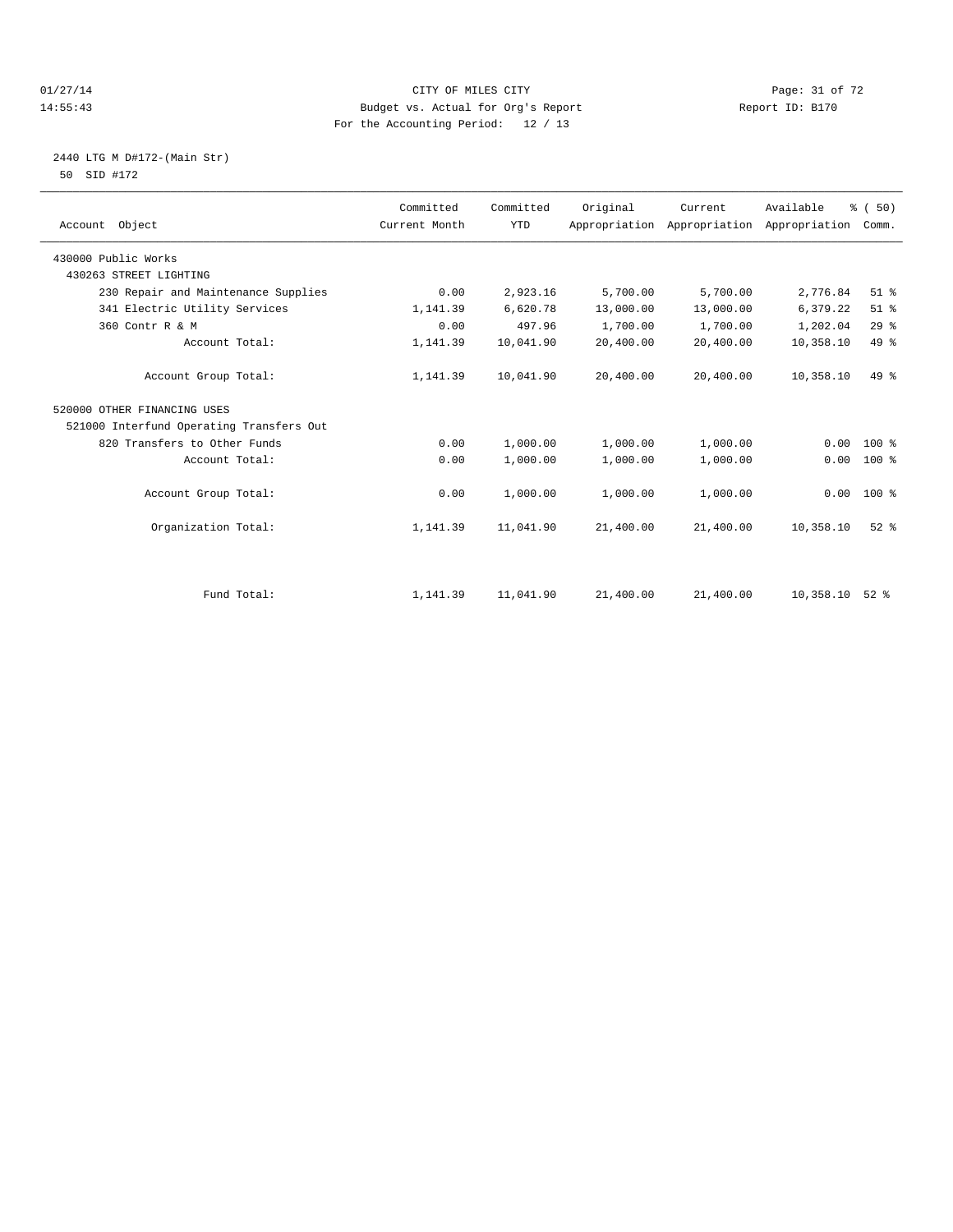CITY OF MILES CITY
Budget vs. Actual for Org's Report
For the Accounting Period: 12 / 13

01/27/14 14:55:43 — Report ID: B170

2440 LTG M D#172-(Main Str)
50 SID #172

| Account Object | Committed Current Month | Committed YTD | Original Appropriation | Current Appropriation | Available Appropriation | % ( 50) Comm. |
|---|---|---|---|---|---|---|
| 430000 Public Works | | | | | | |
| 430263 STREET LIGHTING | | | | | | |
| 230 Repair and Maintenance Supplies | 0.00 | 2,923.16 | 5,700.00 | 5,700.00 | 2,776.84 | 51 % |
| 341 Electric Utility Services | 1,141.39 | 6,620.78 | 13,000.00 | 13,000.00 | 6,379.22 | 51 % |
| 360 Contr R & M | 0.00 | 497.96 | 1,700.00 | 1,700.00 | 1,202.04 | 29 % |
| Account Total: | 1,141.39 | 10,041.90 | 20,400.00 | 20,400.00 | 10,358.10 | 49 % |
| Account Group Total: | 1,141.39 | 10,041.90 | 20,400.00 | 20,400.00 | 10,358.10 | 49 % |
| 520000 OTHER FINANCING USES | | | | | | |
| 521000 Interfund Operating Transfers Out | | | | | | |
| 820 Transfers to Other Funds | 0.00 | 1,000.00 | 1,000.00 | 1,000.00 | 0.00 | 100 % |
| Account Total: | 0.00 | 1,000.00 | 1,000.00 | 1,000.00 | 0.00 | 100 % |
| Account Group Total: | 0.00 | 1,000.00 | 1,000.00 | 1,000.00 | 0.00 | 100 % |
| Organization Total: | 1,141.39 | 11,041.90 | 21,400.00 | 21,400.00 | 10,358.10 | 52 % |
| Fund Total: | 1,141.39 | 11,041.90 | 21,400.00 | 21,400.00 | 10,358.10 | 52 % |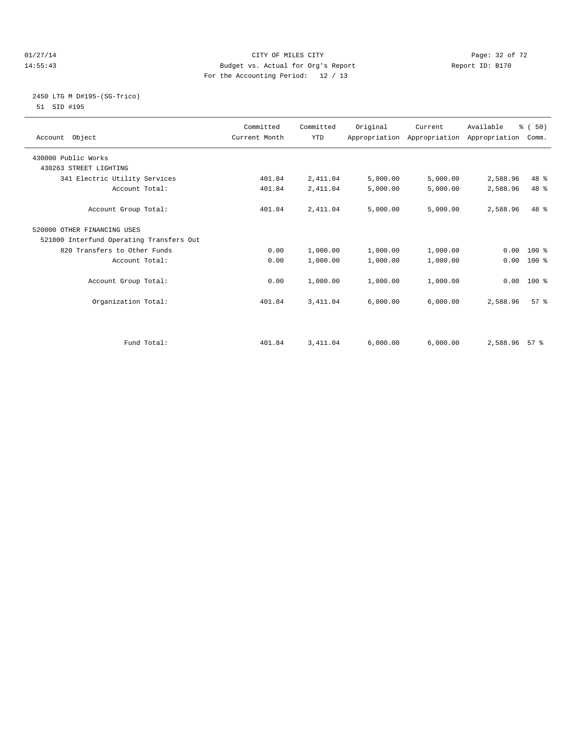CITY OF MILES CITY
Budget vs. Actual for Org's Report
For the Accounting Period: 12 / 13

01/27/14
14:55:43

Report ID: B170

2450 LTG M D#195-(SG-Trico)
51 SID #195

| Account Object | Committed Current Month | Committed YTD | Original Appropriation | Current Appropriation | Available Appropriation | % ( 50) Comm. |
|---|---|---|---|---|---|---|
| 430000 Public Works | | | | | | |
| 430263 STREET LIGHTING | | | | | | |
| 341 Electric Utility Services | 401.84 | 2,411.04 | 5,000.00 | 5,000.00 | 2,588.96 | 48 % |
| Account Total: | 401.84 | 2,411.04 | 5,000.00 | 5,000.00 | 2,588.96 | 48 % |
| Account Group Total: | 401.84 | 2,411.04 | 5,000.00 | 5,000.00 | 2,588.96 | 48 % |
| 520000 OTHER FINANCING USES | | | | | | |
| 521000 Interfund Operating Transfers Out | | | | | | |
| 820 Transfers to Other Funds | 0.00 | 1,000.00 | 1,000.00 | 1,000.00 | 0.00 | 100 % |
| Account Total: | 0.00 | 1,000.00 | 1,000.00 | 1,000.00 | 0.00 | 100 % |
| Account Group Total: | 0.00 | 1,000.00 | 1,000.00 | 1,000.00 | 0.00 | 100 % |
| Organization Total: | 401.84 | 3,411.04 | 6,000.00 | 6,000.00 | 2,588.96 | 57 % |
| Fund Total: | 401.84 | 3,411.04 | 6,000.00 | 6,000.00 | 2,588.96 | 57 % |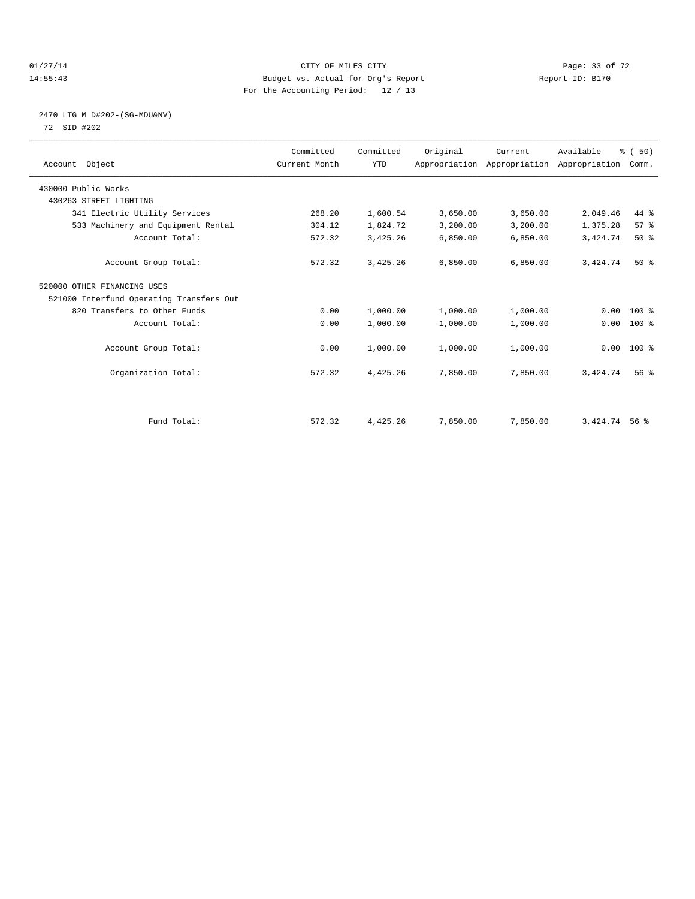CITY OF MILES CITY
Budget vs. Actual for Org's Report
For the Accounting Period: 12 / 13

01/27/14
14:55:43

Report ID: B170

2470 LTG M D#202-(SG-MDU&NV)
72 SID #202

| Account Object | Committed Current Month | Committed YTD | Original Appropriation | Current Appropriation | Available Appropriation | % ( 50) Comm. |
|---|---|---|---|---|---|---|
| 430000 Public Works | | | | | | |
| 430263 STREET LIGHTING | | | | | | |
| 341 Electric Utility Services | 268.20 | 1,600.54 | 3,650.00 | 3,650.00 | 2,049.46 | 44 % |
| 533 Machinery and Equipment Rental | 304.12 | 1,824.72 | 3,200.00 | 3,200.00 | 1,375.28 | 57 % |
| Account Total: | 572.32 | 3,425.26 | 6,850.00 | 6,850.00 | 3,424.74 | 50 % |
| Account Group Total: | 572.32 | 3,425.26 | 6,850.00 | 6,850.00 | 3,424.74 | 50 % |
| 520000 OTHER FINANCING USES | | | | | | |
| 521000 Interfund Operating Transfers Out | | | | | | |
| 820 Transfers to Other Funds | 0.00 | 1,000.00 | 1,000.00 | 1,000.00 | 0.00 | 100 % |
| Account Total: | 0.00 | 1,000.00 | 1,000.00 | 1,000.00 | 0.00 | 100 % |
| Account Group Total: | 0.00 | 1,000.00 | 1,000.00 | 1,000.00 | 0.00 | 100 % |
| Organization Total: | 572.32 | 4,425.26 | 7,850.00 | 7,850.00 | 3,424.74 | 56 % |
| Fund Total: | 572.32 | 4,425.26 | 7,850.00 | 7,850.00 | 3,424.74 | 56 % |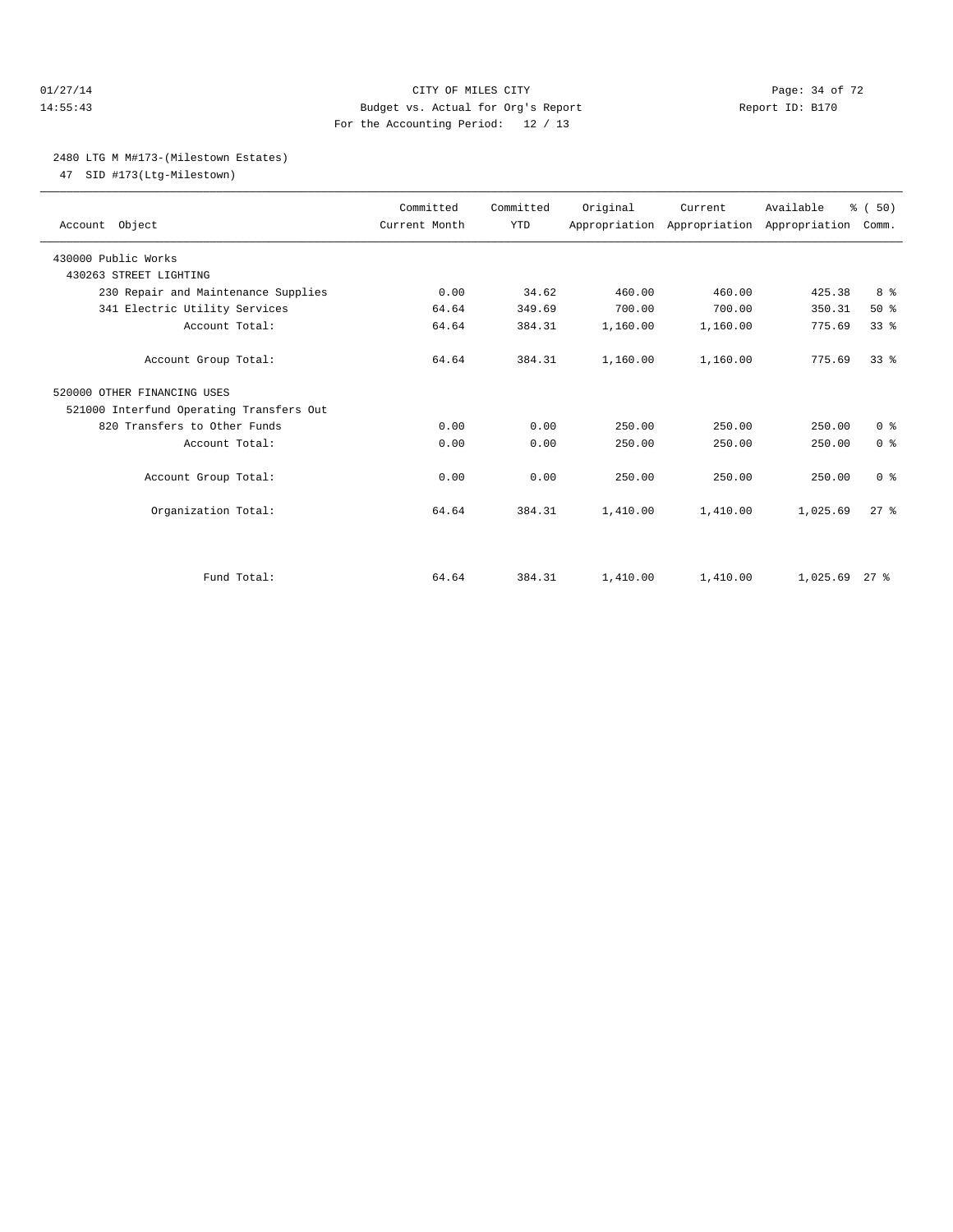CITY OF MILES CITY

Budget vs. Actual for Org's Report

For the Accounting Period: 12 / 13

01/27/14 14:55:43 Report ID: B170

## 2480 LTG M M#173-(Milestown Estates)

47 SID #173(Ltg-Milestown)

| Account Object | Committed Current Month | Committed YTD | Original Appropriation | Current Appropriation | Available Appropriation | % ( 50) Comm. |
|---|---|---|---|---|---|---|
| 430000 Public Works | | | | | | |
| 430263 STREET LIGHTING | | | | | | |
| 230 Repair and Maintenance Supplies | 0.00 | 34.62 | 460.00 | 460.00 | 425.38 | 8 % |
| 341 Electric Utility Services | 64.64 | 349.69 | 700.00 | 700.00 | 350.31 | 50 % |
| Account Total: | 64.64 | 384.31 | 1,160.00 | 1,160.00 | 775.69 | 33 % |
| Account Group Total: | 64.64 | 384.31 | 1,160.00 | 1,160.00 | 775.69 | 33 % |
| 520000 OTHER FINANCING USES | | | | | | |
| 521000 Interfund Operating Transfers Out | | | | | | |
| 820 Transfers to Other Funds | 0.00 | 0.00 | 250.00 | 250.00 | 250.00 | 0 % |
| Account Total: | 0.00 | 0.00 | 250.00 | 250.00 | 250.00 | 0 % |
| Account Group Total: | 0.00 | 0.00 | 250.00 | 250.00 | 250.00 | 0 % |
| Organization Total: | 64.64 | 384.31 | 1,410.00 | 1,410.00 | 1,025.69 | 27 % |
| Fund Total: | 64.64 | 384.31 | 1,410.00 | 1,410.00 | 1,025.69 | 27 % |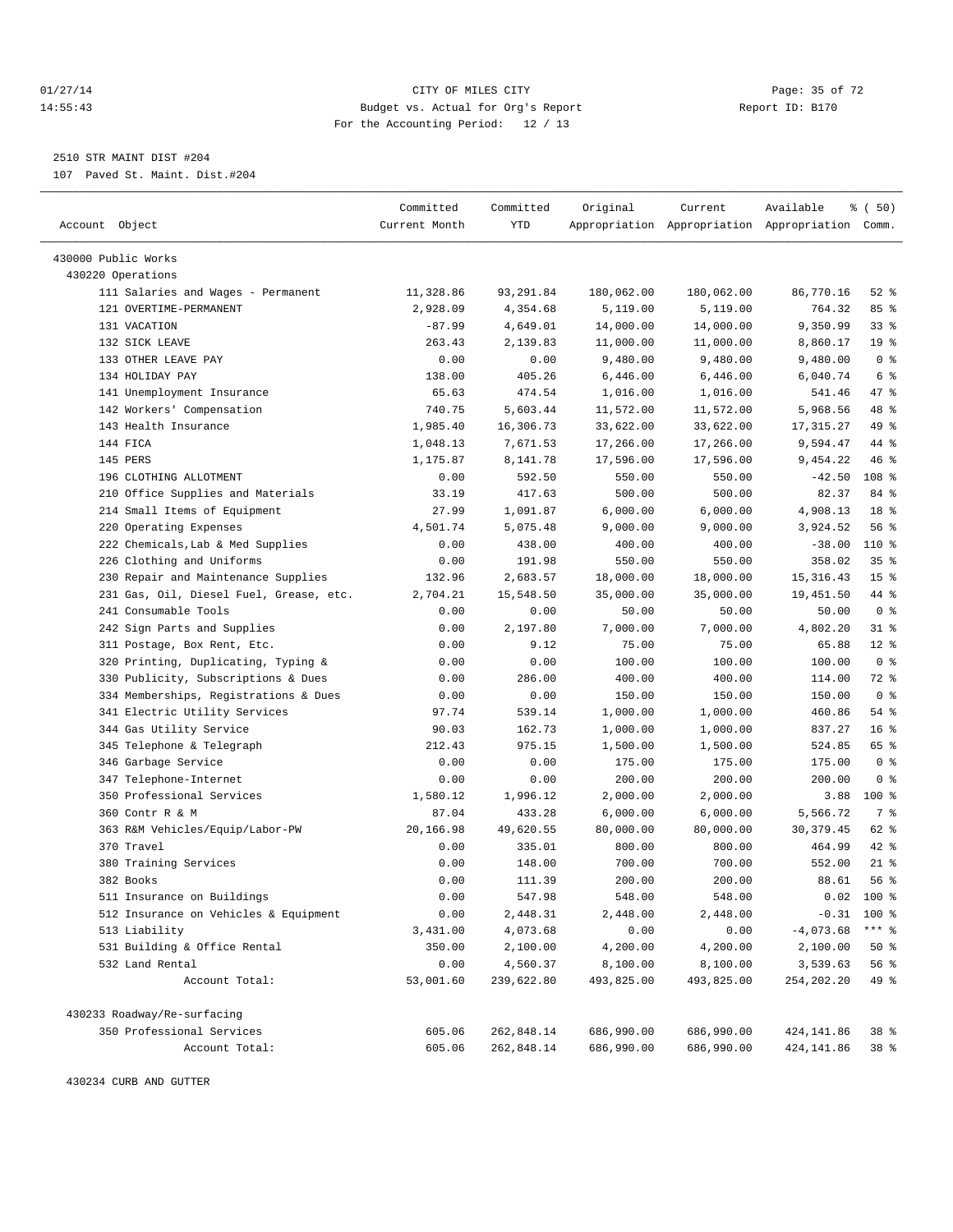CITY OF MILES CITY
Budget vs. Actual for Org's Report
For the Accounting Period: 12 / 13

2510 STR MAINT DIST #204
107 Paved St. Maint. Dist.#204

| Account Object | Committed Current Month | Committed YTD | Original Appropriation | Current Appropriation | Available Appropriation | % ( 50) Comm. |
|---|---|---|---|---|---|---|
| 430000 Public Works | | | | | | |
| 430220 Operations | | | | | | |
| 111 Salaries and Wages - Permanent | 11,328.86 | 93,291.84 | 180,062.00 | 180,062.00 | 86,770.16 | 52 % |
| 121 OVERTIME-PERMANENT | 2,928.09 | 4,354.68 | 5,119.00 | 5,119.00 | 764.32 | 85 % |
| 131 VACATION | -87.99 | 4,649.01 | 14,000.00 | 14,000.00 | 9,350.99 | 33 % |
| 132 SICK LEAVE | 263.43 | 2,139.83 | 11,000.00 | 11,000.00 | 8,860.17 | 19 % |
| 133 OTHER LEAVE PAY | 0.00 | 0.00 | 9,480.00 | 9,480.00 | 9,480.00 | 0 % |
| 134 HOLIDAY PAY | 138.00 | 405.26 | 6,446.00 | 6,446.00 | 6,040.74 | 6 % |
| 141 Unemployment Insurance | 65.63 | 474.54 | 1,016.00 | 1,016.00 | 541.46 | 47 % |
| 142 Workers' Compensation | 740.75 | 5,603.44 | 11,572.00 | 11,572.00 | 5,968.56 | 48 % |
| 143 Health Insurance | 1,985.40 | 16,306.73 | 33,622.00 | 33,622.00 | 17,315.27 | 49 % |
| 144 FICA | 1,048.13 | 7,671.53 | 17,266.00 | 17,266.00 | 9,594.47 | 44 % |
| 145 PERS | 1,175.87 | 8,141.78 | 17,596.00 | 17,596.00 | 9,454.22 | 46 % |
| 196 CLOTHING ALLOTMENT | 0.00 | 592.50 | 550.00 | 550.00 | -42.50 | 108 % |
| 210 Office Supplies and Materials | 33.19 | 417.63 | 500.00 | 500.00 | 82.37 | 84 % |
| 214 Small Items of Equipment | 27.99 | 1,091.87 | 6,000.00 | 6,000.00 | 4,908.13 | 18 % |
| 220 Operating Expenses | 4,501.74 | 5,075.48 | 9,000.00 | 9,000.00 | 3,924.52 | 56 % |
| 222 Chemicals,Lab & Med Supplies | 0.00 | 438.00 | 400.00 | 400.00 | -38.00 | 110 % |
| 226 Clothing and Uniforms | 0.00 | 191.98 | 550.00 | 550.00 | 358.02 | 35 % |
| 230 Repair and Maintenance Supplies | 132.96 | 2,683.57 | 18,000.00 | 18,000.00 | 15,316.43 | 15 % |
| 231 Gas, Oil, Diesel Fuel, Grease, etc. | 2,704.21 | 15,548.50 | 35,000.00 | 35,000.00 | 19,451.50 | 44 % |
| 241 Consumable Tools | 0.00 | 0.00 | 50.00 | 50.00 | 50.00 | 0 % |
| 242 Sign Parts and Supplies | 0.00 | 2,197.80 | 7,000.00 | 7,000.00 | 4,802.20 | 31 % |
| 311 Postage, Box Rent, Etc. | 0.00 | 9.12 | 75.00 | 75.00 | 65.88 | 12 % |
| 320 Printing, Duplicating, Typing & | 0.00 | 0.00 | 100.00 | 100.00 | 100.00 | 0 % |
| 330 Publicity, Subscriptions & Dues | 0.00 | 286.00 | 400.00 | 400.00 | 114.00 | 72 % |
| 334 Memberships, Registrations & Dues | 0.00 | 0.00 | 150.00 | 150.00 | 150.00 | 0 % |
| 341 Electric Utility Services | 97.74 | 539.14 | 1,000.00 | 1,000.00 | 460.86 | 54 % |
| 344 Gas Utility Service | 90.03 | 162.73 | 1,000.00 | 1,000.00 | 837.27 | 16 % |
| 345 Telephone & Telegraph | 212.43 | 975.15 | 1,500.00 | 1,500.00 | 524.85 | 65 % |
| 346 Garbage Service | 0.00 | 0.00 | 175.00 | 175.00 | 175.00 | 0 % |
| 347 Telephone-Internet | 0.00 | 0.00 | 200.00 | 200.00 | 200.00 | 0 % |
| 350 Professional Services | 1,580.12 | 1,996.12 | 2,000.00 | 2,000.00 | 3.88 | 100 % |
| 360 Contr R & M | 87.04 | 433.28 | 6,000.00 | 6,000.00 | 5,566.72 | 7 % |
| 363 R&M Vehicles/Equip/Labor-PW | 20,166.98 | 49,620.55 | 80,000.00 | 80,000.00 | 30,379.45 | 62 % |
| 370 Travel | 0.00 | 335.01 | 800.00 | 800.00 | 464.99 | 42 % |
| 380 Training Services | 0.00 | 148.00 | 700.00 | 700.00 | 552.00 | 21 % |
| 382 Books | 0.00 | 111.39 | 200.00 | 200.00 | 88.61 | 56 % |
| 511 Insurance on Buildings | 0.00 | 547.98 | 548.00 | 548.00 | 0.02 | 100 % |
| 512 Insurance on Vehicles & Equipment | 0.00 | 2,448.31 | 2,448.00 | 2,448.00 | -0.31 | 100 % |
| 513 Liability | 3,431.00 | 4,073.68 | 0.00 | 0.00 | -4,073.68 | *** % |
| 531 Building & Office Rental | 350.00 | 2,100.00 | 4,200.00 | 4,200.00 | 2,100.00 | 50 % |
| 532 Land Rental | 0.00 | 4,560.37 | 8,100.00 | 8,100.00 | 3,539.63 | 56 % |
| Account Total: | 53,001.60 | 239,622.80 | 493,825.00 | 493,825.00 | 254,202.20 | 49 % |
| 430233 Roadway/Re-surfacing | | | | | | |
| 350 Professional Services | 605.06 | 262,848.14 | 686,990.00 | 686,990.00 | 424,141.86 | 38 % |
| Account Total: | 605.06 | 262,848.14 | 686,990.00 | 686,990.00 | 424,141.86 | 38 % |
| 430234 CURB AND GUTTER | | | | | | |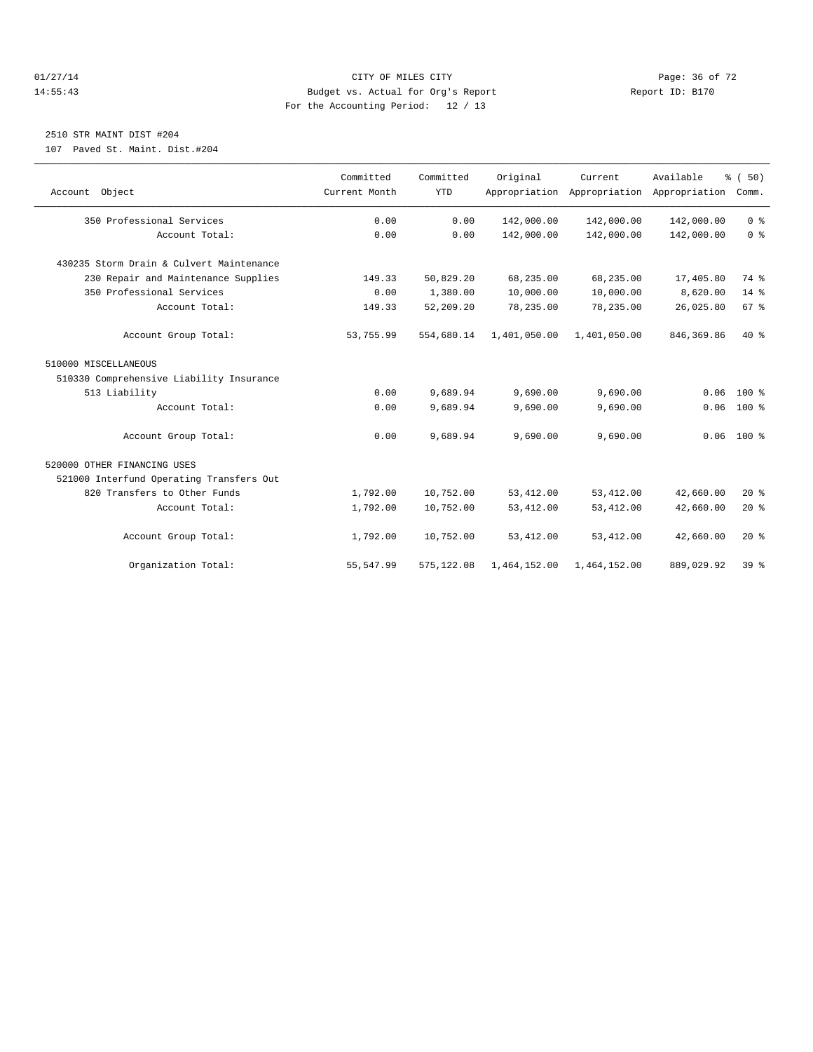CITY OF MILES CITY
Budget vs. Actual for Org's Report
For the Accounting Period: 12 / 13

01/27/14 14:55:43 — Report ID: B170

## 2510 STR MAINT DIST #204

107 Paved St. Maint. Dist.#204

| Account Object | Committed Current Month | Committed YTD | Original Appropriation | Current Appropriation | Available Appropriation | % ( 50) Comm. |
|---|---|---|---|---|---|---|
| 350 Professional Services | 0.00 | 0.00 | 142,000.00 | 142,000.00 | 142,000.00 | 0 % |
| Account Total: | 0.00 | 0.00 | 142,000.00 | 142,000.00 | 142,000.00 | 0 % |
| 430235 Storm Drain & Culvert Maintenance | | | | | | |
| 230 Repair and Maintenance Supplies | 149.33 | 50,829.20 | 68,235.00 | 68,235.00 | 17,405.80 | 74 % |
| 350 Professional Services | 0.00 | 1,380.00 | 10,000.00 | 10,000.00 | 8,620.00 | 14 % |
| Account Total: | 149.33 | 52,209.20 | 78,235.00 | 78,235.00 | 26,025.80 | 67 % |
| Account Group Total: | 53,755.99 | 554,680.14 | 1,401,050.00 | 1,401,050.00 | 846,369.86 | 40 % |
| 510000 MISCELLANEOUS | | | | | | |
| 510330 Comprehensive Liability Insurance | | | | | | |
| 513 Liability | 0.00 | 9,689.94 | 9,690.00 | 9,690.00 | 0.06 | 100 % |
| Account Total: | 0.00 | 9,689.94 | 9,690.00 | 9,690.00 | 0.06 | 100 % |
| Account Group Total: | 0.00 | 9,689.94 | 9,690.00 | 9,690.00 | 0.06 | 100 % |
| 520000 OTHER FINANCING USES | | | | | | |
| 521000 Interfund Operating Transfers Out | | | | | | |
| 820 Transfers to Other Funds | 1,792.00 | 10,752.00 | 53,412.00 | 53,412.00 | 42,660.00 | 20 % |
| Account Total: | 1,792.00 | 10,752.00 | 53,412.00 | 53,412.00 | 42,660.00 | 20 % |
| Account Group Total: | 1,792.00 | 10,752.00 | 53,412.00 | 53,412.00 | 42,660.00 | 20 % |
| Organization Total: | 55,547.99 | 575,122.08 | 1,464,152.00 | 1,464,152.00 | 889,029.92 | 39 % |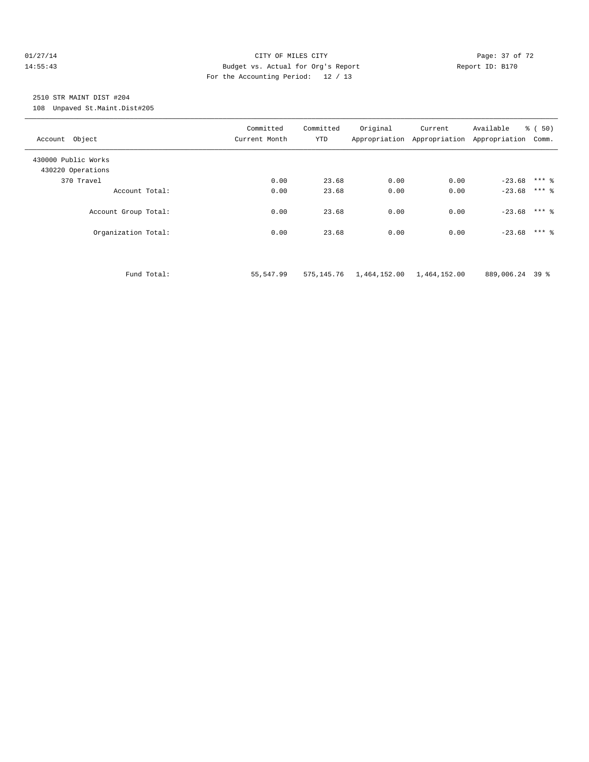CITY OF MILES CITY
Budget vs. Actual for Org's Report
For the Accounting Period: 12 / 13

01/27/14
14:55:43

Report ID: B170

2510 STR MAINT DIST #204
108 Unpaved St.Maint.Dist#205

| Account Object | Committed Current Month | Committed YTD | Original Appropriation | Current Appropriation | Available Appropriation | % ( 50) Comm. |
|---|---|---|---|---|---|---|
| 430000 Public Works | | | | | | |
| 430220 Operations | | | | | | |
| 370 Travel | 0.00 | 23.68 | 0.00 | 0.00 | -23.68 | *** % |
| Account Total: | 0.00 | 23.68 | 0.00 | 0.00 | -23.68 | *** % |
| Account Group Total: | 0.00 | 23.68 | 0.00 | 0.00 | -23.68 | *** % |
| Organization Total: | 0.00 | 23.68 | 0.00 | 0.00 | -23.68 | *** % |
| Fund Total: | 55,547.99 | 575,145.76 | 1,464,152.00 | 1,464,152.00 | 889,006.24 | 39 % |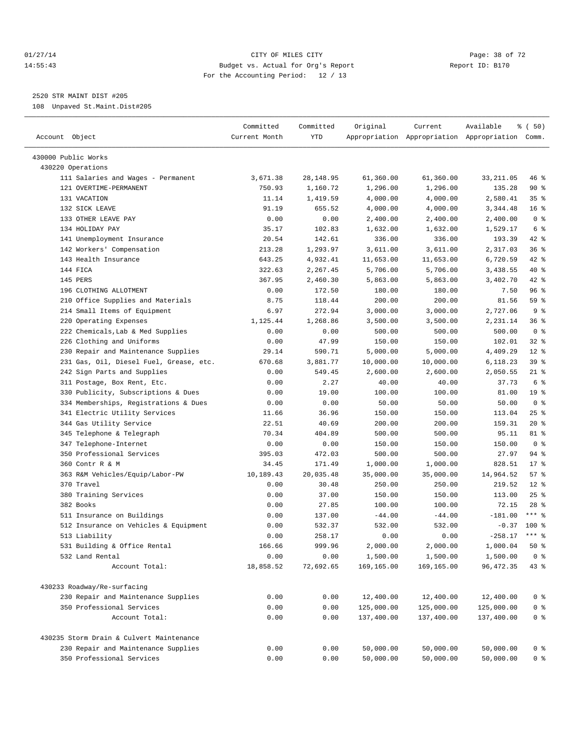CITY OF MILES CITY
Budget vs. Actual for Org's Report
For the Accounting Period: 12 / 13

01/27/14
14:55:43

Report ID: B170

2520 STR MAINT DIST #205
108 Unpaved St.Maint.Dist#205

| Account Object | Committed Current Month | Committed YTD | Original Appropriation | Current Appropriation | Available Appropriation | % ( 50) Comm. |
|---|---|---|---|---|---|---|
| 430000 Public Works | | | | | | |
| 430220 Operations | | | | | | |
| 111 Salaries and Wages - Permanent | 3,671.38 | 28,148.95 | 61,360.00 | 61,360.00 | 33,211.05 | 46 % |
| 121 OVERTIME-PERMANENT | 750.93 | 1,160.72 | 1,296.00 | 1,296.00 | 135.28 | 90 % |
| 131 VACATION | 11.14 | 1,419.59 | 4,000.00 | 4,000.00 | 2,580.41 | 35 % |
| 132 SICK LEAVE | 91.19 | 655.52 | 4,000.00 | 4,000.00 | 3,344.48 | 16 % |
| 133 OTHER LEAVE PAY | 0.00 | 0.00 | 2,400.00 | 2,400.00 | 2,400.00 | 0 % |
| 134 HOLIDAY PAY | 35.17 | 102.83 | 1,632.00 | 1,632.00 | 1,529.17 | 6 % |
| 141 Unemployment Insurance | 20.54 | 142.61 | 336.00 | 336.00 | 193.39 | 42 % |
| 142 Workers' Compensation | 213.28 | 1,293.97 | 3,611.00 | 3,611.00 | 2,317.03 | 36 % |
| 143 Health Insurance | 643.25 | 4,932.41 | 11,653.00 | 11,653.00 | 6,720.59 | 42 % |
| 144 FICA | 322.63 | 2,267.45 | 5,706.00 | 5,706.00 | 3,438.55 | 40 % |
| 145 PERS | 367.95 | 2,460.30 | 5,863.00 | 5,863.00 | 3,402.70 | 42 % |
| 196 CLOTHING ALLOTMENT | 0.00 | 172.50 | 180.00 | 180.00 | 7.50 | 96 % |
| 210 Office Supplies and Materials | 8.75 | 118.44 | 200.00 | 200.00 | 81.56 | 59 % |
| 214 Small Items of Equipment | 6.97 | 272.94 | 3,000.00 | 3,000.00 | 2,727.06 | 9 % |
| 220 Operating Expenses | 1,125.44 | 1,268.86 | 3,500.00 | 3,500.00 | 2,231.14 | 36 % |
| 222 Chemicals,Lab & Med Supplies | 0.00 | 0.00 | 500.00 | 500.00 | 500.00 | 0 % |
| 226 Clothing and Uniforms | 0.00 | 47.99 | 150.00 | 150.00 | 102.01 | 32 % |
| 230 Repair and Maintenance Supplies | 29.14 | 590.71 | 5,000.00 | 5,000.00 | 4,409.29 | 12 % |
| 231 Gas, Oil, Diesel Fuel, Grease, etc. | 670.68 | 3,881.77 | 10,000.00 | 10,000.00 | 6,118.23 | 39 % |
| 242 Sign Parts and Supplies | 0.00 | 549.45 | 2,600.00 | 2,600.00 | 2,050.55 | 21 % |
| 311 Postage, Box Rent, Etc. | 0.00 | 2.27 | 40.00 | 40.00 | 37.73 | 6 % |
| 330 Publicity, Subscriptions & Dues | 0.00 | 19.00 | 100.00 | 100.00 | 81.00 | 19 % |
| 334 Memberships, Registrations & Dues | 0.00 | 0.00 | 50.00 | 50.00 | 50.00 | 0 % |
| 341 Electric Utility Services | 11.66 | 36.96 | 150.00 | 150.00 | 113.04 | 25 % |
| 344 Gas Utility Service | 22.51 | 40.69 | 200.00 | 200.00 | 159.31 | 20 % |
| 345 Telephone & Telegraph | 70.34 | 404.89 | 500.00 | 500.00 | 95.11 | 81 % |
| 347 Telephone-Internet | 0.00 | 0.00 | 150.00 | 150.00 | 150.00 | 0 % |
| 350 Professional Services | 395.03 | 472.03 | 500.00 | 500.00 | 27.97 | 94 % |
| 360 Contr R & M | 34.45 | 171.49 | 1,000.00 | 1,000.00 | 828.51 | 17 % |
| 363 R&M Vehicles/Equip/Labor-PW | 10,189.43 | 20,035.48 | 35,000.00 | 35,000.00 | 14,964.52 | 57 % |
| 370 Travel | 0.00 | 30.48 | 250.00 | 250.00 | 219.52 | 12 % |
| 380 Training Services | 0.00 | 37.00 | 150.00 | 150.00 | 113.00 | 25 % |
| 382 Books | 0.00 | 27.85 | 100.00 | 100.00 | 72.15 | 28 % |
| 511 Insurance on Buildings | 0.00 | 137.00 | -44.00 | -44.00 | -181.00 | *** % |
| 512 Insurance on Vehicles & Equipment | 0.00 | 532.37 | 532.00 | 532.00 | -0.37 | 100 % |
| 513 Liability | 0.00 | 258.17 | 0.00 | 0.00 | -258.17 | *** % |
| 531 Building & Office Rental | 166.66 | 999.96 | 2,000.00 | 2,000.00 | 1,000.04 | 50 % |
| 532 Land Rental | 0.00 | 0.00 | 1,500.00 | 1,500.00 | 1,500.00 | 0 % |
| Account Total: | 18,858.52 | 72,692.65 | 169,165.00 | 169,165.00 | 96,472.35 | 43 % |
| 430233 Roadway/Re-surfacing | | | | | | |
| 230 Repair and Maintenance Supplies | 0.00 | 0.00 | 12,400.00 | 12,400.00 | 12,400.00 | 0 % |
| 350 Professional Services | 0.00 | 0.00 | 125,000.00 | 125,000.00 | 125,000.00 | 0 % |
| Account Total: | 0.00 | 0.00 | 137,400.00 | 137,400.00 | 137,400.00 | 0 % |
| 430235 Storm Drain & Culvert Maintenance | | | | | | |
| 230 Repair and Maintenance Supplies | 0.00 | 0.00 | 50,000.00 | 50,000.00 | 50,000.00 | 0 % |
| 350 Professional Services | 0.00 | 0.00 | 50,000.00 | 50,000.00 | 50,000.00 | 0 % |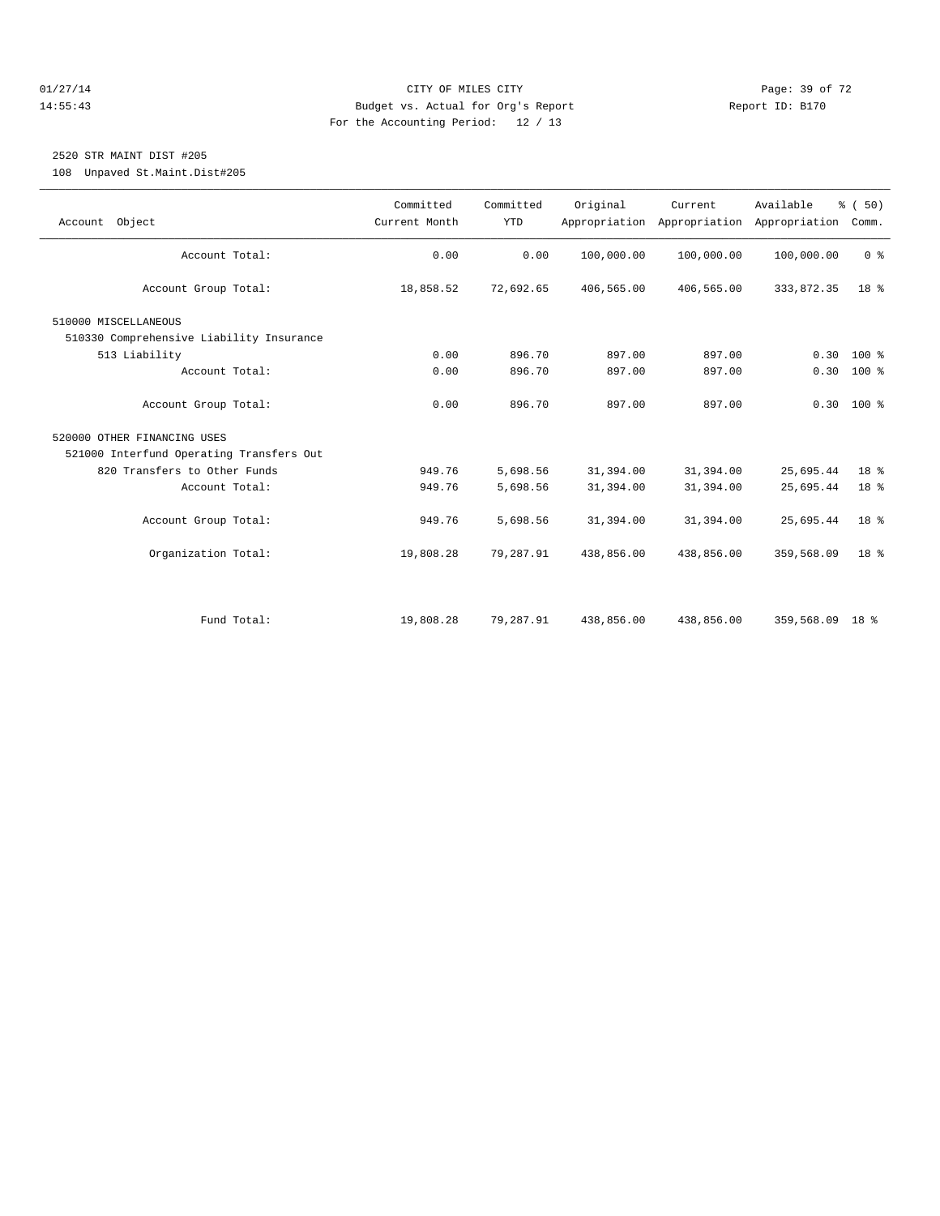CITY OF MILES CITY
Budget vs. Actual for Org's Report
For the Accounting Period: 12 / 13

01/27/14
14:55:43

Report ID: B170

## 2520 STR MAINT DIST #205

108 Unpaved St.Maint.Dist#205

| Account Object | Committed Current Month | Committed YTD | Original Appropriation | Current Appropriation | Available Appropriation | % ( 50) Comm. |
|---|---|---|---|---|---|---|
| Account Total: | 0.00 | 0.00 | 100,000.00 | 100,000.00 | 100,000.00 | 0 % |
| Account Group Total: | 18,858.52 | 72,692.65 | 406,565.00 | 406,565.00 | 333,872.35 | 18 % |
| 510000 MISCELLANEOUS | | | | | | |
| 510330 Comprehensive Liability Insurance | | | | | | |
| 513 Liability | 0.00 | 896.70 | 897.00 | 897.00 | 0.30 | 100 % |
| Account Total: | 0.00 | 896.70 | 897.00 | 897.00 | 0.30 | 100 % |
| Account Group Total: | 0.00 | 896.70 | 897.00 | 897.00 | 0.30 | 100 % |
| 520000 OTHER FINANCING USES | | | | | | |
| 521000 Interfund Operating Transfers Out | | | | | | |
| 820 Transfers to Other Funds | 949.76 | 5,698.56 | 31,394.00 | 31,394.00 | 25,695.44 | 18 % |
| Account Total: | 949.76 | 5,698.56 | 31,394.00 | 31,394.00 | 25,695.44 | 18 % |
| Account Group Total: | 949.76 | 5,698.56 | 31,394.00 | 31,394.00 | 25,695.44 | 18 % |
| Organization Total: | 19,808.28 | 79,287.91 | 438,856.00 | 438,856.00 | 359,568.09 | 18 % |
| Fund Total: | 19,808.28 | 79,287.91 | 438,856.00 | 438,856.00 | 359,568.09 | 18 % |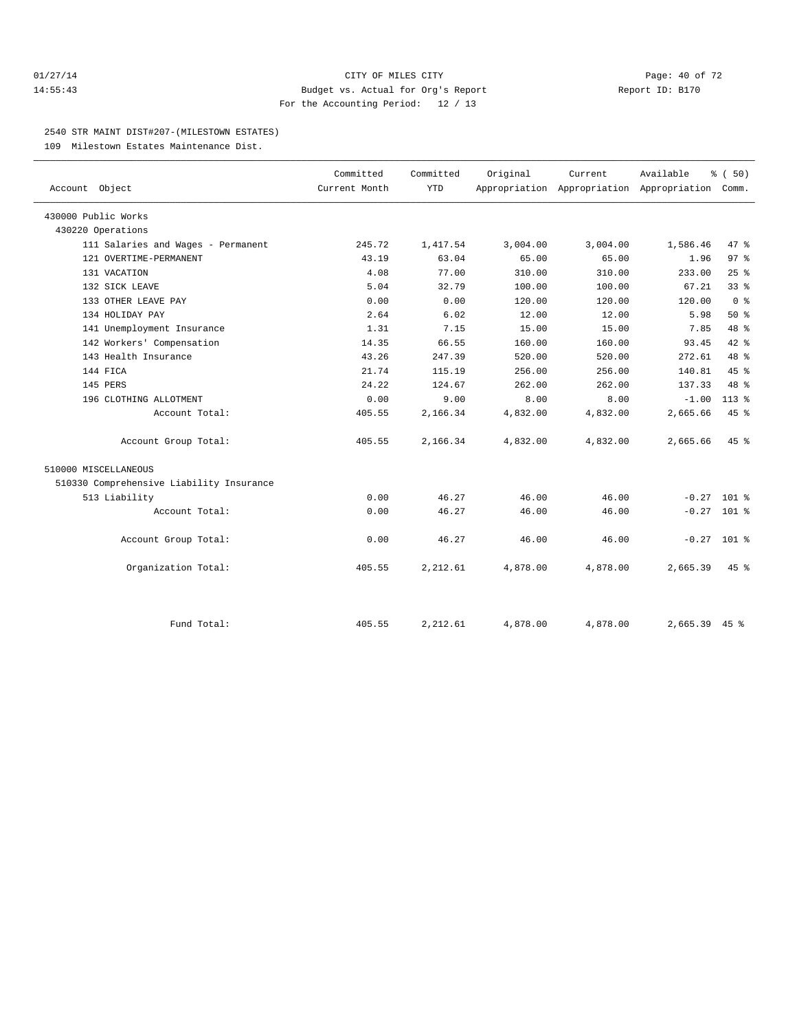01/27/14 CITY OF MILES CITY
14:55:43 Budget vs. Actual for Org's Report Report ID: B170
For the Accounting Period: 12 / 13

2540 STR MAINT DIST#207-(MILESTOWN ESTATES)

109 Milestown Estates Maintenance Dist.

| Account Object | Committed Current Month | Committed YTD | Original Appropriation | Current Appropriation | Available Appropriation | % ( 50) Comm. |
|---|---|---|---|---|---|---|
| 430000 Public Works | | | | | | |
| 430220 Operations | | | | | | |
| 111 Salaries and Wages - Permanent | 245.72 | 1,417.54 | 3,004.00 | 3,004.00 | 1,586.46 | 47 % |
| 121 OVERTIME-PERMANENT | 43.19 | 63.04 | 65.00 | 65.00 | 1.96 | 97 % |
| 131 VACATION | 4.08 | 77.00 | 310.00 | 310.00 | 233.00 | 25 % |
| 132 SICK LEAVE | 5.04 | 32.79 | 100.00 | 100.00 | 67.21 | 33 % |
| 133 OTHER LEAVE PAY | 0.00 | 0.00 | 120.00 | 120.00 | 120.00 | 0 % |
| 134 HOLIDAY PAY | 2.64 | 6.02 | 12.00 | 12.00 | 5.98 | 50 % |
| 141 Unemployment Insurance | 1.31 | 7.15 | 15.00 | 15.00 | 7.85 | 48 % |
| 142 Workers' Compensation | 14.35 | 66.55 | 160.00 | 160.00 | 93.45 | 42 % |
| 143 Health Insurance | 43.26 | 247.39 | 520.00 | 520.00 | 272.61 | 48 % |
| 144 FICA | 21.74 | 115.19 | 256.00 | 256.00 | 140.81 | 45 % |
| 145 PERS | 24.22 | 124.67 | 262.00 | 262.00 | 137.33 | 48 % |
| 196 CLOTHING ALLOTMENT | 0.00 | 9.00 | 8.00 | 8.00 | -1.00 | 113 % |
| Account Total: | 405.55 | 2,166.34 | 4,832.00 | 4,832.00 | 2,665.66 | 45 % |
| Account Group Total: | 405.55 | 2,166.34 | 4,832.00 | 4,832.00 | 2,665.66 | 45 % |
| 510000 MISCELLANEOUS | | | | | | |
| 510330 Comprehensive Liability Insurance | | | | | | |
| 513 Liability | 0.00 | 46.27 | 46.00 | 46.00 | -0.27 | 101 % |
| Account Total: | 0.00 | 46.27 | 46.00 | 46.00 | -0.27 | 101 % |
| Account Group Total: | 0.00 | 46.27 | 46.00 | 46.00 | -0.27 | 101 % |
| Organization Total: | 405.55 | 2,212.61 | 4,878.00 | 4,878.00 | 2,665.39 | 45 % |
| Fund Total: | 405.55 | 2,212.61 | 4,878.00 | 4,878.00 | 2,665.39 | 45 % |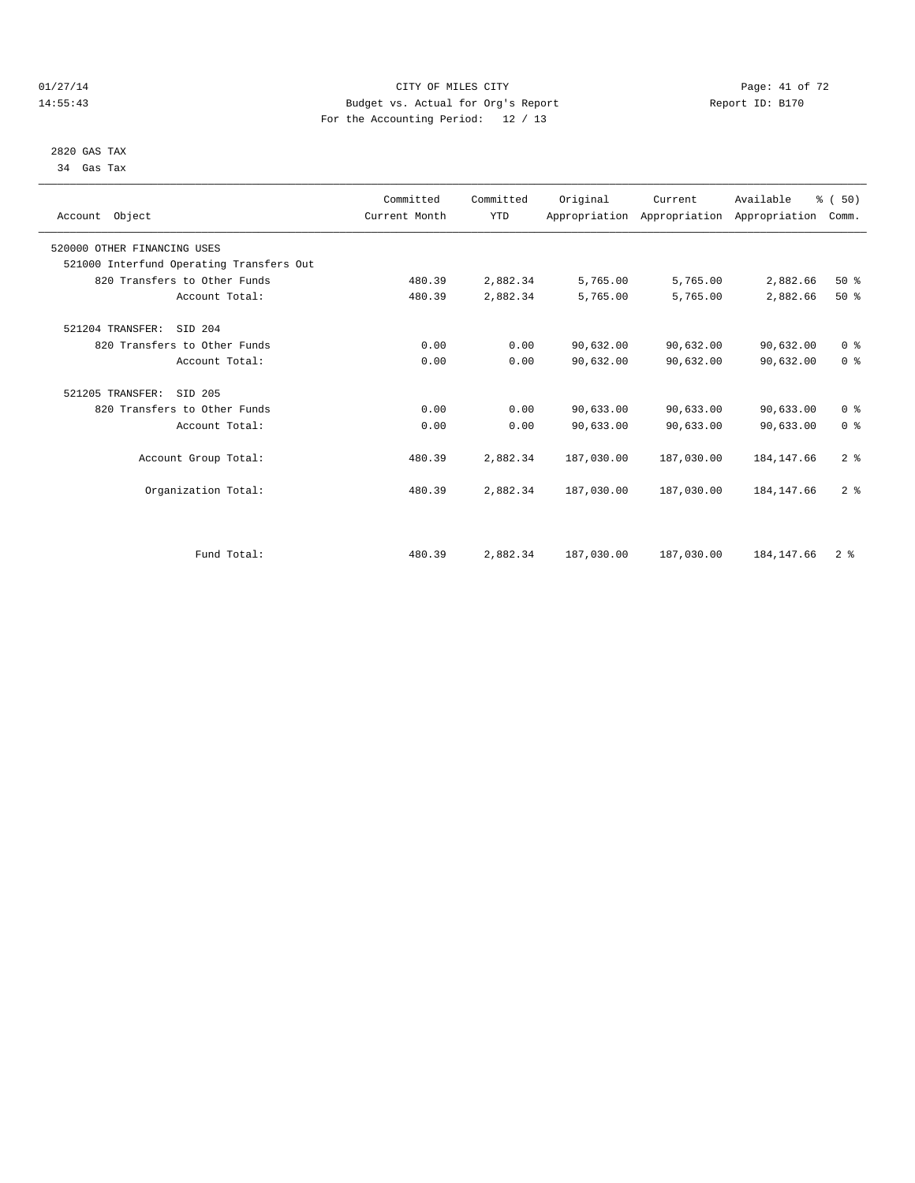CITY OF MILES CITY
Budget vs. Actual for Org's Report
For the Accounting Period: 12 / 13

01/27/14
14:55:43

Report ID: B170

2820 GAS TAX
34 Gas Tax

| Account Object | Committed Current Month | Committed YTD | Original Appropriation | Current Appropriation | Available Appropriation | % ( 50) Comm. |
|---|---|---|---|---|---|---|
| 520000 OTHER FINANCING USES | | | | | | |
| 521000 Interfund Operating Transfers Out | | | | | | |
| 820 Transfers to Other Funds | 480.39 | 2,882.34 | 5,765.00 | 5,765.00 | 2,882.66 | 50 % |
| Account Total: | 480.39 | 2,882.34 | 5,765.00 | 5,765.00 | 2,882.66 | 50 % |
| 521204 TRANSFER: SID 204 | | | | | | |
| 820 Transfers to Other Funds | 0.00 | 0.00 | 90,632.00 | 90,632.00 | 90,632.00 | 0 % |
| Account Total: | 0.00 | 0.00 | 90,632.00 | 90,632.00 | 90,632.00 | 0 % |
| 521205 TRANSFER: SID 205 | | | | | | |
| 820 Transfers to Other Funds | 0.00 | 0.00 | 90,633.00 | 90,633.00 | 90,633.00 | 0 % |
| Account Total: | 0.00 | 0.00 | 90,633.00 | 90,633.00 | 90,633.00 | 0 % |
| Account Group Total: | 480.39 | 2,882.34 | 187,030.00 | 187,030.00 | 184,147.66 | 2 % |
| Organization Total: | 480.39 | 2,882.34 | 187,030.00 | 187,030.00 | 184,147.66 | 2 % |
| Fund Total: | 480.39 | 2,882.34 | 187,030.00 | 187,030.00 | 184,147.66 | 2 % |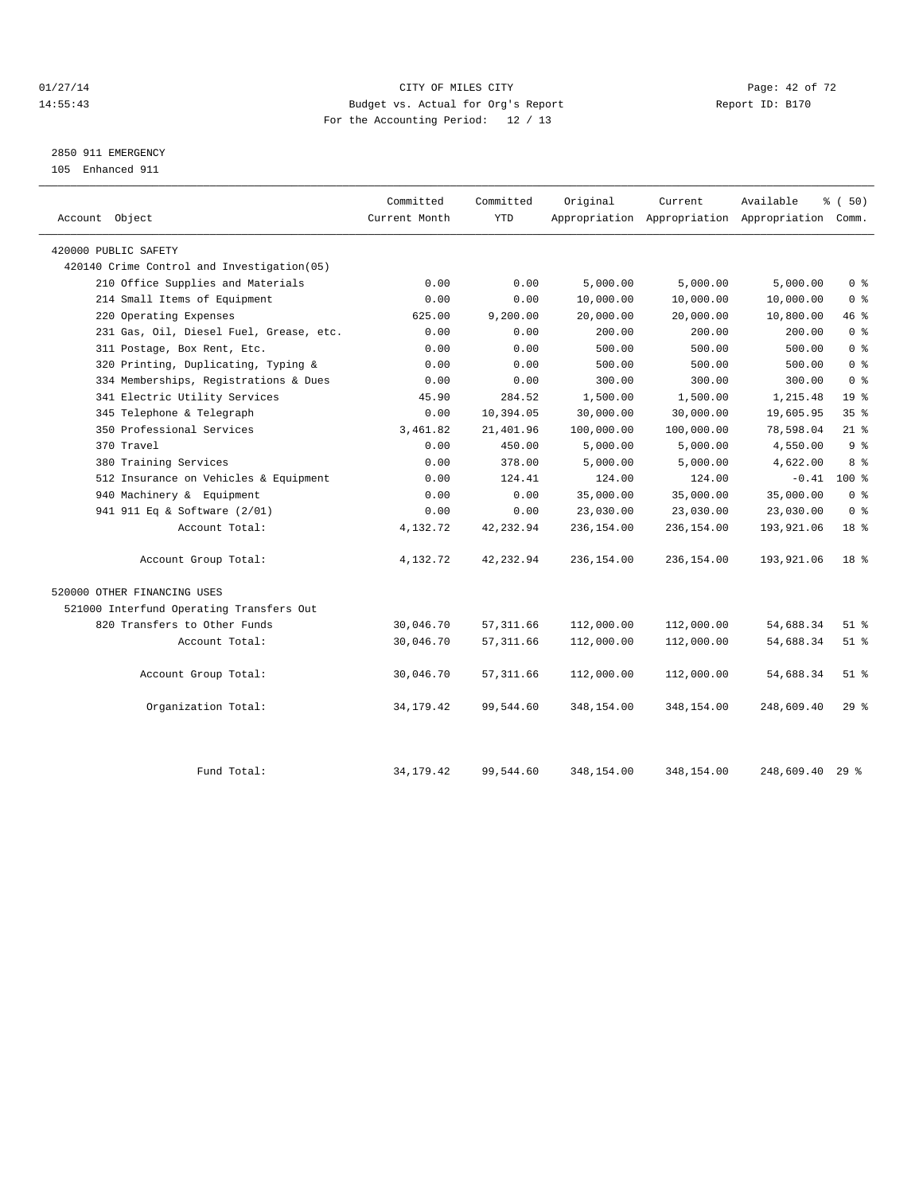01/27/14 CITY OF MILES CITY
14:55:43 Budget vs. Actual for Org's Report Report ID: B170
For the Accounting Period: 12 / 13

2850 911 EMERGENCY
105 Enhanced 911

| Account Object | Committed Current Month | Committed YTD | Original Appropriation | Current Appropriation | Available Appropriation | % ( 50) Comm. |
|---|---|---|---|---|---|---|
| 420000 PUBLIC SAFETY | | | | | | |
| 420140 Crime Control and Investigation(05) | | | | | | |
| 210 Office Supplies and Materials | 0.00 | 0.00 | 5,000.00 | 5,000.00 | 5,000.00 | 0 % |
| 214 Small Items of Equipment | 0.00 | 0.00 | 10,000.00 | 10,000.00 | 10,000.00 | 0 % |
| 220 Operating Expenses | 625.00 | 9,200.00 | 20,000.00 | 20,000.00 | 10,800.00 | 46 % |
| 231 Gas, Oil, Diesel Fuel, Grease, etc. | 0.00 | 0.00 | 200.00 | 200.00 | 200.00 | 0 % |
| 311 Postage, Box Rent, Etc. | 0.00 | 0.00 | 500.00 | 500.00 | 500.00 | 0 % |
| 320 Printing, Duplicating, Typing & | 0.00 | 0.00 | 500.00 | 500.00 | 500.00 | 0 % |
| 334 Memberships, Registrations & Dues | 0.00 | 0.00 | 300.00 | 300.00 | 300.00 | 0 % |
| 341 Electric Utility Services | 45.90 | 284.52 | 1,500.00 | 1,500.00 | 1,215.48 | 19 % |
| 345 Telephone & Telegraph | 0.00 | 10,394.05 | 30,000.00 | 30,000.00 | 19,605.95 | 35 % |
| 350 Professional Services | 3,461.82 | 21,401.96 | 100,000.00 | 100,000.00 | 78,598.04 | 21 % |
| 370 Travel | 0.00 | 450.00 | 5,000.00 | 5,000.00 | 4,550.00 | 9 % |
| 380 Training Services | 0.00 | 378.00 | 5,000.00 | 5,000.00 | 4,622.00 | 8 % |
| 512 Insurance on Vehicles & Equipment | 0.00 | 124.41 | 124.00 | 124.00 | -0.41 | 100 % |
| 940 Machinery & Equipment | 0.00 | 0.00 | 35,000.00 | 35,000.00 | 35,000.00 | 0 % |
| 941 911 Eq & Software (2/01) | 0.00 | 0.00 | 23,030.00 | 23,030.00 | 23,030.00 | 0 % |
| Account Total: | 4,132.72 | 42,232.94 | 236,154.00 | 236,154.00 | 193,921.06 | 18 % |
| Account Group Total: | 4,132.72 | 42,232.94 | 236,154.00 | 236,154.00 | 193,921.06 | 18 % |
| 520000 OTHER FINANCING USES | | | | | | |
| 521000 Interfund Operating Transfers Out | | | | | | |
| 820 Transfers to Other Funds | 30,046.70 | 57,311.66 | 112,000.00 | 112,000.00 | 54,688.34 | 51 % |
| Account Total: | 30,046.70 | 57,311.66 | 112,000.00 | 112,000.00 | 54,688.34 | 51 % |
| Account Group Total: | 30,046.70 | 57,311.66 | 112,000.00 | 112,000.00 | 54,688.34 | 51 % |
| Organization Total: | 34,179.42 | 99,544.60 | 348,154.00 | 348,154.00 | 248,609.40 | 29 % |
| Fund Total: | 34,179.42 | 99,544.60 | 348,154.00 | 348,154.00 | 248,609.40 | 29 % |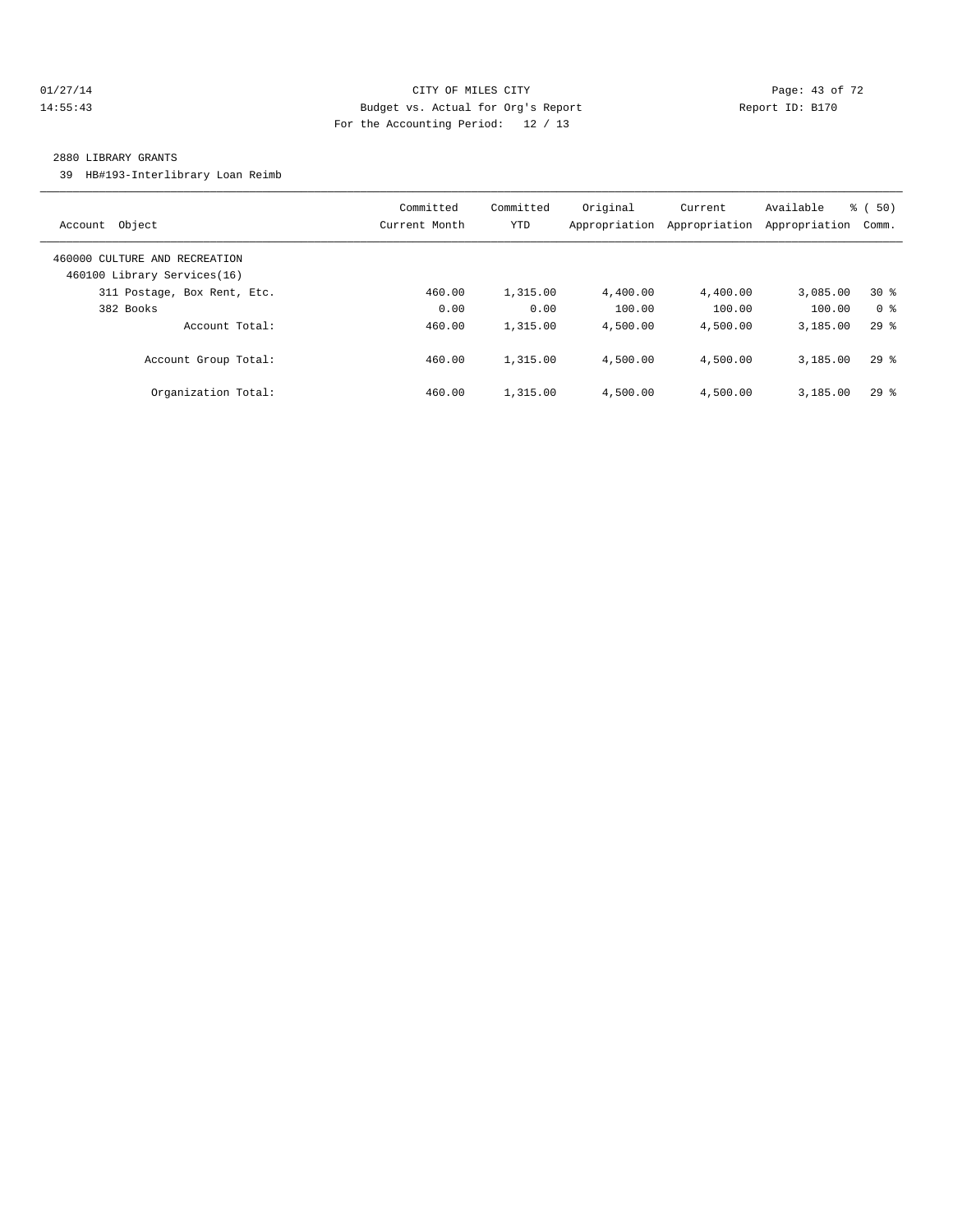CITY OF MILES CITY

Budget vs. Actual for Org's Report

For the Accounting Period: 12 / 13

01/27/14 14:55:43 — Report ID: B170

## 2880 LIBRARY GRANTS

39 HB#193-Interlibrary Loan Reimb

| Account Object | Committed Current Month | Committed YTD | Original Appropriation | Current Appropriation | Available Appropriation | % ( 50) Comm. |
|---|---|---|---|---|---|---|
| 460000 CULTURE AND RECREATION | | | | | | |
| 460100 Library Services(16) | | | | | | |
| 311 Postage, Box Rent, Etc. | 460.00 | 1,315.00 | 4,400.00 | 4,400.00 | 3,085.00 | 30 % |
| 382 Books | 0.00 | 0.00 | 100.00 | 100.00 | 100.00 | 0 % |
| Account Total: | 460.00 | 1,315.00 | 4,500.00 | 4,500.00 | 3,185.00 | 29 % |
| Account Group Total: | 460.00 | 1,315.00 | 4,500.00 | 4,500.00 | 3,185.00 | 29 % |
| Organization Total: | 460.00 | 1,315.00 | 4,500.00 | 4,500.00 | 3,185.00 | 29 % |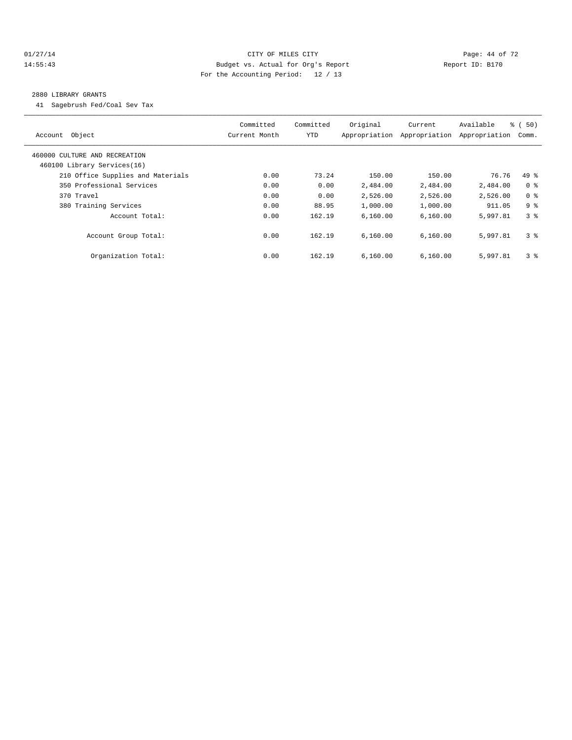CITY OF MILES CITY
Budget vs. Actual for Org's Report
For the Accounting Period: 12 / 13

Report ID: B170

## 2880 LIBRARY GRANTS

41 Sagebrush Fed/Coal Sev Tax

| Account Object | Committed Current Month | Committed YTD | Original Appropriation | Current Appropriation | Available Appropriation | % ( 50) Comm. |
|---|---|---|---|---|---|---|
| 460000 CULTURE AND RECREATION | | | | | | |
| 460100 Library Services(16) | | | | | | |
| 210 Office Supplies and Materials | 0.00 | 73.24 | 150.00 | 150.00 | 76.76 | 49 % |
| 350 Professional Services | 0.00 | 0.00 | 2,484.00 | 2,484.00 | 2,484.00 | 0 % |
| 370 Travel | 0.00 | 0.00 | 2,526.00 | 2,526.00 | 2,526.00 | 0 % |
| 380 Training Services | 0.00 | 88.95 | 1,000.00 | 1,000.00 | 911.05 | 9 % |
| Account Total: | 0.00 | 162.19 | 6,160.00 | 6,160.00 | 5,997.81 | 3 % |
| Account Group Total: | 0.00 | 162.19 | 6,160.00 | 6,160.00 | 5,997.81 | 3 % |
| Organization Total: | 0.00 | 162.19 | 6,160.00 | 6,160.00 | 5,997.81 | 3 % |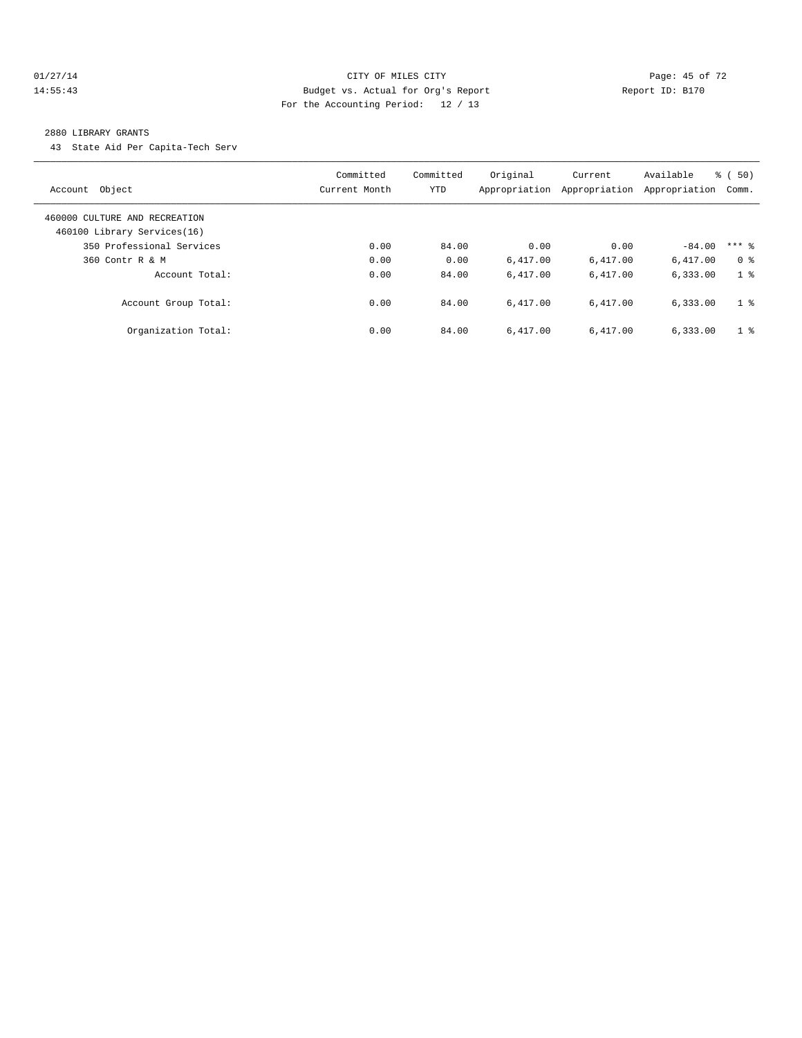CITY OF MILES CITY
Budget vs. Actual for Org's Report
For the Accounting Period: 12 / 13

01/27/14
14:55:43

Report ID: B170

2880 LIBRARY GRANTS

43 State Aid Per Capita-Tech Serv

| Account Object | Committed Current Month | Committed YTD | Original Appropriation | Current Appropriation | Available Appropriation | % ( 50) Comm. |
|---|---|---|---|---|---|---|
| 460000 CULTURE AND RECREATION | | | | | | |
| 460100 Library Services(16) | | | | | | |
| 350 Professional Services | 0.00 | 84.00 | 0.00 | 0.00 | -84.00 | *** % |
| 360 Contr R & M | 0.00 | 0.00 | 6,417.00 | 6,417.00 | 6,417.00 | 0 % |
| Account Total: | 0.00 | 84.00 | 6,417.00 | 6,417.00 | 6,333.00 | 1 % |
| Account Group Total: | 0.00 | 84.00 | 6,417.00 | 6,417.00 | 6,333.00 | 1 % |
| Organization Total: | 0.00 | 84.00 | 6,417.00 | 6,417.00 | 6,333.00 | 1 % |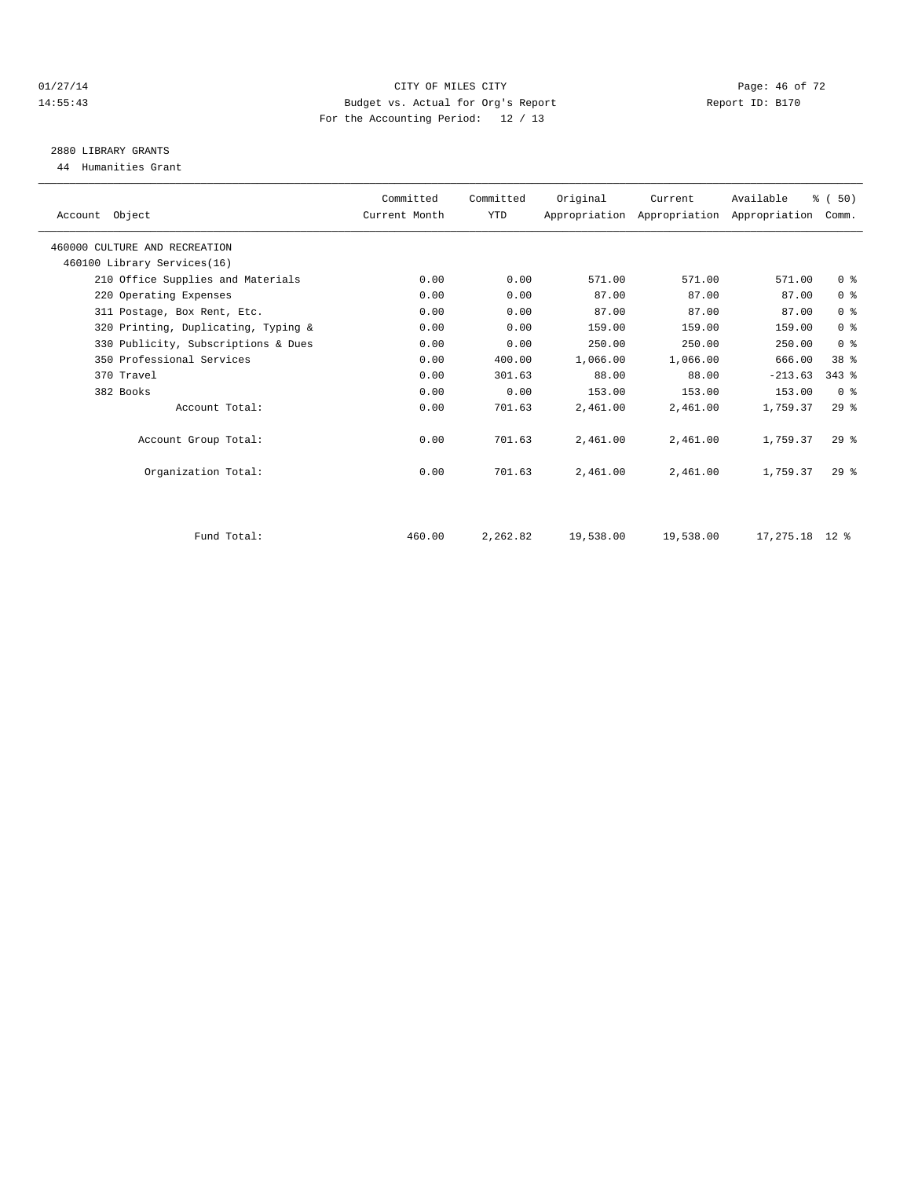CITY OF MILES CITY
Budget vs. Actual for Org's Report
For the Accounting Period: 12 / 13

01/27/14
14:55:43
Report ID: B170

## 2880 LIBRARY GRANTS

44 Humanities Grant

| Account Object | Committed Current Month | Committed YTD | Original Appropriation | Current Appropriation | Available Appropriation | % ( 50) Comm. |
|---|---|---|---|---|---|---|
| 460000 CULTURE AND RECREATION | | | | | | |
| 460100 Library Services(16) | | | | | | |
| 210 Office Supplies and Materials | 0.00 | 0.00 | 571.00 | 571.00 | 571.00 | 0 % |
| 220 Operating Expenses | 0.00 | 0.00 | 87.00 | 87.00 | 87.00 | 0 % |
| 311 Postage, Box Rent, Etc. | 0.00 | 0.00 | 87.00 | 87.00 | 87.00 | 0 % |
| 320 Printing, Duplicating, Typing & | 0.00 | 0.00 | 159.00 | 159.00 | 159.00 | 0 % |
| 330 Publicity, Subscriptions & Dues | 0.00 | 0.00 | 250.00 | 250.00 | 250.00 | 0 % |
| 350 Professional Services | 0.00 | 400.00 | 1,066.00 | 1,066.00 | 666.00 | 38 % |
| 370 Travel | 0.00 | 301.63 | 88.00 | 88.00 | -213.63 | 343 % |
| 382 Books | 0.00 | 0.00 | 153.00 | 153.00 | 153.00 | 0 % |
| Account Total: | 0.00 | 701.63 | 2,461.00 | 2,461.00 | 1,759.37 | 29 % |
| Account Group Total: | 0.00 | 701.63 | 2,461.00 | 2,461.00 | 1,759.37 | 29 % |
| Organization Total: | 0.00 | 701.63 | 2,461.00 | 2,461.00 | 1,759.37 | 29 % |
| Fund Total: | 460.00 | 2,262.82 | 19,538.00 | 19,538.00 | 17,275.18 | 12 % |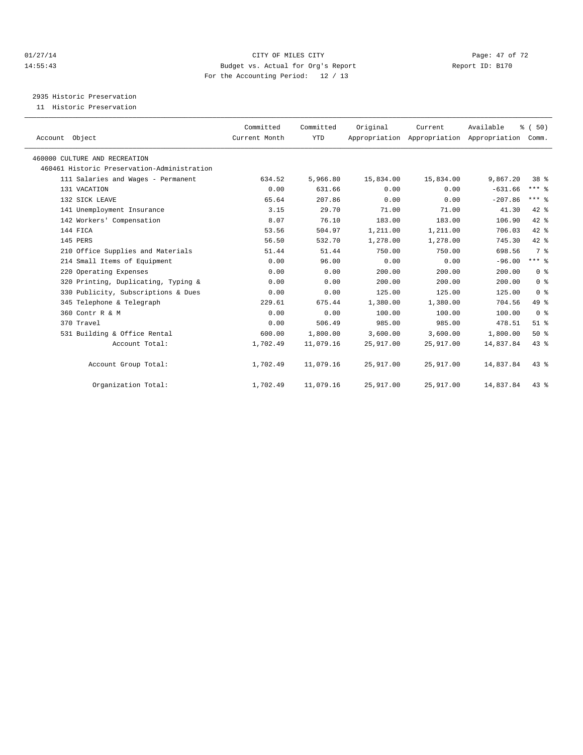CITY OF MILES CITY
Budget vs. Actual for Org's Report
For the Accounting Period: 12 / 13

01/27/14
14:55:43

Report ID: B170

2935 Historic Preservation
11 Historic Preservation

| Account Object | Committed Current Month | Committed YTD | Original Appropriation | Current Appropriation | Available Appropriation | % ( 50) Comm. |
|---|---|---|---|---|---|---|
| 460000 CULTURE AND RECREATION | | | | | | |
| 460461 Historic Preservation-Administration | | | | | | |
| 111 Salaries and Wages - Permanent | 634.52 | 5,966.80 | 15,834.00 | 15,834.00 | 9,867.20 | 38 % |
| 131 VACATION | 0.00 | 631.66 | 0.00 | 0.00 | -631.66 | *** % |
| 132 SICK LEAVE | 65.64 | 207.86 | 0.00 | 0.00 | -207.86 | *** % |
| 141 Unemployment Insurance | 3.15 | 29.70 | 71.00 | 71.00 | 41.30 | 42 % |
| 142 Workers' Compensation | 8.07 | 76.10 | 183.00 | 183.00 | 106.90 | 42 % |
| 144 FICA | 53.56 | 504.97 | 1,211.00 | 1,211.00 | 706.03 | 42 % |
| 145 PERS | 56.50 | 532.70 | 1,278.00 | 1,278.00 | 745.30 | 42 % |
| 210 Office Supplies and Materials | 51.44 | 51.44 | 750.00 | 750.00 | 698.56 | 7 % |
| 214 Small Items of Equipment | 0.00 | 96.00 | 0.00 | 0.00 | -96.00 | *** % |
| 220 Operating Expenses | 0.00 | 0.00 | 200.00 | 200.00 | 200.00 | 0 % |
| 320 Printing, Duplicating, Typing & | 0.00 | 0.00 | 200.00 | 200.00 | 200.00 | 0 % |
| 330 Publicity, Subscriptions & Dues | 0.00 | 0.00 | 125.00 | 125.00 | 125.00 | 0 % |
| 345 Telephone & Telegraph | 229.61 | 675.44 | 1,380.00 | 1,380.00 | 704.56 | 49 % |
| 360 Contr R & M | 0.00 | 0.00 | 100.00 | 100.00 | 100.00 | 0 % |
| 370 Travel | 0.00 | 506.49 | 985.00 | 985.00 | 478.51 | 51 % |
| 531 Building & Office Rental | 600.00 | 1,800.00 | 3,600.00 | 3,600.00 | 1,800.00 | 50 % |
| Account Total: | 1,702.49 | 11,079.16 | 25,917.00 | 25,917.00 | 14,837.84 | 43 % |
| Account Group Total: | 1,702.49 | 11,079.16 | 25,917.00 | 25,917.00 | 14,837.84 | 43 % |
| Organization Total: | 1,702.49 | 11,079.16 | 25,917.00 | 25,917.00 | 14,837.84 | 43 % |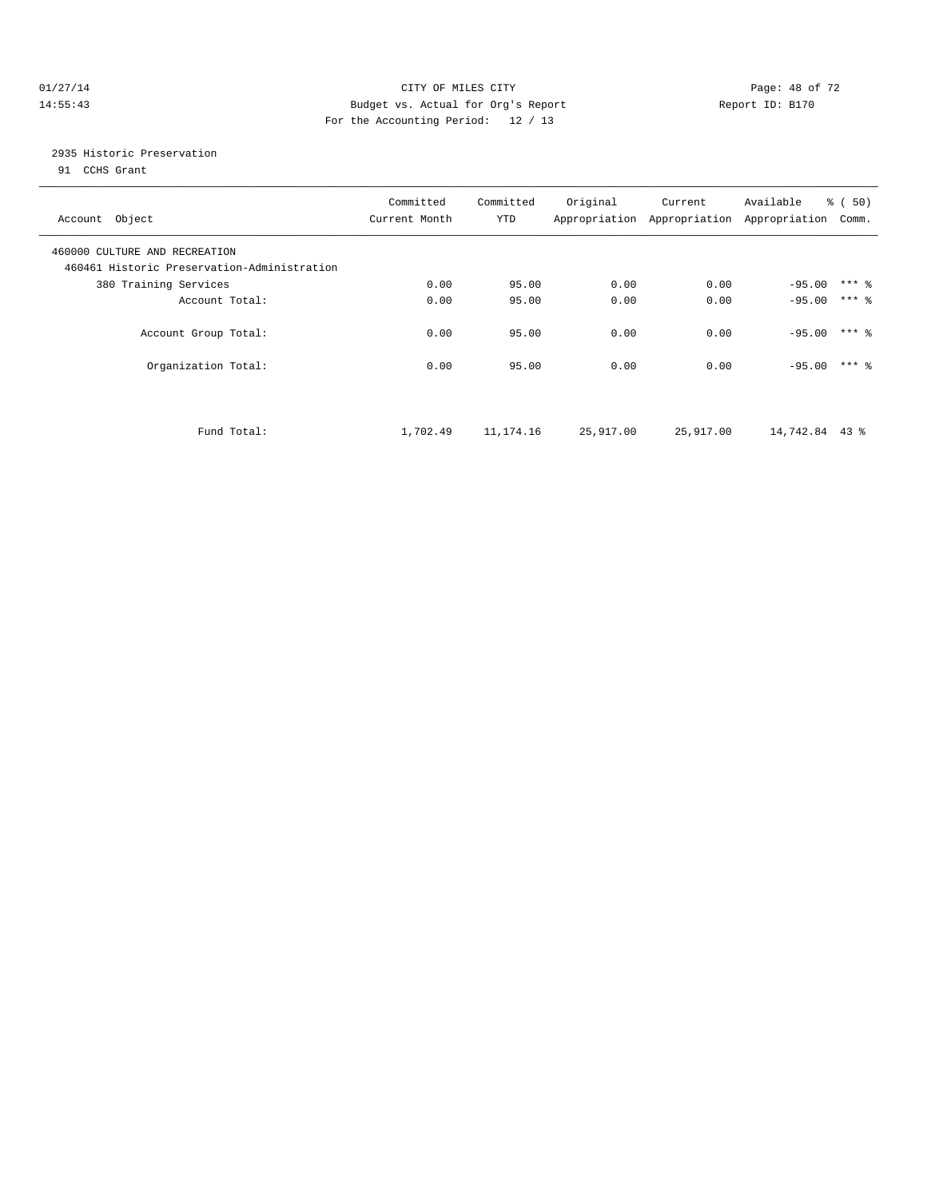CITY OF MILES CITY
Budget vs. Actual for Org's Report
For the Accounting Period: 12 / 13

01/27/14
14:55:43

Report ID: B170

2935 Historic Preservation
91 CCHS Grant

| Account Object | Committed Current Month | Committed YTD | Original Appropriation | Current Appropriation | Available Appropriation | % ( 50) Comm. |
|---|---|---|---|---|---|---|
| 460000 CULTURE AND RECREATION | | | | | | |
| 460461 Historic Preservation-Administration | | | | | | |
| 380 Training Services | 0.00 | 95.00 | 0.00 | 0.00 | -95.00 | *** % |
| Account Total: | 0.00 | 95.00 | 0.00 | 0.00 | -95.00 | *** % |
| Account Group Total: | 0.00 | 95.00 | 0.00 | 0.00 | -95.00 | *** % |
| Organization Total: | 0.00 | 95.00 | 0.00 | 0.00 | -95.00 | *** % |
| Fund Total: | 1,702.49 | 11,174.16 | 25,917.00 | 25,917.00 | 14,742.84 | 43 % |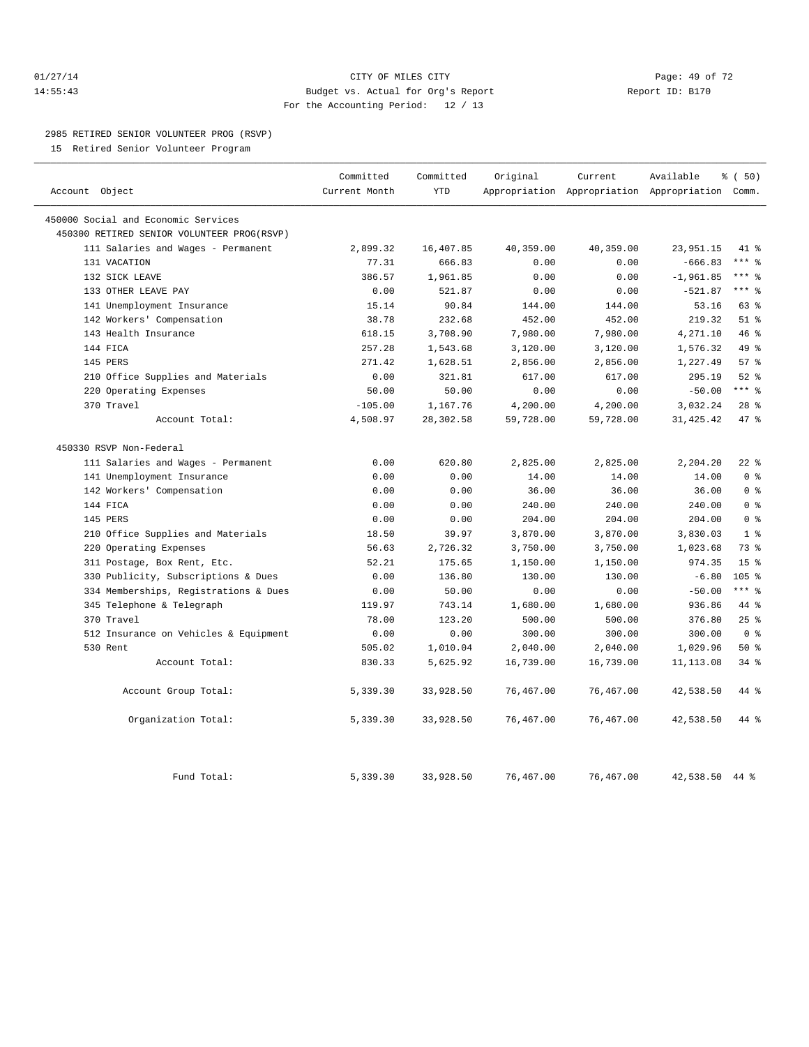CITY OF MILES CITY
Budget vs. Actual for Org's Report
For the Accounting Period: 12 / 13

01/27/14 14:55:43 — Report ID: B170

## 2985 RETIRED SENIOR VOLUNTEER PROG (RSVP)

15 Retired Senior Volunteer Program

| Account Object | Committed Current Month | Committed YTD | Original Appropriation | Current Appropriation | Available Appropriation | % ( 50) Comm. |
|---|---|---|---|---|---|---|
| 450000 Social and Economic Services | | | | | | |
| 450300 RETIRED SENIOR VOLUNTEER PROG(RSVP) | | | | | | |
| 111 Salaries and Wages - Permanent | 2,899.32 | 16,407.85 | 40,359.00 | 40,359.00 | 23,951.15 | 41 % |
| 131 VACATION | 77.31 | 666.83 | 0.00 | 0.00 | -666.83 | *** % |
| 132 SICK LEAVE | 386.57 | 1,961.85 | 0.00 | 0.00 | -1,961.85 | *** % |
| 133 OTHER LEAVE PAY | 0.00 | 521.87 | 0.00 | 0.00 | -521.87 | *** % |
| 141 Unemployment Insurance | 15.14 | 90.84 | 144.00 | 144.00 | 53.16 | 63 % |
| 142 Workers' Compensation | 38.78 | 232.68 | 452.00 | 452.00 | 219.32 | 51 % |
| 143 Health Insurance | 618.15 | 3,708.90 | 7,980.00 | 7,980.00 | 4,271.10 | 46 % |
| 144 FICA | 257.28 | 1,543.68 | 3,120.00 | 3,120.00 | 1,576.32 | 49 % |
| 145 PERS | 271.42 | 1,628.51 | 2,856.00 | 2,856.00 | 1,227.49 | 57 % |
| 210 Office Supplies and Materials | 0.00 | 321.81 | 617.00 | 617.00 | 295.19 | 52 % |
| 220 Operating Expenses | 50.00 | 50.00 | 0.00 | 0.00 | -50.00 | *** % |
| 370 Travel | -105.00 | 1,167.76 | 4,200.00 | 4,200.00 | 3,032.24 | 28 % |
| Account Total: | 4,508.97 | 28,302.58 | 59,728.00 | 59,728.00 | 31,425.42 | 47 % |
| 450330 RSVP Non-Federal | | | | | | |
| 111 Salaries and Wages - Permanent | 0.00 | 620.80 | 2,825.00 | 2,825.00 | 2,204.20 | 22 % |
| 141 Unemployment Insurance | 0.00 | 0.00 | 14.00 | 14.00 | 14.00 | 0 % |
| 142 Workers' Compensation | 0.00 | 0.00 | 36.00 | 36.00 | 36.00 | 0 % |
| 144 FICA | 0.00 | 0.00 | 240.00 | 240.00 | 240.00 | 0 % |
| 145 PERS | 0.00 | 0.00 | 204.00 | 204.00 | 204.00 | 0 % |
| 210 Office Supplies and Materials | 18.50 | 39.97 | 3,870.00 | 3,870.00 | 3,830.03 | 1 % |
| 220 Operating Expenses | 56.63 | 2,726.32 | 3,750.00 | 3,750.00 | 1,023.68 | 73 % |
| 311 Postage, Box Rent, Etc. | 52.21 | 175.65 | 1,150.00 | 1,150.00 | 974.35 | 15 % |
| 330 Publicity, Subscriptions & Dues | 0.00 | 136.80 | 130.00 | 130.00 | -6.80 | 105 % |
| 334 Memberships, Registrations & Dues | 0.00 | 50.00 | 0.00 | 0.00 | -50.00 | *** % |
| 345 Telephone & Telegraph | 119.97 | 743.14 | 1,680.00 | 1,680.00 | 936.86 | 44 % |
| 370 Travel | 78.00 | 123.20 | 500.00 | 500.00 | 376.80 | 25 % |
| 512 Insurance on Vehicles & Equipment | 0.00 | 0.00 | 300.00 | 300.00 | 300.00 | 0 % |
| 530 Rent | 505.02 | 1,010.04 | 2,040.00 | 2,040.00 | 1,029.96 | 50 % |
| Account Total: | 830.33 | 5,625.92 | 16,739.00 | 16,739.00 | 11,113.08 | 34 % |
| Account Group Total: | 5,339.30 | 33,928.50 | 76,467.00 | 76,467.00 | 42,538.50 | 44 % |
| Organization Total: | 5,339.30 | 33,928.50 | 76,467.00 | 76,467.00 | 42,538.50 | 44 % |
| Fund Total: | 5,339.30 | 33,928.50 | 76,467.00 | 76,467.00 | 42,538.50 | 44 % |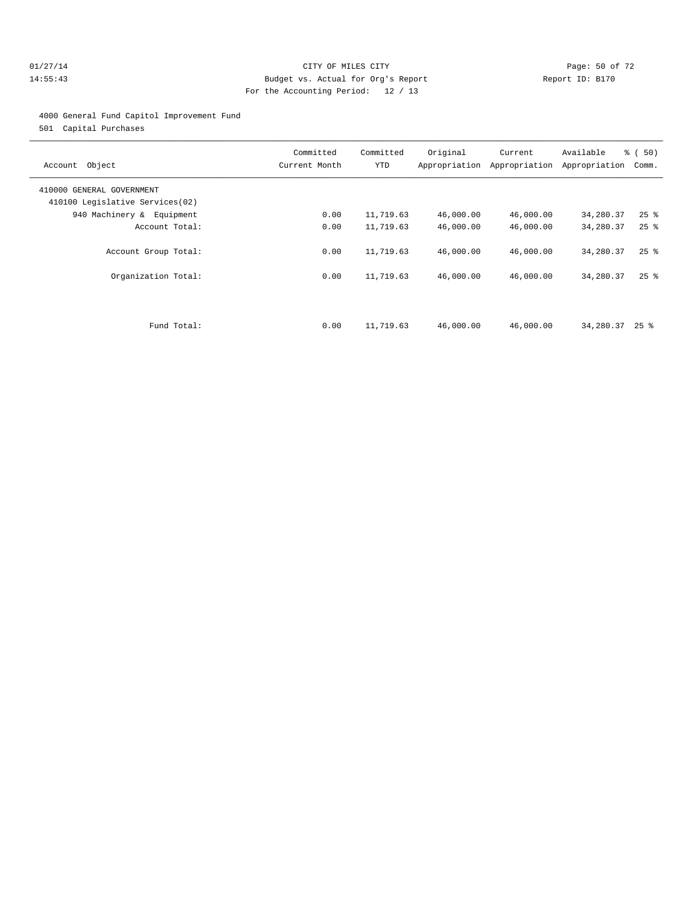CITY OF MILES CITY
Budget vs. Actual for Org's Report
For the Accounting Period: 12 / 13

01/27/14
14:55:43

Report ID: B170

4000 General Fund Capitol Improvement Fund
501 Capital Purchases

| Account Object | Committed Current Month | Committed YTD | Original Appropriation | Current Appropriation | Available Appropriation | % ( 50) Comm. |
|---|---|---|---|---|---|---|
| 410000 GENERAL GOVERNMENT | | | | | | |
| 410100 Legislative Services(02) | | | | | | |
| 940 Machinery & Equipment | 0.00 | 11,719.63 | 46,000.00 | 46,000.00 | 34,280.37 | 25 % |
| Account Total: | 0.00 | 11,719.63 | 46,000.00 | 46,000.00 | 34,280.37 | 25 % |
| Account Group Total: | 0.00 | 11,719.63 | 46,000.00 | 46,000.00 | 34,280.37 | 25 % |
| Organization Total: | 0.00 | 11,719.63 | 46,000.00 | 46,000.00 | 34,280.37 | 25 % |
| Fund Total: | 0.00 | 11,719.63 | 46,000.00 | 46,000.00 | 34,280.37 | 25 % |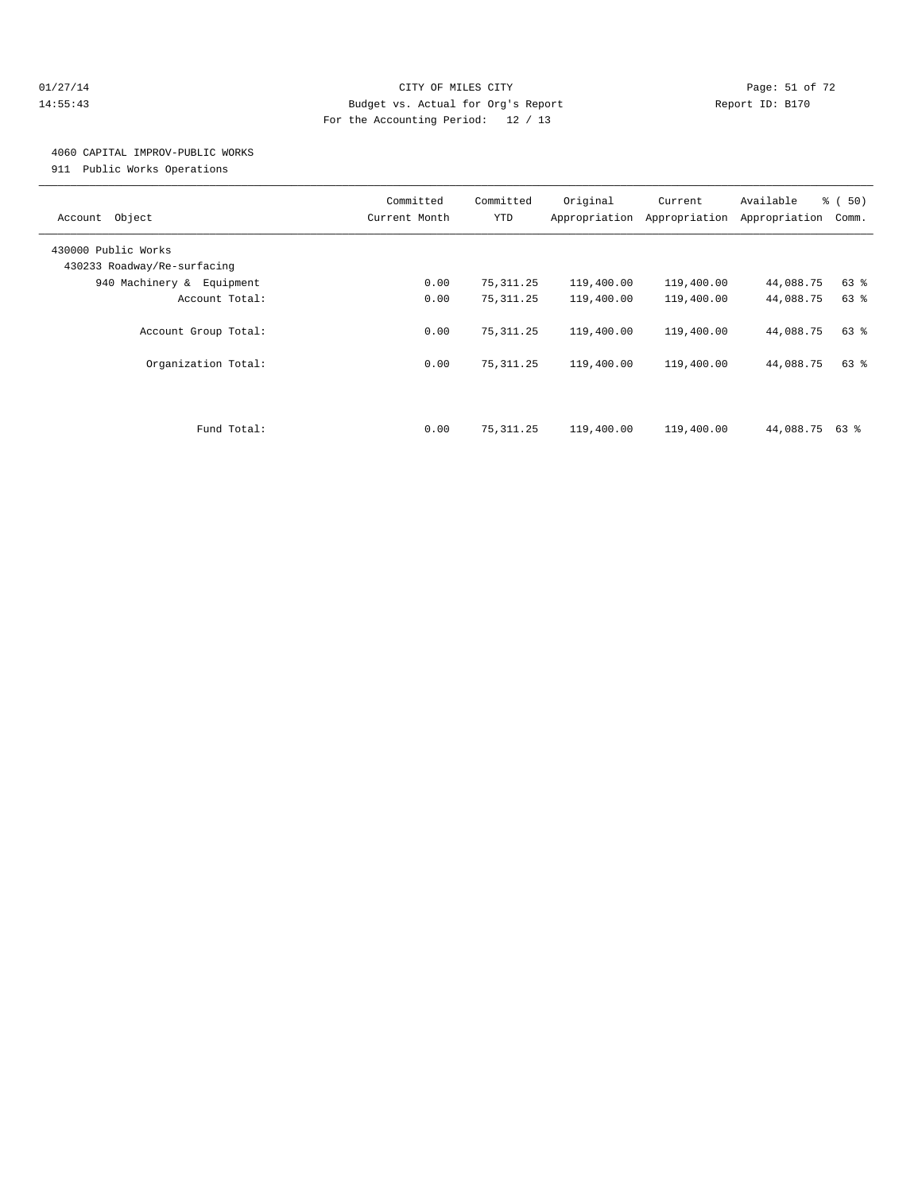CITY OF MILES CITY
Budget vs. Actual for Org's Report
For the Accounting Period: 12 / 13

01/27/14
14:55:43

Report ID: B170

## 4060 CAPITAL IMPROV-PUBLIC WORKS

911 Public Works Operations

| Account Object | Committed Current Month | Committed YTD | Original Appropriation | Current Appropriation | Available Appropriation | % ( 50) Comm. |
|---|---|---|---|---|---|---|
| 430000 Public Works | | | | | | |
| 430233 Roadway/Re-surfacing | | | | | | |
| 940 Machinery & Equipment | 0.00 | 75,311.25 | 119,400.00 | 119,400.00 | 44,088.75 | 63 % |
| Account Total: | 0.00 | 75,311.25 | 119,400.00 | 119,400.00 | 44,088.75 | 63 % |
| Account Group Total: | 0.00 | 75,311.25 | 119,400.00 | 119,400.00 | 44,088.75 | 63 % |
| Organization Total: | 0.00 | 75,311.25 | 119,400.00 | 119,400.00 | 44,088.75 | 63 % |
| Fund Total: | 0.00 | 75,311.25 | 119,400.00 | 119,400.00 | 44,088.75 | 63 % |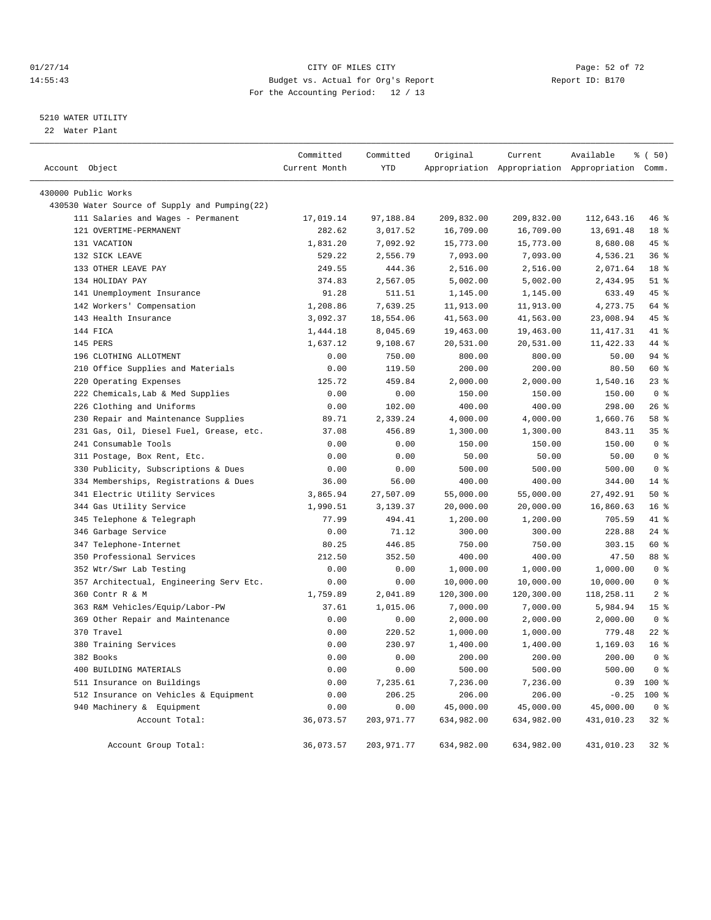CITY OF MILES CITY
Budget vs. Actual for Org's Report
For the Accounting Period: 12 / 13

01/27/14
14:55:43

Report ID: B170

5210 WATER UTILITY
22 Water Plant

| Account Object | Committed Current Month | Committed YTD | Original Appropriation | Current Appropriation | Available Appropriation | % ( 50) Comm. |
|---|---|---|---|---|---|---|
| 430000 Public Works | | | | | | |
| 430530 Water Source of Supply and Pumping(22) | | | | | | |
| 111 Salaries and Wages - Permanent | 17,019.14 | 97,188.84 | 209,832.00 | 209,832.00 | 112,643.16 | 46 % |
| 121 OVERTIME-PERMANENT | 282.62 | 3,017.52 | 16,709.00 | 16,709.00 | 13,691.48 | 18 % |
| 131 VACATION | 1,831.20 | 7,092.92 | 15,773.00 | 15,773.00 | 8,680.08 | 45 % |
| 132 SICK LEAVE | 529.22 | 2,556.79 | 7,093.00 | 7,093.00 | 4,536.21 | 36 % |
| 133 OTHER LEAVE PAY | 249.55 | 444.36 | 2,516.00 | 2,516.00 | 2,071.64 | 18 % |
| 134 HOLIDAY PAY | 374.83 | 2,567.05 | 5,002.00 | 5,002.00 | 2,434.95 | 51 % |
| 141 Unemployment Insurance | 91.28 | 511.51 | 1,145.00 | 1,145.00 | 633.49 | 45 % |
| 142 Workers' Compensation | 1,208.86 | 7,639.25 | 11,913.00 | 11,913.00 | 4,273.75 | 64 % |
| 143 Health Insurance | 3,092.37 | 18,554.06 | 41,563.00 | 41,563.00 | 23,008.94 | 45 % |
| 144 FICA | 1,444.18 | 8,045.69 | 19,463.00 | 19,463.00 | 11,417.31 | 41 % |
| 145 PERS | 1,637.12 | 9,108.67 | 20,531.00 | 20,531.00 | 11,422.33 | 44 % |
| 196 CLOTHING ALLOTMENT | 0.00 | 750.00 | 800.00 | 800.00 | 50.00 | 94 % |
| 210 Office Supplies and Materials | 0.00 | 119.50 | 200.00 | 200.00 | 80.50 | 60 % |
| 220 Operating Expenses | 125.72 | 459.84 | 2,000.00 | 2,000.00 | 1,540.16 | 23 % |
| 222 Chemicals,Lab & Med Supplies | 0.00 | 0.00 | 150.00 | 150.00 | 150.00 | 0 % |
| 226 Clothing and Uniforms | 0.00 | 102.00 | 400.00 | 400.00 | 298.00 | 26 % |
| 230 Repair and Maintenance Supplies | 89.71 | 2,339.24 | 4,000.00 | 4,000.00 | 1,660.76 | 58 % |
| 231 Gas, Oil, Diesel Fuel, Grease, etc. | 37.08 | 456.89 | 1,300.00 | 1,300.00 | 843.11 | 35 % |
| 241 Consumable Tools | 0.00 | 0.00 | 150.00 | 150.00 | 150.00 | 0 % |
| 311 Postage, Box Rent, Etc. | 0.00 | 0.00 | 50.00 | 50.00 | 50.00 | 0 % |
| 330 Publicity, Subscriptions & Dues | 0.00 | 0.00 | 500.00 | 500.00 | 500.00 | 0 % |
| 334 Memberships, Registrations & Dues | 36.00 | 56.00 | 400.00 | 400.00 | 344.00 | 14 % |
| 341 Electric Utility Services | 3,865.94 | 27,507.09 | 55,000.00 | 55,000.00 | 27,492.91 | 50 % |
| 344 Gas Utility Service | 1,990.51 | 3,139.37 | 20,000.00 | 20,000.00 | 16,860.63 | 16 % |
| 345 Telephone & Telegraph | 77.99 | 494.41 | 1,200.00 | 1,200.00 | 705.59 | 41 % |
| 346 Garbage Service | 0.00 | 71.12 | 300.00 | 300.00 | 228.88 | 24 % |
| 347 Telephone-Internet | 80.25 | 446.85 | 750.00 | 750.00 | 303.15 | 60 % |
| 350 Professional Services | 212.50 | 352.50 | 400.00 | 400.00 | 47.50 | 88 % |
| 352 Wtr/Swr Lab Testing | 0.00 | 0.00 | 1,000.00 | 1,000.00 | 1,000.00 | 0 % |
| 357 Architectual, Engineering Serv Etc. | 0.00 | 0.00 | 10,000.00 | 10,000.00 | 10,000.00 | 0 % |
| 360 Contr R & M | 1,759.89 | 2,041.89 | 120,300.00 | 120,300.00 | 118,258.11 | 2 % |
| 363 R&M Vehicles/Equip/Labor-PW | 37.61 | 1,015.06 | 7,000.00 | 7,000.00 | 5,984.94 | 15 % |
| 369 Other Repair and Maintenance | 0.00 | 0.00 | 2,000.00 | 2,000.00 | 2,000.00 | 0 % |
| 370 Travel | 0.00 | 220.52 | 1,000.00 | 1,000.00 | 779.48 | 22 % |
| 380 Training Services | 0.00 | 230.97 | 1,400.00 | 1,400.00 | 1,169.03 | 16 % |
| 382 Books | 0.00 | 0.00 | 200.00 | 200.00 | 200.00 | 0 % |
| 400 BUILDING MATERIALS | 0.00 | 0.00 | 500.00 | 500.00 | 500.00 | 0 % |
| 511 Insurance on Buildings | 0.00 | 7,235.61 | 7,236.00 | 7,236.00 | 0.39 | 100 % |
| 512 Insurance on Vehicles & Equipment | 0.00 | 206.25 | 206.00 | 206.00 | -0.25 | 100 % |
| 940 Machinery & Equipment | 0.00 | 0.00 | 45,000.00 | 45,000.00 | 45,000.00 | 0 % |
| Account Total: | 36,073.57 | 203,971.77 | 634,982.00 | 634,982.00 | 431,010.23 | 32 % |
| Account Group Total: | 36,073.57 | 203,971.77 | 634,982.00 | 634,982.00 | 431,010.23 | 32 % |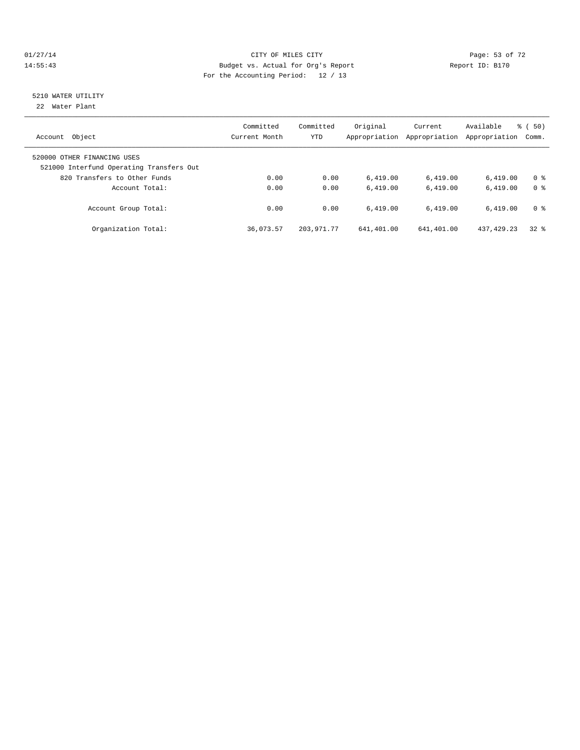CITY OF MILES CITY
Budget vs. Actual for Org's Report
For the Accounting Period: 12 / 13

01/27/14
14:55:43

Report ID: B170

## 5210 WATER UTILITY

22 Water Plant

| Account Object | Committed Current Month | Committed YTD | Original Appropriation | Current Appropriation | Available Appropriation | % ( 50) Comm. |
|---|---|---|---|---|---|---|
| 520000 OTHER FINANCING USES | | | | | | |
| 521000 Interfund Operating Transfers Out | | | | | | |
| 820 Transfers to Other Funds | 0.00 | 0.00 | 6,419.00 | 6,419.00 | 6,419.00 | 0 % |
| Account Total: | 0.00 | 0.00 | 6,419.00 | 6,419.00 | 6,419.00 | 0 % |
| Account Group Total: | 0.00 | 0.00 | 6,419.00 | 6,419.00 | 6,419.00 | 0 % |
| Organization Total: | 36,073.57 | 203,971.77 | 641,401.00 | 641,401.00 | 437,429.23 | 32 % |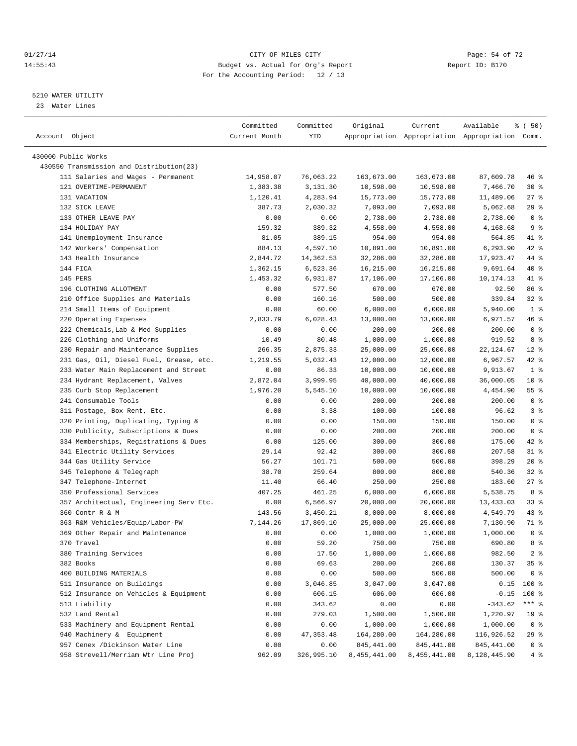CITY OF MILES CITY
Budget vs. Actual for Org's Report
For the Accounting Period: 12 / 13

01/27/14
14:55:43

Report ID: B170

5210 WATER UTILITY
23 Water Lines

| Account Object | Committed Current Month | Committed YTD | Original Appropriation | Current Appropriation | Available Appropriation | % ( 50) Comm. |
|---|---|---|---|---|---|---|
| 430000 Public Works | | | | | | |
| 430550 Transmission and Distribution(23) | | | | | | |
| 111 Salaries and Wages - Permanent | 14,958.07 | 76,063.22 | 163,673.00 | 163,673.00 | 87,609.78 | 46 % |
| 121 OVERTIME-PERMANENT | 1,383.38 | 3,131.30 | 10,598.00 | 10,598.00 | 7,466.70 | 30 % |
| 131 VACATION | 1,120.41 | 4,283.94 | 15,773.00 | 15,773.00 | 11,489.06 | 27 % |
| 132 SICK LEAVE | 387.73 | 2,030.32 | 7,093.00 | 7,093.00 | 5,062.68 | 29 % |
| 133 OTHER LEAVE PAY | 0.00 | 0.00 | 2,738.00 | 2,738.00 | 2,738.00 | 0 % |
| 134 HOLIDAY PAY | 159.32 | 389.32 | 4,558.00 | 4,558.00 | 4,168.68 | 9 % |
| 141 Unemployment Insurance | 81.05 | 389.15 | 954.00 | 954.00 | 564.85 | 41 % |
| 142 Workers' Compensation | 884.13 | 4,597.10 | 10,891.00 | 10,891.00 | 6,293.90 | 42 % |
| 143 Health Insurance | 2,844.72 | 14,362.53 | 32,286.00 | 32,286.00 | 17,923.47 | 44 % |
| 144 FICA | 1,362.15 | 6,523.36 | 16,215.00 | 16,215.00 | 9,691.64 | 40 % |
| 145 PERS | 1,453.32 | 6,931.87 | 17,106.00 | 17,106.00 | 10,174.13 | 41 % |
| 196 CLOTHING ALLOTMENT | 0.00 | 577.50 | 670.00 | 670.00 | 92.50 | 86 % |
| 210 Office Supplies and Materials | 0.00 | 160.16 | 500.00 | 500.00 | 339.84 | 32 % |
| 214 Small Items of Equipment | 0.00 | 60.00 | 6,000.00 | 6,000.00 | 5,940.00 | 1 % |
| 220 Operating Expenses | 2,833.79 | 6,028.43 | 13,000.00 | 13,000.00 | 6,971.57 | 46 % |
| 222 Chemicals,Lab & Med Supplies | 0.00 | 0.00 | 200.00 | 200.00 | 200.00 | 0 % |
| 226 Clothing and Uniforms | 10.49 | 80.48 | 1,000.00 | 1,000.00 | 919.52 | 8 % |
| 230 Repair and Maintenance Supplies | 266.35 | 2,875.33 | 25,000.00 | 25,000.00 | 22,124.67 | 12 % |
| 231 Gas, Oil, Diesel Fuel, Grease, etc. | 1,219.55 | 5,032.43 | 12,000.00 | 12,000.00 | 6,967.57 | 42 % |
| 233 Water Main Replacement and Street | 0.00 | 86.33 | 10,000.00 | 10,000.00 | 9,913.67 | 1 % |
| 234 Hydrant Replacement, Valves | 2,872.04 | 3,999.95 | 40,000.00 | 40,000.00 | 36,000.05 | 10 % |
| 235 Curb Stop Replacement | 1,976.20 | 5,545.10 | 10,000.00 | 10,000.00 | 4,454.90 | 55 % |
| 241 Consumable Tools | 0.00 | 0.00 | 200.00 | 200.00 | 200.00 | 0 % |
| 311 Postage, Box Rent, Etc. | 0.00 | 3.38 | 100.00 | 100.00 | 96.62 | 3 % |
| 320 Printing, Duplicating, Typing & | 0.00 | 0.00 | 150.00 | 150.00 | 150.00 | 0 % |
| 330 Publicity, Subscriptions & Dues | 0.00 | 0.00 | 200.00 | 200.00 | 200.00 | 0 % |
| 334 Memberships, Registrations & Dues | 0.00 | 125.00 | 300.00 | 300.00 | 175.00 | 42 % |
| 341 Electric Utility Services | 29.14 | 92.42 | 300.00 | 300.00 | 207.58 | 31 % |
| 344 Gas Utility Service | 56.27 | 101.71 | 500.00 | 500.00 | 398.29 | 20 % |
| 345 Telephone & Telegraph | 38.70 | 259.64 | 800.00 | 800.00 | 540.36 | 32 % |
| 347 Telephone-Internet | 11.40 | 66.40 | 250.00 | 250.00 | 183.60 | 27 % |
| 350 Professional Services | 407.25 | 461.25 | 6,000.00 | 6,000.00 | 5,538.75 | 8 % |
| 357 Architectual, Engineering Serv Etc. | 0.00 | 6,566.97 | 20,000.00 | 20,000.00 | 13,433.03 | 33 % |
| 360 Contr R & M | 143.56 | 3,450.21 | 8,000.00 | 8,000.00 | 4,549.79 | 43 % |
| 363 R&M Vehicles/Equip/Labor-PW | 7,144.26 | 17,869.10 | 25,000.00 | 25,000.00 | 7,130.90 | 71 % |
| 369 Other Repair and Maintenance | 0.00 | 0.00 | 1,000.00 | 1,000.00 | 1,000.00 | 0 % |
| 370 Travel | 0.00 | 59.20 | 750.00 | 750.00 | 690.80 | 8 % |
| 380 Training Services | 0.00 | 17.50 | 1,000.00 | 1,000.00 | 982.50 | 2 % |
| 382 Books | 0.00 | 69.63 | 200.00 | 200.00 | 130.37 | 35 % |
| 400 BUILDING MATERIALS | 0.00 | 0.00 | 500.00 | 500.00 | 500.00 | 0 % |
| 511 Insurance on Buildings | 0.00 | 3,046.85 | 3,047.00 | 3,047.00 | 0.15 | 100 % |
| 512 Insurance on Vehicles & Equipment | 0.00 | 606.15 | 606.00 | 606.00 | -0.15 | 100 % |
| 513 Liability | 0.00 | 343.62 | 0.00 | 0.00 | -343.62 | *** % |
| 532 Land Rental | 0.00 | 279.03 | 1,500.00 | 1,500.00 | 1,220.97 | 19 % |
| 533 Machinery and Equipment Rental | 0.00 | 0.00 | 1,000.00 | 1,000.00 | 1,000.00 | 0 % |
| 940 Machinery & Equipment | 0.00 | 47,353.48 | 164,280.00 | 164,280.00 | 116,926.52 | 29 % |
| 957 Cenex /Dickinson Water Line | 0.00 | 0.00 | 845,441.00 | 845,441.00 | 845,441.00 | 0 % |
| 958 Strevell/Merriam Wtr Line Proj | 962.09 | 326,995.10 | 8,455,441.00 | 8,455,441.00 | 8,128,445.90 | 4 % |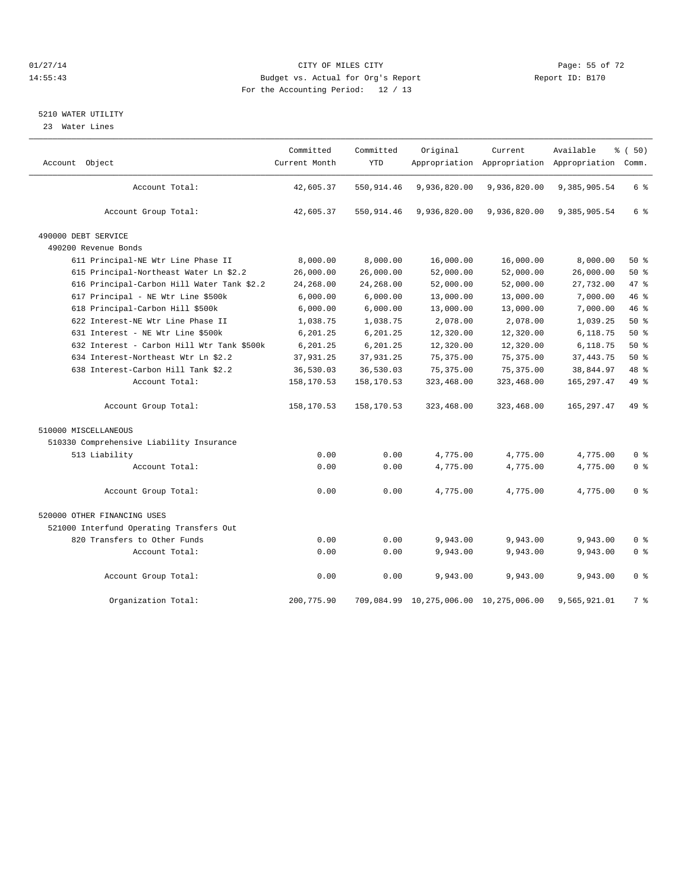CITY OF MILES CITY
Budget vs. Actual for Org's Report
For the Accounting Period: 12 / 13

01/27/14
14:55:43

Report ID: B170

## 5210 WATER UTILITY

23 Water Lines

| Account Object | Committed Current Month | Committed YTD | Original Appropriation | Current Appropriation | Available Appropriation | % ( 50) Comm. |
|---|---|---|---|---|---|---|
| Account Total: | 42,605.37 | 550,914.46 | 9,936,820.00 | 9,936,820.00 | 9,385,905.54 | 6 % |
| Account Group Total: | 42,605.37 | 550,914.46 | 9,936,820.00 | 9,936,820.00 | 9,385,905.54 | 6 % |
| 490000 DEBT SERVICE | | | | | | |
| 490200 Revenue Bonds | | | | | | |
| 611 Principal-NE Wtr Line Phase II | 8,000.00 | 8,000.00 | 16,000.00 | 16,000.00 | 8,000.00 | 50 % |
| 615 Principal-Northeast Water Ln $2.2 | 26,000.00 | 26,000.00 | 52,000.00 | 52,000.00 | 26,000.00 | 50 % |
| 616 Principal-Carbon Hill Water Tank $2.2 | 24,268.00 | 24,268.00 | 52,000.00 | 52,000.00 | 27,732.00 | 47 % |
| 617 Principal - NE Wtr Line $500k | 6,000.00 | 6,000.00 | 13,000.00 | 13,000.00 | 7,000.00 | 46 % |
| 618 Principal-Carbon Hill $500k | 6,000.00 | 6,000.00 | 13,000.00 | 13,000.00 | 7,000.00 | 46 % |
| 622 Interest-NE Wtr Line Phase II | 1,038.75 | 1,038.75 | 2,078.00 | 2,078.00 | 1,039.25 | 50 % |
| 631 Interest - NE Wtr Line $500k | 6,201.25 | 6,201.25 | 12,320.00 | 12,320.00 | 6,118.75 | 50 % |
| 632 Interest - Carbon Hill Wtr Tank $500k | 6,201.25 | 6,201.25 | 12,320.00 | 12,320.00 | 6,118.75 | 50 % |
| 634 Interest-Northeast Wtr Ln $2.2 | 37,931.25 | 37,931.25 | 75,375.00 | 75,375.00 | 37,443.75 | 50 % |
| 638 Interest-Carbon Hill Tank $2.2 | 36,530.03 | 36,530.03 | 75,375.00 | 75,375.00 | 38,844.97 | 48 % |
| Account Total: | 158,170.53 | 158,170.53 | 323,468.00 | 323,468.00 | 165,297.47 | 49 % |
| Account Group Total: | 158,170.53 | 158,170.53 | 323,468.00 | 323,468.00 | 165,297.47 | 49 % |
| 510000 MISCELLANEOUS | | | | | | |
| 510330 Comprehensive Liability Insurance | | | | | | |
| 513 Liability | 0.00 | 0.00 | 4,775.00 | 4,775.00 | 4,775.00 | 0 % |
| Account Total: | 0.00 | 0.00 | 4,775.00 | 4,775.00 | 4,775.00 | 0 % |
| Account Group Total: | 0.00 | 0.00 | 4,775.00 | 4,775.00 | 4,775.00 | 0 % |
| 520000 OTHER FINANCING USES | | | | | | |
| 521000 Interfund Operating Transfers Out | | | | | | |
| 820 Transfers to Other Funds | 0.00 | 0.00 | 9,943.00 | 9,943.00 | 9,943.00 | 0 % |
| Account Total: | 0.00 | 0.00 | 9,943.00 | 9,943.00 | 9,943.00 | 0 % |
| Account Group Total: | 0.00 | 0.00 | 9,943.00 | 9,943.00 | 9,943.00 | 0 % |
| Organization Total: | 200,775.90 | 709,084.99 | 10,275,006.00 | 10,275,006.00 | 9,565,921.01 | 7 % |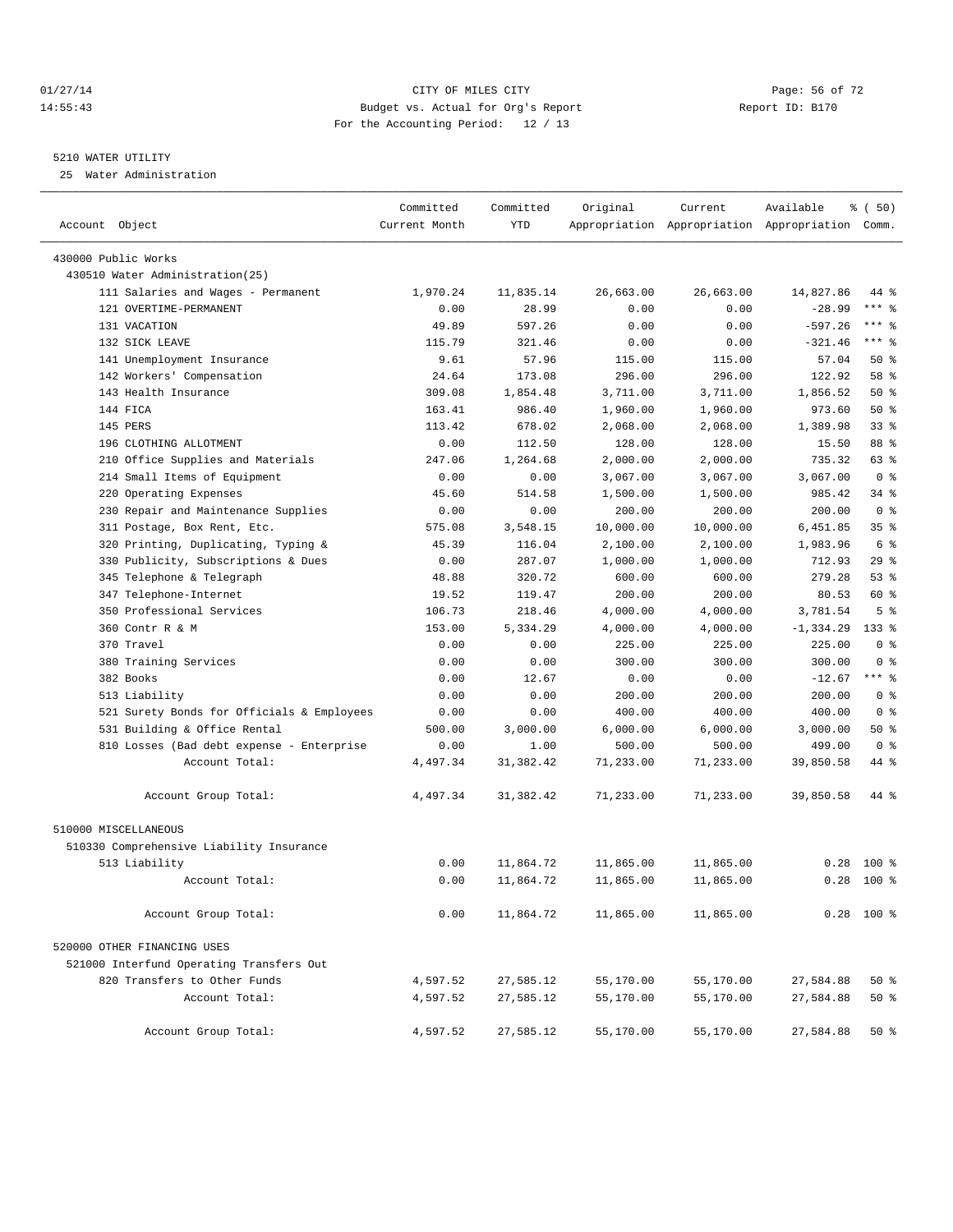CITY OF MILES CITY
Budget vs. Actual for Org's Report
For the Accounting Period: 12 / 13

01/27/14
14:55:43

Report ID: B170

5210 WATER UTILITY
25 Water Administration

| Account Object | Committed Current Month | Committed YTD | Original Appropriation | Current Appropriation | Available Appropriation | % ( 50) Comm. |
|---|---|---|---|---|---|---|
| 430000 Public Works | | | | | | |
| 430510 Water Administration(25) | | | | | | |
| 111 Salaries and Wages - Permanent | 1,970.24 | 11,835.14 | 26,663.00 | 26,663.00 | 14,827.86 | 44 % |
| 121 OVERTIME-PERMANENT | 0.00 | 28.99 | 0.00 | 0.00 | -28.99 | *** % |
| 131 VACATION | 49.89 | 597.26 | 0.00 | 0.00 | -597.26 | *** % |
| 132 SICK LEAVE | 115.79 | 321.46 | 0.00 | 0.00 | -321.46 | *** % |
| 141 Unemployment Insurance | 9.61 | 57.96 | 115.00 | 115.00 | 57.04 | 50 % |
| 142 Workers' Compensation | 24.64 | 173.08 | 296.00 | 296.00 | 122.92 | 58 % |
| 143 Health Insurance | 309.08 | 1,854.48 | 3,711.00 | 3,711.00 | 1,856.52 | 50 % |
| 144 FICA | 163.41 | 986.40 | 1,960.00 | 1,960.00 | 973.60 | 50 % |
| 145 PERS | 113.42 | 678.02 | 2,068.00 | 2,068.00 | 1,389.98 | 33 % |
| 196 CLOTHING ALLOTMENT | 0.00 | 112.50 | 128.00 | 128.00 | 15.50 | 88 % |
| 210 Office Supplies and Materials | 247.06 | 1,264.68 | 2,000.00 | 2,000.00 | 735.32 | 63 % |
| 214 Small Items of Equipment | 0.00 | 0.00 | 3,067.00 | 3,067.00 | 3,067.00 | 0 % |
| 220 Operating Expenses | 45.60 | 514.58 | 1,500.00 | 1,500.00 | 985.42 | 34 % |
| 230 Repair and Maintenance Supplies | 0.00 | 0.00 | 200.00 | 200.00 | 200.00 | 0 % |
| 311 Postage, Box Rent, Etc. | 575.08 | 3,548.15 | 10,000.00 | 10,000.00 | 6,451.85 | 35 % |
| 320 Printing, Duplicating, Typing & | 45.39 | 116.04 | 2,100.00 | 2,100.00 | 1,983.96 | 6 % |
| 330 Publicity, Subscriptions & Dues | 0.00 | 287.07 | 1,000.00 | 1,000.00 | 712.93 | 29 % |
| 345 Telephone & Telegraph | 48.88 | 320.72 | 600.00 | 600.00 | 279.28 | 53 % |
| 347 Telephone-Internet | 19.52 | 119.47 | 200.00 | 200.00 | 80.53 | 60 % |
| 350 Professional Services | 106.73 | 218.46 | 4,000.00 | 4,000.00 | 3,781.54 | 5 % |
| 360 Contr R & M | 153.00 | 5,334.29 | 4,000.00 | 4,000.00 | -1,334.29 | 133 % |
| 370 Travel | 0.00 | 0.00 | 225.00 | 225.00 | 225.00 | 0 % |
| 380 Training Services | 0.00 | 0.00 | 300.00 | 300.00 | 300.00 | 0 % |
| 382 Books | 0.00 | 12.67 | 0.00 | 0.00 | -12.67 | *** % |
| 513 Liability | 0.00 | 0.00 | 200.00 | 200.00 | 200.00 | 0 % |
| 521 Surety Bonds for Officials & Employees | 0.00 | 0.00 | 400.00 | 400.00 | 400.00 | 0 % |
| 531 Building & Office Rental | 500.00 | 3,000.00 | 6,000.00 | 6,000.00 | 3,000.00 | 50 % |
| 810 Losses (Bad debt expense - Enterprise | 0.00 | 1.00 | 500.00 | 500.00 | 499.00 | 0 % |
| Account Total: | 4,497.34 | 31,382.42 | 71,233.00 | 71,233.00 | 39,850.58 | 44 % |
| Account Group Total: | 4,497.34 | 31,382.42 | 71,233.00 | 71,233.00 | 39,850.58 | 44 % |
| 510000 MISCELLANEOUS | | | | | | |
| 510330 Comprehensive Liability Insurance | | | | | | |
| 513 Liability | 0.00 | 11,864.72 | 11,865.00 | 11,865.00 | 0.28 | 100 % |
| Account Total: | 0.00 | 11,864.72 | 11,865.00 | 11,865.00 | 0.28 | 100 % |
| Account Group Total: | 0.00 | 11,864.72 | 11,865.00 | 11,865.00 | 0.28 | 100 % |
| 520000 OTHER FINANCING USES | | | | | | |
| 521000 Interfund Operating Transfers Out | | | | | | |
| 820 Transfers to Other Funds | 4,597.52 | 27,585.12 | 55,170.00 | 55,170.00 | 27,584.88 | 50 % |
| Account Total: | 4,597.52 | 27,585.12 | 55,170.00 | 55,170.00 | 27,584.88 | 50 % |
| Account Group Total: | 4,597.52 | 27,585.12 | 55,170.00 | 55,170.00 | 27,584.88 | 50 % |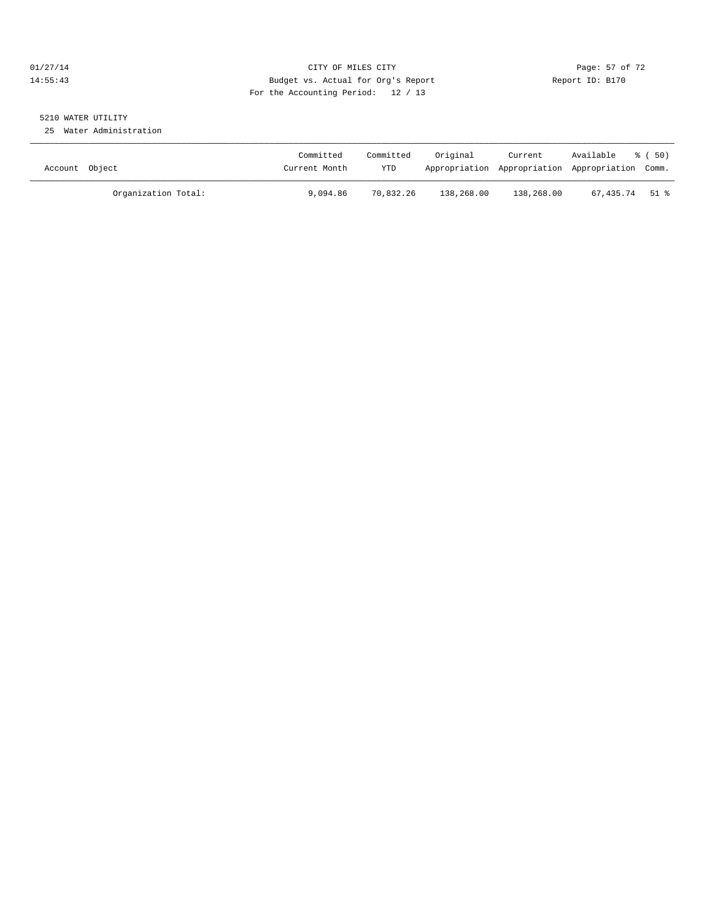CITY OF MILES CITY

Budget vs. Actual for Org's Report

For the Accounting Period: 12 / 13

01/27/14
14:55:43

Report ID: B170

5210 WATER UTILITY

25 Water Administration

| Account Object | Committed Current Month | Committed YTD | Original Appropriation | Current Appropriation | Available Appropriation | % ( 50) Comm. |
|---|---|---|---|---|---|---|
| Organization Total: | 9,094.86 | 70,832.26 | 138,268.00 | 138,268.00 | 67,435.74 | 51 % |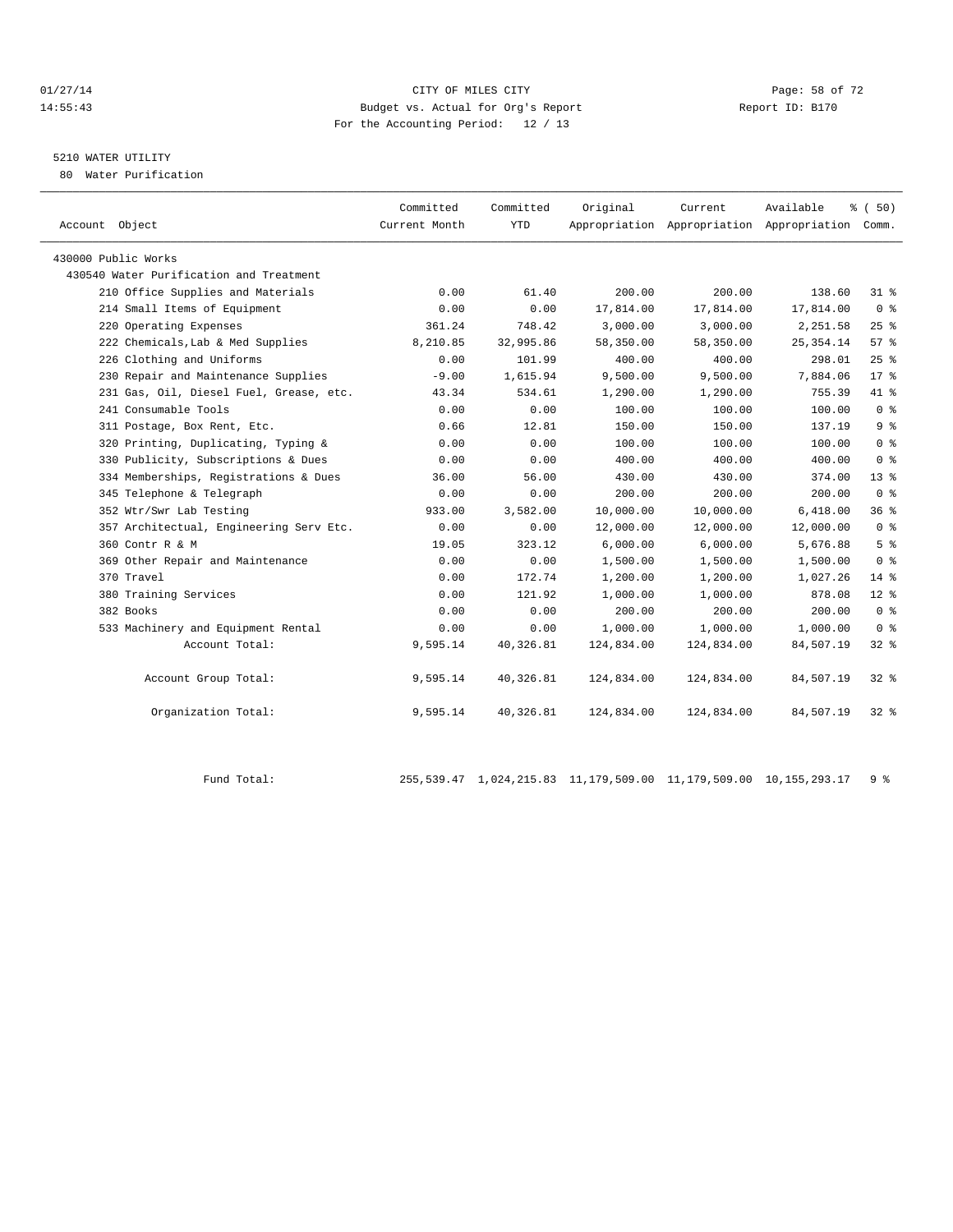CITY OF MILES CITY
Budget vs. Actual for Org's Report
For the Accounting Period: 12 / 13

01/27/14
14:55:43

Report ID: B170

5210 WATER UTILITY
80 Water Purification

| Account Object | Committed Current Month | Committed YTD | Original Appropriation | Current Appropriation | Available Appropriation | % ( 50) Comm. |
|---|---|---|---|---|---|---|
| 430000 Public Works | | | | | | |
| 430540 Water Purification and Treatment | | | | | | |
| 210 Office Supplies and Materials | 0.00 | 61.40 | 200.00 | 200.00 | 138.60 | 31 % |
| 214 Small Items of Equipment | 0.00 | 0.00 | 17,814.00 | 17,814.00 | 17,814.00 | 0 % |
| 220 Operating Expenses | 361.24 | 748.42 | 3,000.00 | 3,000.00 | 2,251.58 | 25 % |
| 222 Chemicals,Lab & Med Supplies | 8,210.85 | 32,995.86 | 58,350.00 | 58,350.00 | 25,354.14 | 57 % |
| 226 Clothing and Uniforms | 0.00 | 101.99 | 400.00 | 400.00 | 298.01 | 25 % |
| 230 Repair and Maintenance Supplies | -9.00 | 1,615.94 | 9,500.00 | 9,500.00 | 7,884.06 | 17 % |
| 231 Gas, Oil, Diesel Fuel, Grease, etc. | 43.34 | 534.61 | 1,290.00 | 1,290.00 | 755.39 | 41 % |
| 241 Consumable Tools | 0.00 | 0.00 | 100.00 | 100.00 | 100.00 | 0 % |
| 311 Postage, Box Rent, Etc. | 0.66 | 12.81 | 150.00 | 150.00 | 137.19 | 9 % |
| 320 Printing, Duplicating, Typing & | 0.00 | 0.00 | 100.00 | 100.00 | 100.00 | 0 % |
| 330 Publicity, Subscriptions & Dues | 0.00 | 0.00 | 400.00 | 400.00 | 400.00 | 0 % |
| 334 Memberships, Registrations & Dues | 36.00 | 56.00 | 430.00 | 430.00 | 374.00 | 13 % |
| 345 Telephone & Telegraph | 0.00 | 0.00 | 200.00 | 200.00 | 200.00 | 0 % |
| 352 Wtr/Swr Lab Testing | 933.00 | 3,582.00 | 10,000.00 | 10,000.00 | 6,418.00 | 36 % |
| 357 Architectual, Engineering Serv Etc. | 0.00 | 0.00 | 12,000.00 | 12,000.00 | 12,000.00 | 0 % |
| 360 Contr R & M | 19.05 | 323.12 | 6,000.00 | 6,000.00 | 5,676.88 | 5 % |
| 369 Other Repair and Maintenance | 0.00 | 0.00 | 1,500.00 | 1,500.00 | 1,500.00 | 0 % |
| 370 Travel | 0.00 | 172.74 | 1,200.00 | 1,200.00 | 1,027.26 | 14 % |
| 380 Training Services | 0.00 | 121.92 | 1,000.00 | 1,000.00 | 878.08 | 12 % |
| 382 Books | 0.00 | 0.00 | 200.00 | 200.00 | 200.00 | 0 % |
| 533 Machinery and Equipment Rental | 0.00 | 0.00 | 1,000.00 | 1,000.00 | 1,000.00 | 0 % |
| Account Total: | 9,595.14 | 40,326.81 | 124,834.00 | 124,834.00 | 84,507.19 | 32 % |
| Account Group Total: | 9,595.14 | 40,326.81 | 124,834.00 | 124,834.00 | 84,507.19 | 32 % |
| Organization Total: | 9,595.14 | 40,326.81 | 124,834.00 | 124,834.00 | 84,507.19 | 32 % |
| Fund Total: | 255,539.47 | 1,024,215.83 | 11,179,509.00 | 11,179,509.00 | 10,155,293.17 | 9 % |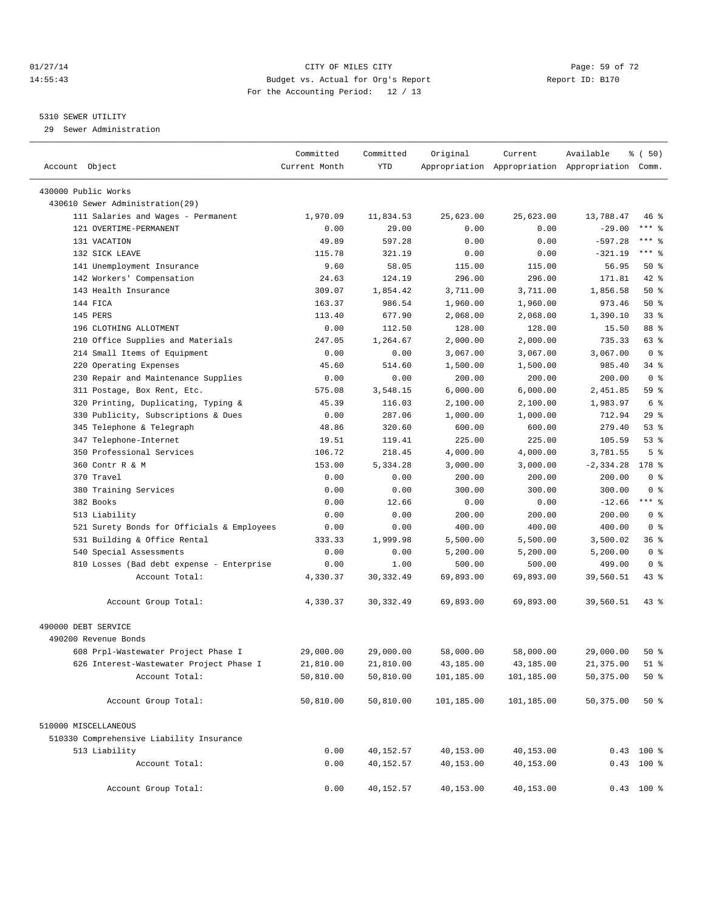CITY OF MILES CITY
Budget vs. Actual for Org's Report
For the Accounting Period: 12 / 13

01/27/14
14:55:43

Report ID: B170

5310 SEWER UTILITY
29 Sewer Administration

| Account Object | Committed Current Month | Committed YTD | Original Appropriation | Current Appropriation | Available Appropriation | % ( 50) Comm. |
|---|---|---|---|---|---|---|
| 430000 Public Works | | | | | | |
| 430610 Sewer Administration(29) | | | | | | |
| 111 Salaries and Wages - Permanent | 1,970.09 | 11,834.53 | 25,623.00 | 25,623.00 | 13,788.47 | 46 % |
| 121 OVERTIME-PERMANENT | 0.00 | 29.00 | 0.00 | 0.00 | -29.00 | *** % |
| 131 VACATION | 49.89 | 597.28 | 0.00 | 0.00 | -597.28 | *** % |
| 132 SICK LEAVE | 115.78 | 321.19 | 0.00 | 0.00 | -321.19 | *** % |
| 141 Unemployment Insurance | 9.60 | 58.05 | 115.00 | 115.00 | 56.95 | 50 % |
| 142 Workers' Compensation | 24.63 | 124.19 | 296.00 | 296.00 | 171.81 | 42 % |
| 143 Health Insurance | 309.07 | 1,854.42 | 3,711.00 | 3,711.00 | 1,856.58 | 50 % |
| 144 FICA | 163.37 | 986.54 | 1,960.00 | 1,960.00 | 973.46 | 50 % |
| 145 PERS | 113.40 | 677.90 | 2,068.00 | 2,068.00 | 1,390.10 | 33 % |
| 196 CLOTHING ALLOTMENT | 0.00 | 112.50 | 128.00 | 128.00 | 15.50 | 88 % |
| 210 Office Supplies and Materials | 247.05 | 1,264.67 | 2,000.00 | 2,000.00 | 735.33 | 63 % |
| 214 Small Items of Equipment | 0.00 | 0.00 | 3,067.00 | 3,067.00 | 3,067.00 | 0 % |
| 220 Operating Expenses | 45.60 | 514.60 | 1,500.00 | 1,500.00 | 985.40 | 34 % |
| 230 Repair and Maintenance Supplies | 0.00 | 0.00 | 200.00 | 200.00 | 200.00 | 0 % |
| 311 Postage, Box Rent, Etc. | 575.08 | 3,548.15 | 6,000.00 | 6,000.00 | 2,451.85 | 59 % |
| 320 Printing, Duplicating, Typing & | 45.39 | 116.03 | 2,100.00 | 2,100.00 | 1,983.97 | 6 % |
| 330 Publicity, Subscriptions & Dues | 0.00 | 287.06 | 1,000.00 | 1,000.00 | 712.94 | 29 % |
| 345 Telephone & Telegraph | 48.86 | 320.60 | 600.00 | 600.00 | 279.40 | 53 % |
| 347 Telephone-Internet | 19.51 | 119.41 | 225.00 | 225.00 | 105.59 | 53 % |
| 350 Professional Services | 106.72 | 218.45 | 4,000.00 | 4,000.00 | 3,781.55 | 5 % |
| 360 Contr R & M | 153.00 | 5,334.28 | 3,000.00 | 3,000.00 | -2,334.28 | 178 % |
| 370 Travel | 0.00 | 0.00 | 200.00 | 200.00 | 200.00 | 0 % |
| 380 Training Services | 0.00 | 0.00 | 300.00 | 300.00 | 300.00 | 0 % |
| 382 Books | 0.00 | 12.66 | 0.00 | 0.00 | -12.66 | *** % |
| 513 Liability | 0.00 | 0.00 | 200.00 | 200.00 | 200.00 | 0 % |
| 521 Surety Bonds for Officials & Employees | 0.00 | 0.00 | 400.00 | 400.00 | 400.00 | 0 % |
| 531 Building & Office Rental | 333.33 | 1,999.98 | 5,500.00 | 5,500.00 | 3,500.02 | 36 % |
| 540 Special Assessments | 0.00 | 0.00 | 5,200.00 | 5,200.00 | 5,200.00 | 0 % |
| 810 Losses (Bad debt expense - Enterprise | 0.00 | 1.00 | 500.00 | 500.00 | 499.00 | 0 % |
| Account Total: | 4,330.37 | 30,332.49 | 69,893.00 | 69,893.00 | 39,560.51 | 43 % |
| Account Group Total: | 4,330.37 | 30,332.49 | 69,893.00 | 69,893.00 | 39,560.51 | 43 % |
| 490000 DEBT SERVICE | | | | | | |
| 490200 Revenue Bonds | | | | | | |
| 608 Prpl-Wastewater Project Phase I | 29,000.00 | 29,000.00 | 58,000.00 | 58,000.00 | 29,000.00 | 50 % |
| 626 Interest-Wastewater Project Phase I | 21,810.00 | 21,810.00 | 43,185.00 | 43,185.00 | 21,375.00 | 51 % |
| Account Total: | 50,810.00 | 50,810.00 | 101,185.00 | 101,185.00 | 50,375.00 | 50 % |
| Account Group Total: | 50,810.00 | 50,810.00 | 101,185.00 | 101,185.00 | 50,375.00 | 50 % |
| 510000 MISCELLANEOUS | | | | | | |
| 510330 Comprehensive Liability Insurance | | | | | | |
| 513 Liability | 0.00 | 40,152.57 | 40,153.00 | 40,153.00 | 0.43 | 100 % |
| Account Total: | 0.00 | 40,152.57 | 40,153.00 | 40,153.00 | 0.43 | 100 % |
| Account Group Total: | 0.00 | 40,152.57 | 40,153.00 | 40,153.00 | 0.43 | 100 % |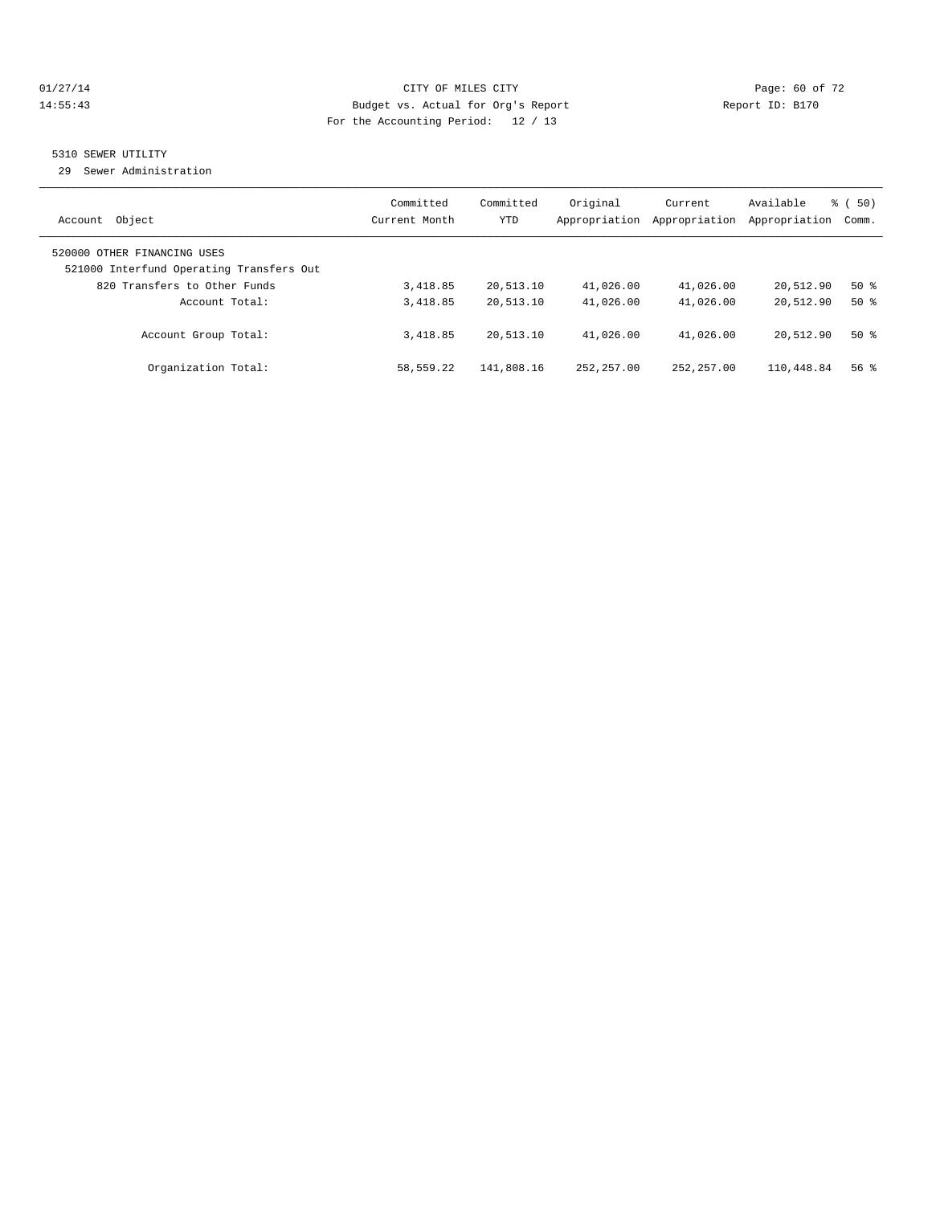CITY OF MILES CITY
Budget vs. Actual for Org's Report
For the Accounting Period: 12 / 13

01/27/14
14:55:43

Report ID: B170

5310 SEWER UTILITY
29 Sewer Administration

| Account Object | Committed Current Month | Committed YTD | Original Appropriation | Current Appropriation | Available Appropriation | % ( 50) Comm. |
|---|---|---|---|---|---|---|
| 520000 OTHER FINANCING USES | | | | | | |
| 521000 Interfund Operating Transfers Out | | | | | | |
| 820 Transfers to Other Funds | 3,418.85 | 20,513.10 | 41,026.00 | 41,026.00 | 20,512.90 | 50 % |
| Account Total: | 3,418.85 | 20,513.10 | 41,026.00 | 41,026.00 | 20,512.90 | 50 % |
| Account Group Total: | 3,418.85 | 20,513.10 | 41,026.00 | 41,026.00 | 20,512.90 | 50 % |
| Organization Total: | 58,559.22 | 141,808.16 | 252,257.00 | 252,257.00 | 110,448.84 | 56 % |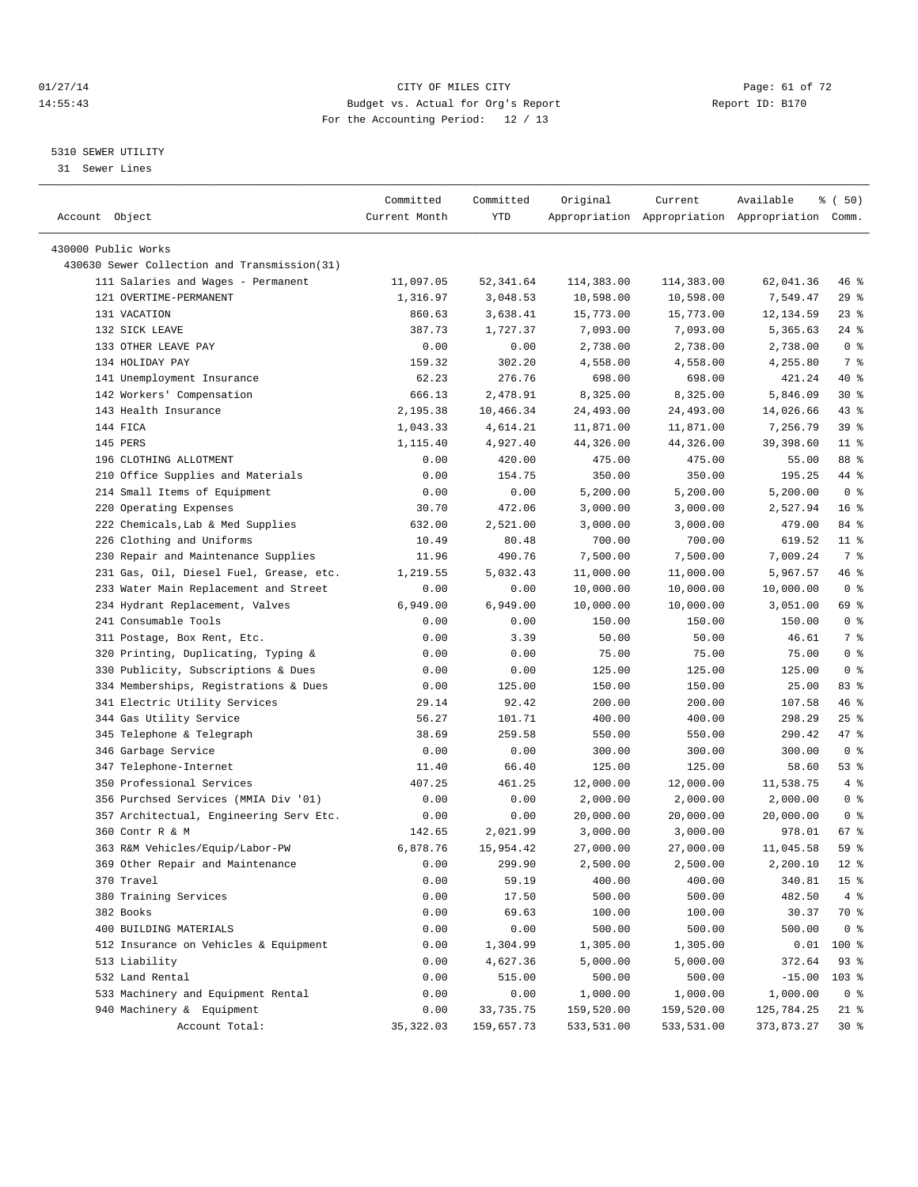CITY OF MILES CITY
Budget vs. Actual for Org's Report
For the Accounting Period: 12 / 13

01/27/14
14:55:43

Report ID: B170

## 5310 SEWER UTILITY

31 Sewer Lines

| Account Object | Committed Current Month | Committed YTD | Original Appropriation | Current Appropriation | Available Appropriation | % ( 50) Comm. |
|---|---|---|---|---|---|---|
| 430000 Public Works | | | | | | |
| 430630 Sewer Collection and Transmission(31) | | | | | | |
| 111 Salaries and Wages - Permanent | 11,097.05 | 52,341.64 | 114,383.00 | 114,383.00 | 62,041.36 | 46 % |
| 121 OVERTIME-PERMANENT | 1,316.97 | 3,048.53 | 10,598.00 | 10,598.00 | 7,549.47 | 29 % |
| 131 VACATION | 860.63 | 3,638.41 | 15,773.00 | 15,773.00 | 12,134.59 | 23 % |
| 132 SICK LEAVE | 387.73 | 1,727.37 | 7,093.00 | 7,093.00 | 5,365.63 | 24 % |
| 133 OTHER LEAVE PAY | 0.00 | 0.00 | 2,738.00 | 2,738.00 | 2,738.00 | 0 % |
| 134 HOLIDAY PAY | 159.32 | 302.20 | 4,558.00 | 4,558.00 | 4,255.80 | 7 % |
| 141 Unemployment Insurance | 62.23 | 276.76 | 698.00 | 698.00 | 421.24 | 40 % |
| 142 Workers' Compensation | 666.13 | 2,478.91 | 8,325.00 | 8,325.00 | 5,846.09 | 30 % |
| 143 Health Insurance | 2,195.38 | 10,466.34 | 24,493.00 | 24,493.00 | 14,026.66 | 43 % |
| 144 FICA | 1,043.33 | 4,614.21 | 11,871.00 | 11,871.00 | 7,256.79 | 39 % |
| 145 PERS | 1,115.40 | 4,927.40 | 44,326.00 | 44,326.00 | 39,398.60 | 11 % |
| 196 CLOTHING ALLOTMENT | 0.00 | 420.00 | 475.00 | 475.00 | 55.00 | 88 % |
| 210 Office Supplies and Materials | 0.00 | 154.75 | 350.00 | 350.00 | 195.25 | 44 % |
| 214 Small Items of Equipment | 0.00 | 0.00 | 5,200.00 | 5,200.00 | 5,200.00 | 0 % |
| 220 Operating Expenses | 30.70 | 472.06 | 3,000.00 | 3,000.00 | 2,527.94 | 16 % |
| 222 Chemicals,Lab & Med Supplies | 632.00 | 2,521.00 | 3,000.00 | 3,000.00 | 479.00 | 84 % |
| 226 Clothing and Uniforms | 10.49 | 80.48 | 700.00 | 700.00 | 619.52 | 11 % |
| 230 Repair and Maintenance Supplies | 11.96 | 490.76 | 7,500.00 | 7,500.00 | 7,009.24 | 7 % |
| 231 Gas, Oil, Diesel Fuel, Grease, etc. | 1,219.55 | 5,032.43 | 11,000.00 | 11,000.00 | 5,967.57 | 46 % |
| 233 Water Main Replacement and Street | 0.00 | 0.00 | 10,000.00 | 10,000.00 | 10,000.00 | 0 % |
| 234 Hydrant Replacement, Valves | 6,949.00 | 6,949.00 | 10,000.00 | 10,000.00 | 3,051.00 | 69 % |
| 241 Consumable Tools | 0.00 | 0.00 | 150.00 | 150.00 | 150.00 | 0 % |
| 311 Postage, Box Rent, Etc. | 0.00 | 3.39 | 50.00 | 50.00 | 46.61 | 7 % |
| 320 Printing, Duplicating, Typing & | 0.00 | 0.00 | 75.00 | 75.00 | 75.00 | 0 % |
| 330 Publicity, Subscriptions & Dues | 0.00 | 0.00 | 125.00 | 125.00 | 125.00 | 0 % |
| 334 Memberships, Registrations & Dues | 0.00 | 125.00 | 150.00 | 150.00 | 25.00 | 83 % |
| 341 Electric Utility Services | 29.14 | 92.42 | 200.00 | 200.00 | 107.58 | 46 % |
| 344 Gas Utility Service | 56.27 | 101.71 | 400.00 | 400.00 | 298.29 | 25 % |
| 345 Telephone & Telegraph | 38.69 | 259.58 | 550.00 | 550.00 | 290.42 | 47 % |
| 346 Garbage Service | 0.00 | 0.00 | 300.00 | 300.00 | 300.00 | 0 % |
| 347 Telephone-Internet | 11.40 | 66.40 | 125.00 | 125.00 | 58.60 | 53 % |
| 350 Professional Services | 407.25 | 461.25 | 12,000.00 | 12,000.00 | 11,538.75 | 4 % |
| 356 Purchsed Services (MMIA Div '01) | 0.00 | 0.00 | 2,000.00 | 2,000.00 | 2,000.00 | 0 % |
| 357 Architectual, Engineering Serv Etc. | 0.00 | 0.00 | 20,000.00 | 20,000.00 | 20,000.00 | 0 % |
| 360 Contr R & M | 142.65 | 2,021.99 | 3,000.00 | 3,000.00 | 978.01 | 67 % |
| 363 R&M Vehicles/Equip/Labor-PW | 6,878.76 | 15,954.42 | 27,000.00 | 27,000.00 | 11,045.58 | 59 % |
| 369 Other Repair and Maintenance | 0.00 | 299.90 | 2,500.00 | 2,500.00 | 2,200.10 | 12 % |
| 370 Travel | 0.00 | 59.19 | 400.00 | 400.00 | 340.81 | 15 % |
| 380 Training Services | 0.00 | 17.50 | 500.00 | 500.00 | 482.50 | 4 % |
| 382 Books | 0.00 | 69.63 | 100.00 | 100.00 | 30.37 | 70 % |
| 400 BUILDING MATERIALS | 0.00 | 0.00 | 500.00 | 500.00 | 500.00 | 0 % |
| 512 Insurance on Vehicles & Equipment | 0.00 | 1,304.99 | 1,305.00 | 1,305.00 | 0.01 | 100 % |
| 513 Liability | 0.00 | 4,627.36 | 5,000.00 | 5,000.00 | 372.64 | 93 % |
| 532 Land Rental | 0.00 | 515.00 | 500.00 | 500.00 | -15.00 | 103 % |
| 533 Machinery and Equipment Rental | 0.00 | 0.00 | 1,000.00 | 1,000.00 | 1,000.00 | 0 % |
| 940 Machinery & Equipment | 0.00 | 33,735.75 | 159,520.00 | 159,520.00 | 125,784.25 | 21 % |
| Account Total: | 35,322.03 | 159,657.73 | 533,531.00 | 533,531.00 | 373,873.27 | 30 % |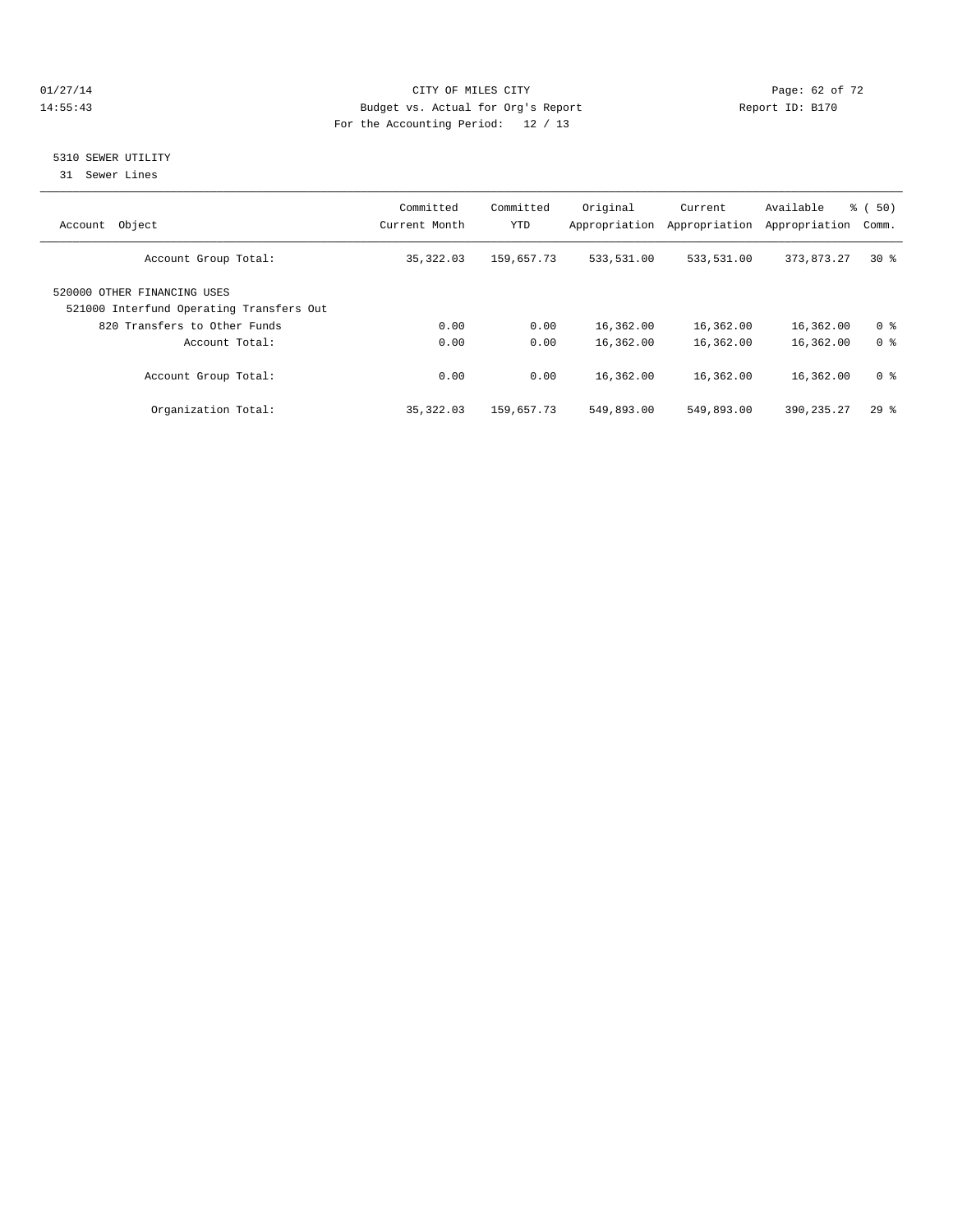CITY OF MILES CITY

Budget vs. Actual for Org's Report

For the Accounting Period: 12 / 13

5310 SEWER UTILITY

31 Sewer Lines

| Account Object | Committed Current Month | Committed YTD | Original Appropriation | Current Appropriation | Available Appropriation | % ( 50) Comm. |
|---|---|---|---|---|---|---|
| Account Group Total: | 35,322.03 | 159,657.73 | 533,531.00 | 533,531.00 | 373,873.27 | 30 % |
| 520000 OTHER FINANCING USES | | | | | | |
| 521000 Interfund Operating Transfers Out | | | | | | |
| 820 Transfers to Other Funds | 0.00 | 0.00 | 16,362.00 | 16,362.00 | 16,362.00 | 0 % |
| Account Total: | 0.00 | 0.00 | 16,362.00 | 16,362.00 | 16,362.00 | 0 % |
| Account Group Total: | 0.00 | 0.00 | 16,362.00 | 16,362.00 | 16,362.00 | 0 % |
| Organization Total: | 35,322.03 | 159,657.73 | 549,893.00 | 549,893.00 | 390,235.27 | 29 % |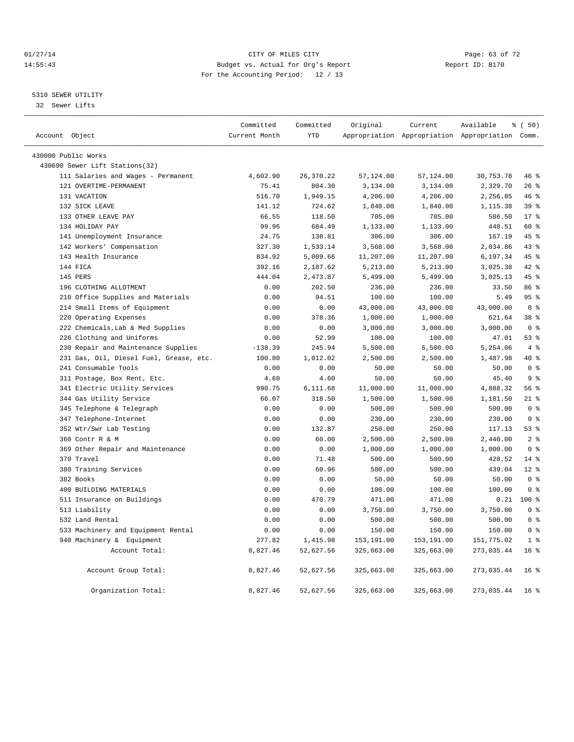CITY OF MILES CITY
Budget vs. Actual for Org's Report
For the Accounting Period: 12 / 13

01/27/14
14:55:43

Report ID: B170

5310 SEWER UTILITY
32 Sewer Lifts

| Account Object | Committed Current Month | Committed YTD | Original Appropriation | Current Appropriation | Available Appropriation | % ( 50) Comm. |
|---|---|---|---|---|---|---|
| 430000 Public Works | | | | | | |
| 430690 Sewer Lift Stations(32) | | | | | | |
| 111 Salaries and Wages - Permanent | 4,602.90 | 26,370.22 | 57,124.00 | 57,124.00 | 30,753.78 | 46 % |
| 121 OVERTIME-PERMANENT | 75.41 | 804.30 | 3,134.00 | 3,134.00 | 2,329.70 | 26 % |
| 131 VACATION | 516.70 | 1,949.15 | 4,206.00 | 4,206.00 | 2,256.85 | 46 % |
| 132 SICK LEAVE | 141.12 | 724.62 | 1,840.00 | 1,840.00 | 1,115.38 | 39 % |
| 133 OTHER LEAVE PAY | 66.55 | 118.50 | 705.00 | 705.00 | 586.50 | 17 % |
| 134 HOLIDAY PAY | 99.96 | 684.49 | 1,133.00 | 1,133.00 | 448.51 | 60 % |
| 141 Unemployment Insurance | 24.75 | 138.81 | 306.00 | 306.00 | 167.19 | 45 % |
| 142 Workers' Compensation | 327.30 | 1,533.14 | 3,568.00 | 3,568.00 | 2,034.86 | 43 % |
| 143 Health Insurance | 834.92 | 5,009.66 | 11,207.00 | 11,207.00 | 6,197.34 | 45 % |
| 144 FICA | 392.16 | 2,187.62 | 5,213.00 | 5,213.00 | 3,025.38 | 42 % |
| 145 PERS | 444.04 | 2,473.87 | 5,499.00 | 5,499.00 | 3,025.13 | 45 % |
| 196 CLOTHING ALLOTMENT | 0.00 | 202.50 | 236.00 | 236.00 | 33.50 | 86 % |
| 210 Office Supplies and Materials | 0.00 | 94.51 | 100.00 | 100.00 | 5.49 | 95 % |
| 214 Small Items of Equipment | 0.00 | 0.00 | 43,000.00 | 43,000.00 | 43,000.00 | 0 % |
| 220 Operating Expenses | 0.00 | 378.36 | 1,000.00 | 1,000.00 | 621.64 | 38 % |
| 222 Chemicals,Lab & Med Supplies | 0.00 | 0.00 | 3,000.00 | 3,000.00 | 3,000.00 | 0 % |
| 226 Clothing and Uniforms | 0.00 | 52.99 | 100.00 | 100.00 | 47.01 | 53 % |
| 230 Repair and Maintenance Supplies | -138.39 | 245.94 | 5,500.00 | 5,500.00 | 5,254.06 | 4 % |
| 231 Gas, Oil, Diesel Fuel, Grease, etc. | 100.80 | 1,012.02 | 2,500.00 | 2,500.00 | 1,487.98 | 40 % |
| 241 Consumable Tools | 0.00 | 0.00 | 50.00 | 50.00 | 50.00 | 0 % |
| 311 Postage, Box Rent, Etc. | 4.60 | 4.60 | 50.00 | 50.00 | 45.40 | 9 % |
| 341 Electric Utility Services | 990.75 | 6,111.68 | 11,000.00 | 11,000.00 | 4,888.32 | 56 % |
| 344 Gas Utility Service | 66.07 | 318.50 | 1,500.00 | 1,500.00 | 1,181.50 | 21 % |
| 345 Telephone & Telegraph | 0.00 | 0.00 | 500.00 | 500.00 | 500.00 | 0 % |
| 347 Telephone-Internet | 0.00 | 0.00 | 230.00 | 230.00 | 230.00 | 0 % |
| 352 Wtr/Swr Lab Testing | 0.00 | 132.87 | 250.00 | 250.00 | 117.13 | 53 % |
| 360 Contr R & M | 0.00 | 60.00 | 2,500.00 | 2,500.00 | 2,440.00 | 2 % |
| 369 Other Repair and Maintenance | 0.00 | 0.00 | 1,000.00 | 1,000.00 | 1,000.00 | 0 % |
| 370 Travel | 0.00 | 71.48 | 500.00 | 500.00 | 428.52 | 14 % |
| 380 Training Services | 0.00 | 60.96 | 500.00 | 500.00 | 439.04 | 12 % |
| 382 Books | 0.00 | 0.00 | 50.00 | 50.00 | 50.00 | 0 % |
| 400 BUILDING MATERIALS | 0.00 | 0.00 | 100.00 | 100.00 | 100.00 | 0 % |
| 511 Insurance on Buildings | 0.00 | 470.79 | 471.00 | 471.00 | 0.21 | 100 % |
| 513 Liability | 0.00 | 0.00 | 3,750.00 | 3,750.00 | 3,750.00 | 0 % |
| 532 Land Rental | 0.00 | 0.00 | 500.00 | 500.00 | 500.00 | 0 % |
| 533 Machinery and Equipment Rental | 0.00 | 0.00 | 150.00 | 150.00 | 150.00 | 0 % |
| 940 Machinery & Equipment | 277.82 | 1,415.98 | 153,191.00 | 153,191.00 | 151,775.02 | 1 % |
| Account Total: | 8,827.46 | 52,627.56 | 325,663.00 | 325,663.00 | 273,035.44 | 16 % |
| Account Group Total: | 8,827.46 | 52,627.56 | 325,663.00 | 325,663.00 | 273,035.44 | 16 % |
| Organization Total: | 8,827.46 | 52,627.56 | 325,663.00 | 325,663.00 | 273,035.44 | 16 % |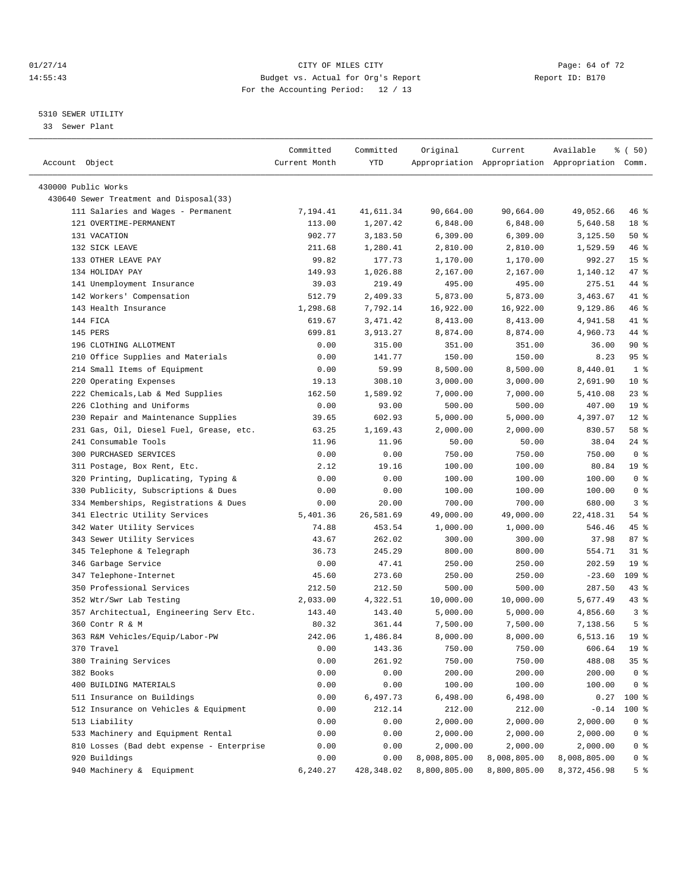CITY OF MILES CITY
Budget vs. Actual for Org's Report
For the Accounting Period: 12 / 13

5310 SEWER UTILITY
33 Sewer Plant

| Account Object | Committed Current Month | Committed YTD | Original Appropriation | Current Appropriation | Available Appropriation | % ( 50) Comm. |
|---|---|---|---|---|---|---|
| 430000 Public Works | | | | | | |
| 430640 Sewer Treatment and Disposal(33) | | | | | | |
| 111 Salaries and Wages - Permanent | 7,194.41 | 41,611.34 | 90,664.00 | 90,664.00 | 49,052.66 | 46 % |
| 121 OVERTIME-PERMANENT | 113.00 | 1,207.42 | 6,848.00 | 6,848.00 | 5,640.58 | 18 % |
| 131 VACATION | 902.77 | 3,183.50 | 6,309.00 | 6,309.00 | 3,125.50 | 50 % |
| 132 SICK LEAVE | 211.68 | 1,280.41 | 2,810.00 | 2,810.00 | 1,529.59 | 46 % |
| 133 OTHER LEAVE PAY | 99.82 | 177.73 | 1,170.00 | 1,170.00 | 992.27 | 15 % |
| 134 HOLIDAY PAY | 149.93 | 1,026.88 | 2,167.00 | 2,167.00 | 1,140.12 | 47 % |
| 141 Unemployment Insurance | 39.03 | 219.49 | 495.00 | 495.00 | 275.51 | 44 % |
| 142 Workers' Compensation | 512.79 | 2,409.33 | 5,873.00 | 5,873.00 | 3,463.67 | 41 % |
| 143 Health Insurance | 1,298.68 | 7,792.14 | 16,922.00 | 16,922.00 | 9,129.86 | 46 % |
| 144 FICA | 619.67 | 3,471.42 | 8,413.00 | 8,413.00 | 4,941.58 | 41 % |
| 145 PERS | 699.81 | 3,913.27 | 8,874.00 | 8,874.00 | 4,960.73 | 44 % |
| 196 CLOTHING ALLOTMENT | 0.00 | 315.00 | 351.00 | 351.00 | 36.00 | 90 % |
| 210 Office Supplies and Materials | 0.00 | 141.77 | 150.00 | 150.00 | 8.23 | 95 % |
| 214 Small Items of Equipment | 0.00 | 59.99 | 8,500.00 | 8,500.00 | 8,440.01 | 1 % |
| 220 Operating Expenses | 19.13 | 308.10 | 3,000.00 | 3,000.00 | 2,691.90 | 10 % |
| 222 Chemicals,Lab & Med Supplies | 162.50 | 1,589.92 | 7,000.00 | 7,000.00 | 5,410.08 | 23 % |
| 226 Clothing and Uniforms | 0.00 | 93.00 | 500.00 | 500.00 | 407.00 | 19 % |
| 230 Repair and Maintenance Supplies | 39.65 | 602.93 | 5,000.00 | 5,000.00 | 4,397.07 | 12 % |
| 231 Gas, Oil, Diesel Fuel, Grease, etc. | 63.25 | 1,169.43 | 2,000.00 | 2,000.00 | 830.57 | 58 % |
| 241 Consumable Tools | 11.96 | 11.96 | 50.00 | 50.00 | 38.04 | 24 % |
| 300 PURCHASED SERVICES | 0.00 | 0.00 | 750.00 | 750.00 | 750.00 | 0 % |
| 311 Postage, Box Rent, Etc. | 2.12 | 19.16 | 100.00 | 100.00 | 80.84 | 19 % |
| 320 Printing, Duplicating, Typing & | 0.00 | 0.00 | 100.00 | 100.00 | 100.00 | 0 % |
| 330 Publicity, Subscriptions & Dues | 0.00 | 0.00 | 100.00 | 100.00 | 100.00 | 0 % |
| 334 Memberships, Registrations & Dues | 0.00 | 20.00 | 700.00 | 700.00 | 680.00 | 3 % |
| 341 Electric Utility Services | 5,401.36 | 26,581.69 | 49,000.00 | 49,000.00 | 22,418.31 | 54 % |
| 342 Water Utility Services | 74.88 | 453.54 | 1,000.00 | 1,000.00 | 546.46 | 45 % |
| 343 Sewer Utility Services | 43.67 | 262.02 | 300.00 | 300.00 | 37.98 | 87 % |
| 345 Telephone & Telegraph | 36.73 | 245.29 | 800.00 | 800.00 | 554.71 | 31 % |
| 346 Garbage Service | 0.00 | 47.41 | 250.00 | 250.00 | 202.59 | 19 % |
| 347 Telephone-Internet | 45.60 | 273.60 | 250.00 | 250.00 | -23.60 | 109 % |
| 350 Professional Services | 212.50 | 212.50 | 500.00 | 500.00 | 287.50 | 43 % |
| 352 Wtr/Swr Lab Testing | 2,033.00 | 4,322.51 | 10,000.00 | 10,000.00 | 5,677.49 | 43 % |
| 357 Architectual, Engineering Serv Etc. | 143.40 | 143.40 | 5,000.00 | 5,000.00 | 4,856.60 | 3 % |
| 360 Contr R & M | 80.32 | 361.44 | 7,500.00 | 7,500.00 | 7,138.56 | 5 % |
| 363 R&M Vehicles/Equip/Labor-PW | 242.06 | 1,486.84 | 8,000.00 | 8,000.00 | 6,513.16 | 19 % |
| 370 Travel | 0.00 | 143.36 | 750.00 | 750.00 | 606.64 | 19 % |
| 380 Training Services | 0.00 | 261.92 | 750.00 | 750.00 | 488.08 | 35 % |
| 382 Books | 0.00 | 0.00 | 200.00 | 200.00 | 200.00 | 0 % |
| 400 BUILDING MATERIALS | 0.00 | 0.00 | 100.00 | 100.00 | 100.00 | 0 % |
| 511 Insurance on Buildings | 0.00 | 6,497.73 | 6,498.00 | 6,498.00 | 0.27 | 100 % |
| 512 Insurance on Vehicles & Equipment | 0.00 | 212.14 | 212.00 | 212.00 | -0.14 | 100 % |
| 513 Liability | 0.00 | 0.00 | 2,000.00 | 2,000.00 | 2,000.00 | 0 % |
| 533 Machinery and Equipment Rental | 0.00 | 0.00 | 2,000.00 | 2,000.00 | 2,000.00 | 0 % |
| 810 Losses (Bad debt expense - Enterprise | 0.00 | 0.00 | 2,000.00 | 2,000.00 | 2,000.00 | 0 % |
| 920 Buildings | 0.00 | 0.00 | 8,008,805.00 | 8,008,805.00 | 8,008,805.00 | 0 % |
| 940 Machinery & Equipment | 6,240.27 | 428,348.02 | 8,800,805.00 | 8,800,805.00 | 8,372,456.98 | 5 % |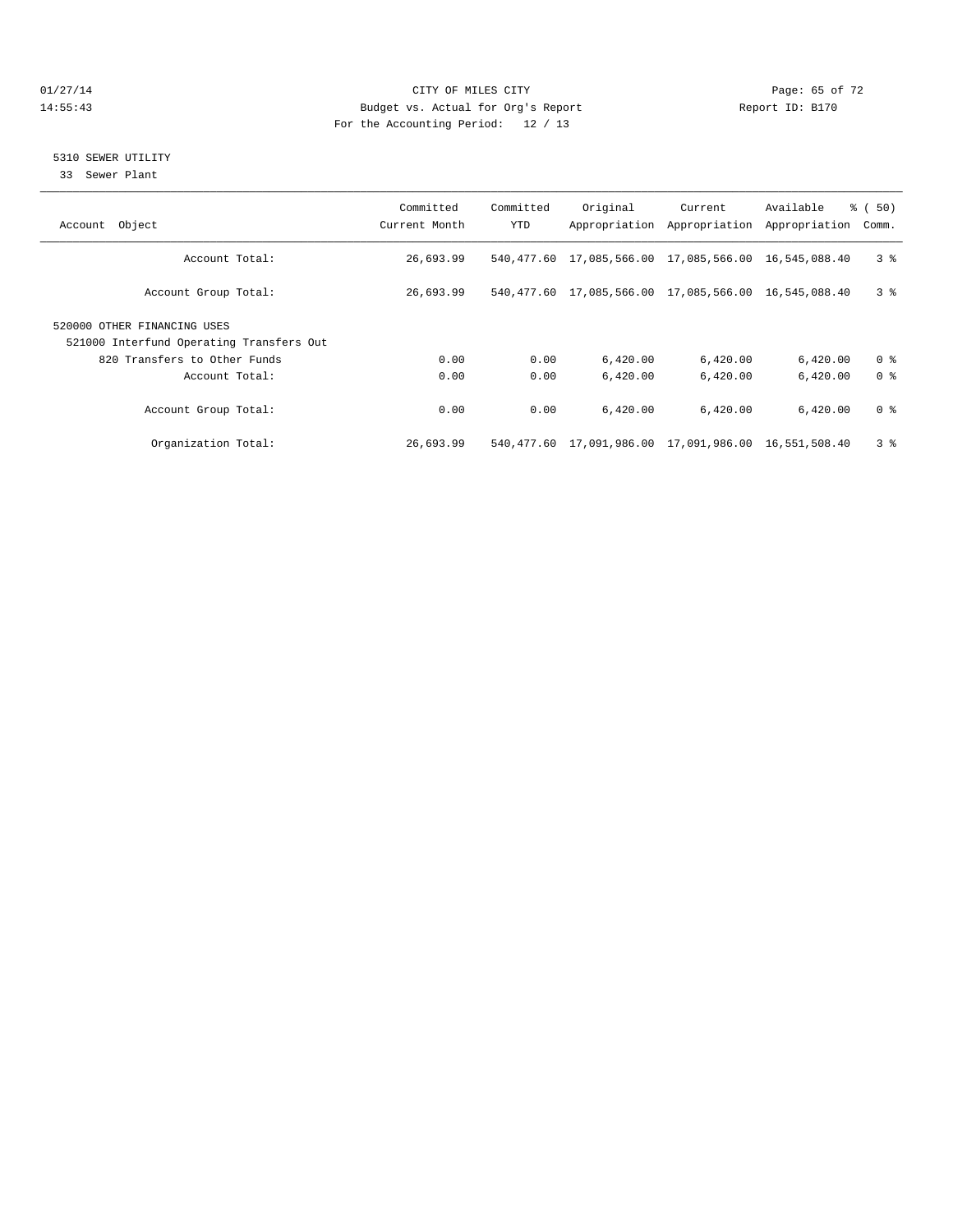CITY OF MILES CITY
Budget vs. Actual for Org's Report
For the Accounting Period: 12 / 13

01/27/14 14:55:43 — Report ID: B170

## 5310 SEWER UTILITY

33 Sewer Plant

| Account Object | Committed Current Month | Committed YTD | Original Appropriation | Current Appropriation | Available Appropriation | % ( 50) Comm. |
|---|---|---|---|---|---|---|
| Account Total: | 26,693.99 | 540,477.60 | 17,085,566.00 | 17,085,566.00 | 16,545,088.40 | 3 % |
| Account Group Total: | 26,693.99 | 540,477.60 | 17,085,566.00 | 17,085,566.00 | 16,545,088.40 | 3 % |
| 520000 OTHER FINANCING USES | | | | | | |
| 521000 Interfund Operating Transfers Out | | | | | | |
| 820 Transfers to Other Funds | 0.00 | 0.00 | 6,420.00 | 6,420.00 | 6,420.00 | 0 % |
| Account Total: | 0.00 | 0.00 | 6,420.00 | 6,420.00 | 6,420.00 | 0 % |
| Account Group Total: | 0.00 | 0.00 | 6,420.00 | 6,420.00 | 6,420.00 | 0 % |
| Organization Total: | 26,693.99 | 540,477.60 | 17,091,986.00 | 17,091,986.00 | 16,551,508.40 | 3 % |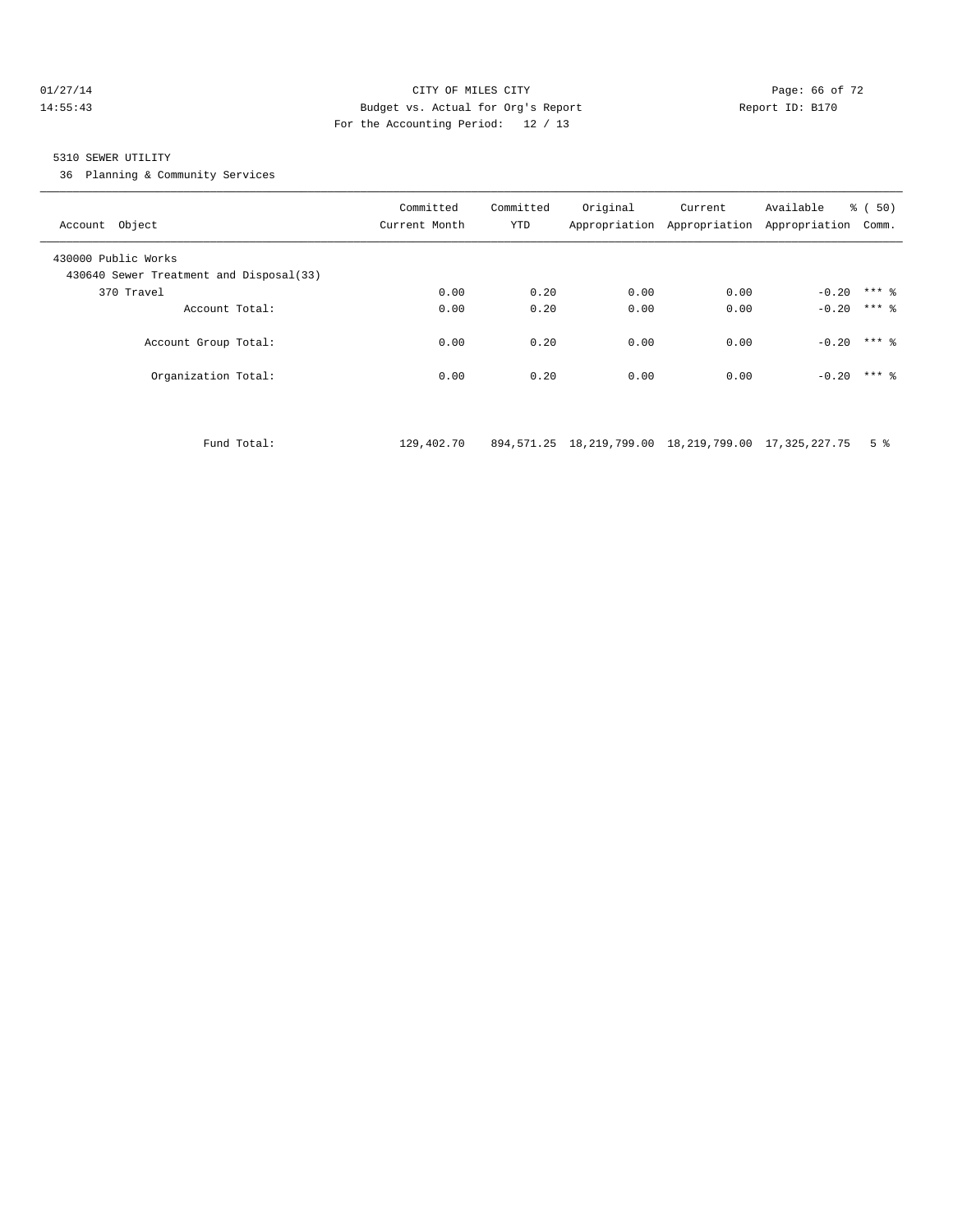CITY OF MILES CITY
Budget vs. Actual for Org's Report
For the Accounting Period: 12 / 13

Report ID: B170

5310 SEWER UTILITY
36 Planning & Community Services

| Account Object | Committed Current Month | Committed YTD | Original Appropriation | Current Appropriation | Available Appropriation | % ( 50) Comm. |
|---|---|---|---|---|---|---|
| 430000 Public Works | | | | | | |
| 430640 Sewer Treatment and Disposal(33) | | | | | | |
| 370 Travel | 0.00 | 0.20 | 0.00 | 0.00 | -0.20 | *** % |
| Account Total: | 0.00 | 0.20 | 0.00 | 0.00 | -0.20 | *** % |
| Account Group Total: | 0.00 | 0.20 | 0.00 | 0.00 | -0.20 | *** % |
| Organization Total: | 0.00 | 0.20 | 0.00 | 0.00 | -0.20 | *** % |
| Fund Total: | 129,402.70 | 894,571.25 | 18,219,799.00 | 18,219,799.00 | 17,325,227.75 | 5 % |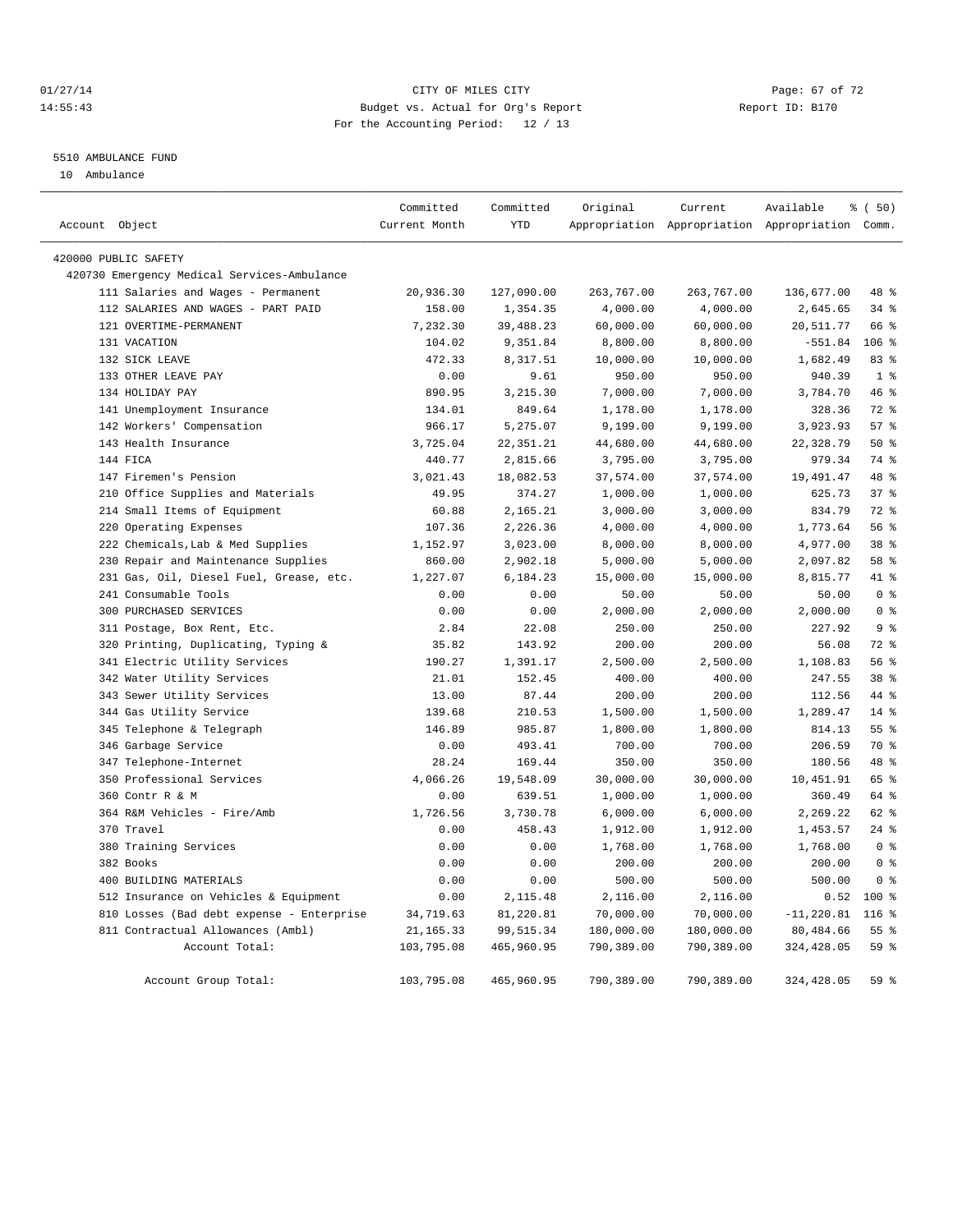CITY OF MILES CITY
Budget vs. Actual for Org's Report
For the Accounting Period: 12 / 13

01/27/14
14:55:43

Report ID: B170

5510 AMBULANCE FUND

10 Ambulance

| Account Object | Committed Current Month | Committed YTD | Original Appropriation | Current Appropriation | Available Appropriation | % ( 50) Comm. |
|---|---|---|---|---|---|---|
| 420000 PUBLIC SAFETY | | | | | | |
| 420730 Emergency Medical Services-Ambulance | | | | | | |
| 111 Salaries and Wages - Permanent | 20,936.30 | 127,090.00 | 263,767.00 | 263,767.00 | 136,677.00 | 48 % |
| 112 SALARIES AND WAGES - PART PAID | 158.00 | 1,354.35 | 4,000.00 | 4,000.00 | 2,645.65 | 34 % |
| 121 OVERTIME-PERMANENT | 7,232.30 | 39,488.23 | 60,000.00 | 60,000.00 | 20,511.77 | 66 % |
| 131 VACATION | 104.02 | 9,351.84 | 8,800.00 | 8,800.00 | -551.84 | 106 % |
| 132 SICK LEAVE | 472.33 | 8,317.51 | 10,000.00 | 10,000.00 | 1,682.49 | 83 % |
| 133 OTHER LEAVE PAY | 0.00 | 9.61 | 950.00 | 950.00 | 940.39 | 1 % |
| 134 HOLIDAY PAY | 890.95 | 3,215.30 | 7,000.00 | 7,000.00 | 3,784.70 | 46 % |
| 141 Unemployment Insurance | 134.01 | 849.64 | 1,178.00 | 1,178.00 | 328.36 | 72 % |
| 142 Workers' Compensation | 966.17 | 5,275.07 | 9,199.00 | 9,199.00 | 3,923.93 | 57 % |
| 143 Health Insurance | 3,725.04 | 22,351.21 | 44,680.00 | 44,680.00 | 22,328.79 | 50 % |
| 144 FICA | 440.77 | 2,815.66 | 3,795.00 | 3,795.00 | 979.34 | 74 % |
| 147 Firemen's Pension | 3,021.43 | 18,082.53 | 37,574.00 | 37,574.00 | 19,491.47 | 48 % |
| 210 Office Supplies and Materials | 49.95 | 374.27 | 1,000.00 | 1,000.00 | 625.73 | 37 % |
| 214 Small Items of Equipment | 60.88 | 2,165.21 | 3,000.00 | 3,000.00 | 834.79 | 72 % |
| 220 Operating Expenses | 107.36 | 2,226.36 | 4,000.00 | 4,000.00 | 1,773.64 | 56 % |
| 222 Chemicals,Lab & Med Supplies | 1,152.97 | 3,023.00 | 8,000.00 | 8,000.00 | 4,977.00 | 38 % |
| 230 Repair and Maintenance Supplies | 860.00 | 2,902.18 | 5,000.00 | 5,000.00 | 2,097.82 | 58 % |
| 231 Gas, Oil, Diesel Fuel, Grease, etc. | 1,227.07 | 6,184.23 | 15,000.00 | 15,000.00 | 8,815.77 | 41 % |
| 241 Consumable Tools | 0.00 | 0.00 | 50.00 | 50.00 | 50.00 | 0 % |
| 300 PURCHASED SERVICES | 0.00 | 0.00 | 2,000.00 | 2,000.00 | 2,000.00 | 0 % |
| 311 Postage, Box Rent, Etc. | 2.84 | 22.08 | 250.00 | 250.00 | 227.92 | 9 % |
| 320 Printing, Duplicating, Typing & | 35.82 | 143.92 | 200.00 | 200.00 | 56.08 | 72 % |
| 341 Electric Utility Services | 190.27 | 1,391.17 | 2,500.00 | 2,500.00 | 1,108.83 | 56 % |
| 342 Water Utility Services | 21.01 | 152.45 | 400.00 | 400.00 | 247.55 | 38 % |
| 343 Sewer Utility Services | 13.00 | 87.44 | 200.00 | 200.00 | 112.56 | 44 % |
| 344 Gas Utility Service | 139.68 | 210.53 | 1,500.00 | 1,500.00 | 1,289.47 | 14 % |
| 345 Telephone & Telegraph | 146.89 | 985.87 | 1,800.00 | 1,800.00 | 814.13 | 55 % |
| 346 Garbage Service | 0.00 | 493.41 | 700.00 | 700.00 | 206.59 | 70 % |
| 347 Telephone-Internet | 28.24 | 169.44 | 350.00 | 350.00 | 180.56 | 48 % |
| 350 Professional Services | 4,066.26 | 19,548.09 | 30,000.00 | 30,000.00 | 10,451.91 | 65 % |
| 360 Contr R & M | 0.00 | 639.51 | 1,000.00 | 1,000.00 | 360.49 | 64 % |
| 364 R&M Vehicles - Fire/Amb | 1,726.56 | 3,730.78 | 6,000.00 | 6,000.00 | 2,269.22 | 62 % |
| 370 Travel | 0.00 | 458.43 | 1,912.00 | 1,912.00 | 1,453.57 | 24 % |
| 380 Training Services | 0.00 | 0.00 | 1,768.00 | 1,768.00 | 1,768.00 | 0 % |
| 382 Books | 0.00 | 0.00 | 200.00 | 200.00 | 200.00 | 0 % |
| 400 BUILDING MATERIALS | 0.00 | 0.00 | 500.00 | 500.00 | 500.00 | 0 % |
| 512 Insurance on Vehicles & Equipment | 0.00 | 2,115.48 | 2,116.00 | 2,116.00 | 0.52 | 100 % |
| 810 Losses (Bad debt expense - Enterprise | 34,719.63 | 81,220.81 | 70,000.00 | 70,000.00 | -11,220.81 | 116 % |
| 811 Contractual Allowances (Ambl) | 21,165.33 | 99,515.34 | 180,000.00 | 180,000.00 | 80,484.66 | 55 % |
| Account Total: | 103,795.08 | 465,960.95 | 790,389.00 | 790,389.00 | 324,428.05 | 59 % |
| Account Group Total: | 103,795.08 | 465,960.95 | 790,389.00 | 790,389.00 | 324,428.05 | 59 % |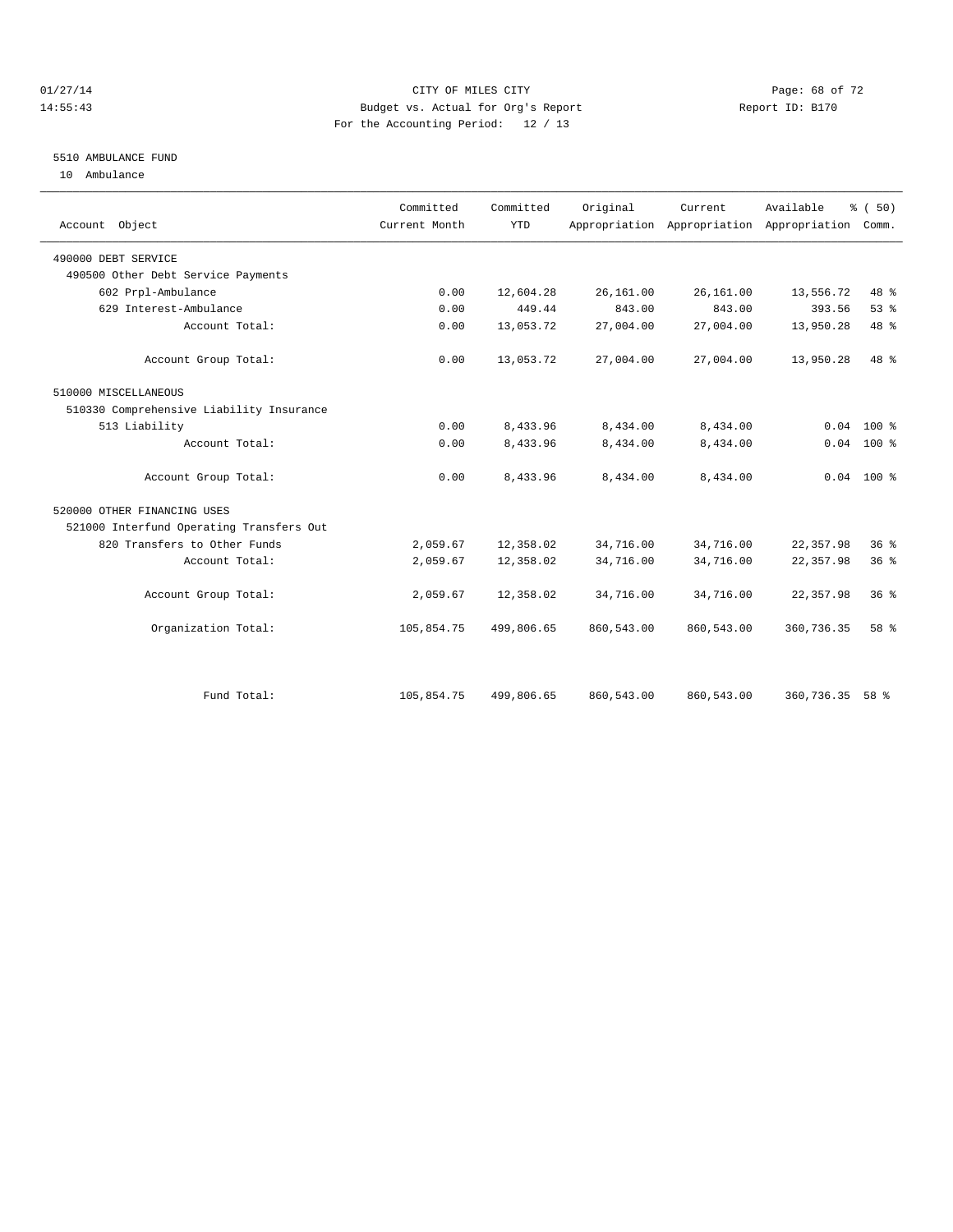CITY OF MILES CITY
Budget vs. Actual for Org's Report
For the Accounting Period: 12 / 13

01/27/14 14:55:43 Report ID: B170

## 5510 AMBULANCE FUND

10 Ambulance

| Account Object | Committed Current Month | Committed YTD | Original Appropriation | Current Appropriation | Available Appropriation | % ( 50) Comm. |
|---|---|---|---|---|---|---|
| 490000 DEBT SERVICE | | | | | | |
| 490500 Other Debt Service Payments | | | | | | |
| 602 Prpl-Ambulance | 0.00 | 12,604.28 | 26,161.00 | 26,161.00 | 13,556.72 | 48 % |
| 629 Interest-Ambulance | 0.00 | 449.44 | 843.00 | 843.00 | 393.56 | 53 % |
| Account Total: | 0.00 | 13,053.72 | 27,004.00 | 27,004.00 | 13,950.28 | 48 % |
| Account Group Total: | 0.00 | 13,053.72 | 27,004.00 | 27,004.00 | 13,950.28 | 48 % |
| 510000 MISCELLANEOUS | | | | | | |
| 510330 Comprehensive Liability Insurance | | | | | | |
| 513 Liability | 0.00 | 8,433.96 | 8,434.00 | 8,434.00 | 0.04 | 100 % |
| Account Total: | 0.00 | 8,433.96 | 8,434.00 | 8,434.00 | 0.04 | 100 % |
| Account Group Total: | 0.00 | 8,433.96 | 8,434.00 | 8,434.00 | 0.04 | 100 % |
| 520000 OTHER FINANCING USES | | | | | | |
| 521000 Interfund Operating Transfers Out | | | | | | |
| 820 Transfers to Other Funds | 2,059.67 | 12,358.02 | 34,716.00 | 34,716.00 | 22,357.98 | 36 % |
| Account Total: | 2,059.67 | 12,358.02 | 34,716.00 | 34,716.00 | 22,357.98 | 36 % |
| Account Group Total: | 2,059.67 | 12,358.02 | 34,716.00 | 34,716.00 | 22,357.98 | 36 % |
| Organization Total: | 105,854.75 | 499,806.65 | 860,543.00 | 860,543.00 | 360,736.35 | 58 % |
| Fund Total: | 105,854.75 | 499,806.65 | 860,543.00 | 860,543.00 | 360,736.35 | 58 % |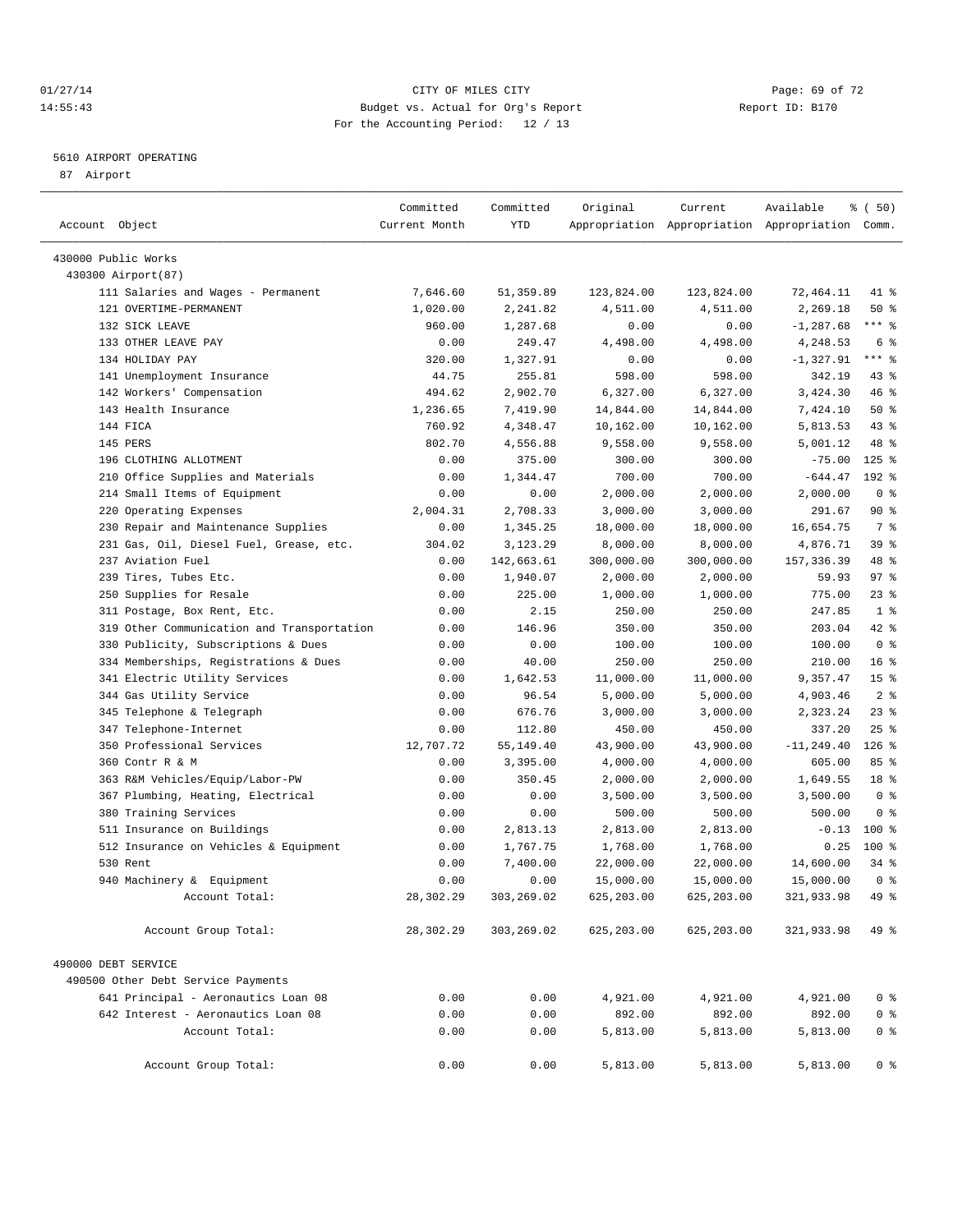CITY OF MILES CITY
Budget vs. Actual for Org's Report
For the Accounting Period: 12 / 13

01/27/14
14:55:43

Report ID: B170

## 5610 AIRPORT OPERATING

87 Airport

| Account Object | Committed Current Month | Committed YTD | Original Appropriation | Current Appropriation | Available Appropriation | % ( 50) Comm. |
|---|---|---|---|---|---|---|
| 430000 Public Works | | | | | | |
| 430300 Airport(87) | | | | | | |
| 111 Salaries and Wages - Permanent | 7,646.60 | 51,359.89 | 123,824.00 | 123,824.00 | 72,464.11 | 41 % |
| 121 OVERTIME-PERMANENT | 1,020.00 | 2,241.82 | 4,511.00 | 4,511.00 | 2,269.18 | 50 % |
| 132 SICK LEAVE | 960.00 | 1,287.68 | 0.00 | 0.00 | -1,287.68 | *** % |
| 133 OTHER LEAVE PAY | 0.00 | 249.47 | 4,498.00 | 4,498.00 | 4,248.53 | 6 % |
| 134 HOLIDAY PAY | 320.00 | 1,327.91 | 0.00 | 0.00 | -1,327.91 | *** % |
| 141 Unemployment Insurance | 44.75 | 255.81 | 598.00 | 598.00 | 342.19 | 43 % |
| 142 Workers' Compensation | 494.62 | 2,902.70 | 6,327.00 | 6,327.00 | 3,424.30 | 46 % |
| 143 Health Insurance | 1,236.65 | 7,419.90 | 14,844.00 | 14,844.00 | 7,424.10 | 50 % |
| 144 FICA | 760.92 | 4,348.47 | 10,162.00 | 10,162.00 | 5,813.53 | 43 % |
| 145 PERS | 802.70 | 4,556.88 | 9,558.00 | 9,558.00 | 5,001.12 | 48 % |
| 196 CLOTHING ALLOTMENT | 0.00 | 375.00 | 300.00 | 300.00 | -75.00 | 125 % |
| 210 Office Supplies and Materials | 0.00 | 1,344.47 | 700.00 | 700.00 | -644.47 | 192 % |
| 214 Small Items of Equipment | 0.00 | 0.00 | 2,000.00 | 2,000.00 | 2,000.00 | 0 % |
| 220 Operating Expenses | 2,004.31 | 2,708.33 | 3,000.00 | 3,000.00 | 291.67 | 90 % |
| 230 Repair and Maintenance Supplies | 0.00 | 1,345.25 | 18,000.00 | 18,000.00 | 16,654.75 | 7 % |
| 231 Gas, Oil, Diesel Fuel, Grease, etc. | 304.02 | 3,123.29 | 8,000.00 | 8,000.00 | 4,876.71 | 39 % |
| 237 Aviation Fuel | 0.00 | 142,663.61 | 300,000.00 | 300,000.00 | 157,336.39 | 48 % |
| 239 Tires, Tubes Etc. | 0.00 | 1,940.07 | 2,000.00 | 2,000.00 | 59.93 | 97 % |
| 250 Supplies for Resale | 0.00 | 225.00 | 1,000.00 | 1,000.00 | 775.00 | 23 % |
| 311 Postage, Box Rent, Etc. | 0.00 | 2.15 | 250.00 | 250.00 | 247.85 | 1 % |
| 319 Other Communication and Transportation | 0.00 | 146.96 | 350.00 | 350.00 | 203.04 | 42 % |
| 330 Publicity, Subscriptions & Dues | 0.00 | 0.00 | 100.00 | 100.00 | 100.00 | 0 % |
| 334 Memberships, Registrations & Dues | 0.00 | 40.00 | 250.00 | 250.00 | 210.00 | 16 % |
| 341 Electric Utility Services | 0.00 | 1,642.53 | 11,000.00 | 11,000.00 | 9,357.47 | 15 % |
| 344 Gas Utility Service | 0.00 | 96.54 | 5,000.00 | 5,000.00 | 4,903.46 | 2 % |
| 345 Telephone & Telegraph | 0.00 | 676.76 | 3,000.00 | 3,000.00 | 2,323.24 | 23 % |
| 347 Telephone-Internet | 0.00 | 112.80 | 450.00 | 450.00 | 337.20 | 25 % |
| 350 Professional Services | 12,707.72 | 55,149.40 | 43,900.00 | 43,900.00 | -11,249.40 | 126 % |
| 360 Contr R & M | 0.00 | 3,395.00 | 4,000.00 | 4,000.00 | 605.00 | 85 % |
| 363 R&M Vehicles/Equip/Labor-PW | 0.00 | 350.45 | 2,000.00 | 2,000.00 | 1,649.55 | 18 % |
| 367 Plumbing, Heating, Electrical | 0.00 | 0.00 | 3,500.00 | 3,500.00 | 3,500.00 | 0 % |
| 380 Training Services | 0.00 | 0.00 | 500.00 | 500.00 | 500.00 | 0 % |
| 511 Insurance on Buildings | 0.00 | 2,813.13 | 2,813.00 | 2,813.00 | -0.13 | 100 % |
| 512 Insurance on Vehicles & Equipment | 0.00 | 1,767.75 | 1,768.00 | 1,768.00 | 0.25 | 100 % |
| 530 Rent | 0.00 | 7,400.00 | 22,000.00 | 22,000.00 | 14,600.00 | 34 % |
| 940 Machinery & Equipment | 0.00 | 0.00 | 15,000.00 | 15,000.00 | 15,000.00 | 0 % |
| Account Total: | 28,302.29 | 303,269.02 | 625,203.00 | 625,203.00 | 321,933.98 | 49 % |
| Account Group Total: | 28,302.29 | 303,269.02 | 625,203.00 | 625,203.00 | 321,933.98 | 49 % |
| 490000 DEBT SERVICE | | | | | | |
| 490500 Other Debt Service Payments | | | | | | |
| 641 Principal - Aeronautics Loan 08 | 0.00 | 0.00 | 4,921.00 | 4,921.00 | 4,921.00 | 0 % |
| 642 Interest - Aeronautics Loan 08 | 0.00 | 0.00 | 892.00 | 892.00 | 892.00 | 0 % |
| Account Total: | 0.00 | 0.00 | 5,813.00 | 5,813.00 | 5,813.00 | 0 % |
| Account Group Total: | 0.00 | 0.00 | 5,813.00 | 5,813.00 | 5,813.00 | 0 % |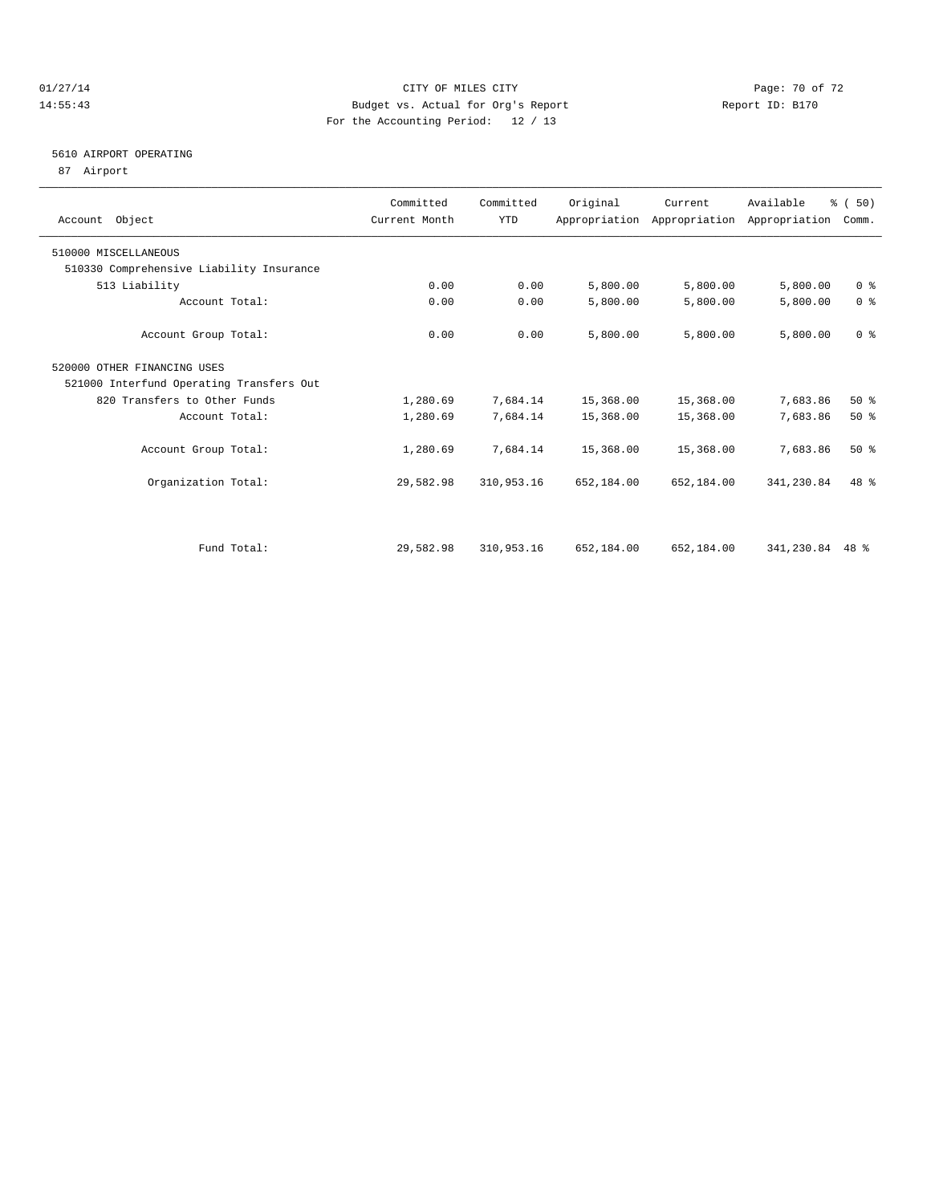CITY OF MILES CITY
Budget vs. Actual for Org's Report
For the Accounting Period: 12 / 13

01/27/14 14:55:43 Report ID: B170

5610 AIRPORT OPERATING
87 Airport

| Account Object | Committed Current Month | Committed YTD | Original Appropriation | Current Appropriation | Available Appropriation | % ( 50) Comm. |
|---|---|---|---|---|---|---|
| 510000 MISCELLANEOUS | | | | | | |
| 510330 Comprehensive Liability Insurance | | | | | | |
| 513 Liability | 0.00 | 0.00 | 5,800.00 | 5,800.00 | 5,800.00 | 0 % |
| Account Total: | 0.00 | 0.00 | 5,800.00 | 5,800.00 | 5,800.00 | 0 % |
| Account Group Total: | 0.00 | 0.00 | 5,800.00 | 5,800.00 | 5,800.00 | 0 % |
| 520000 OTHER FINANCING USES | | | | | | |
| 521000 Interfund Operating Transfers Out | | | | | | |
| 820 Transfers to Other Funds | 1,280.69 | 7,684.14 | 15,368.00 | 15,368.00 | 7,683.86 | 50 % |
| Account Total: | 1,280.69 | 7,684.14 | 15,368.00 | 15,368.00 | 7,683.86 | 50 % |
| Account Group Total: | 1,280.69 | 7,684.14 | 15,368.00 | 15,368.00 | 7,683.86 | 50 % |
| Organization Total: | 29,582.98 | 310,953.16 | 652,184.00 | 652,184.00 | 341,230.84 | 48 % |
| Fund Total: | 29,582.98 | 310,953.16 | 652,184.00 | 652,184.00 | 341,230.84 | 48 % |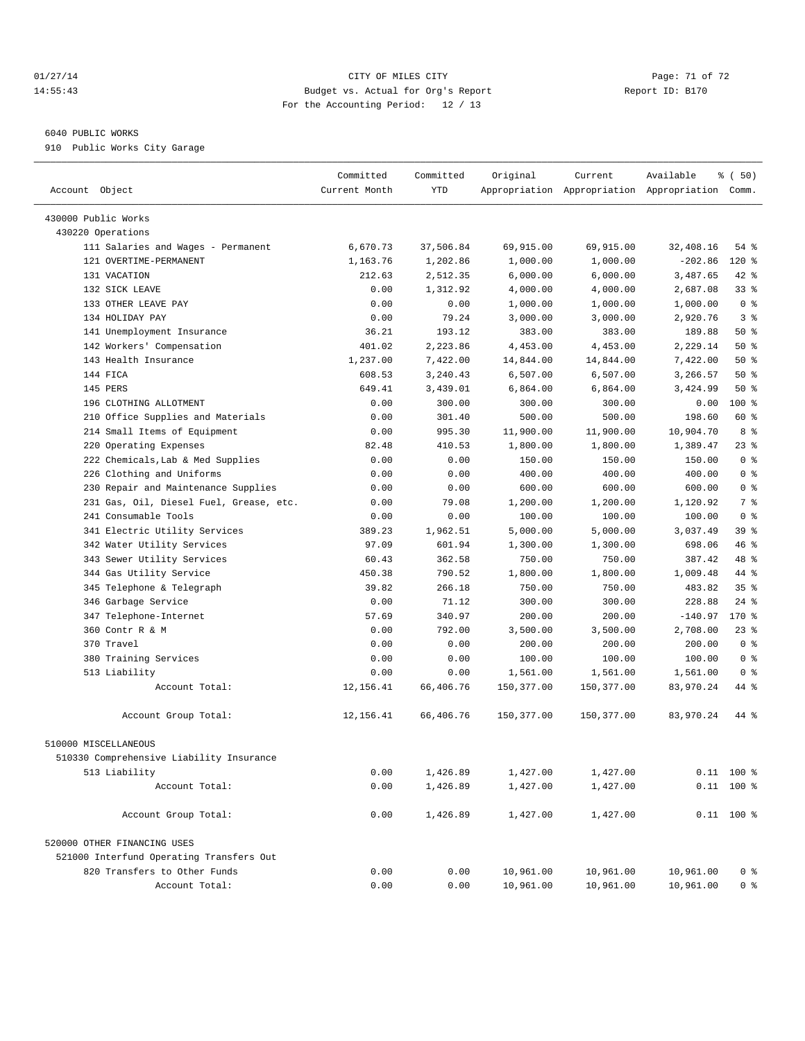CITY OF MILES CITY
Budget vs. Actual for Org's Report
For the Accounting Period: 12 / 13

01/27/14
14:55:43

Report ID: B170

6040 PUBLIC WORKS
910 Public Works City Garage

| Account Object | Committed Current Month | Committed YTD | Original Appropriation | Current Appropriation | Available Appropriation | % ( 50) Comm. |
|---|---|---|---|---|---|---|
| 430000 Public Works | | | | | | |
| 430220 Operations | | | | | | |
| 111 Salaries and Wages - Permanent | 6,670.73 | 37,506.84 | 69,915.00 | 69,915.00 | 32,408.16 | 54 % |
| 121 OVERTIME-PERMANENT | 1,163.76 | 1,202.86 | 1,000.00 | 1,000.00 | -202.86 | 120 % |
| 131 VACATION | 212.63 | 2,512.35 | 6,000.00 | 6,000.00 | 3,487.65 | 42 % |
| 132 SICK LEAVE | 0.00 | 1,312.92 | 4,000.00 | 4,000.00 | 2,687.08 | 33 % |
| 133 OTHER LEAVE PAY | 0.00 | 0.00 | 1,000.00 | 1,000.00 | 1,000.00 | 0 % |
| 134 HOLIDAY PAY | 0.00 | 79.24 | 3,000.00 | 3,000.00 | 2,920.76 | 3 % |
| 141 Unemployment Insurance | 36.21 | 193.12 | 383.00 | 383.00 | 189.88 | 50 % |
| 142 Workers' Compensation | 401.02 | 2,223.86 | 4,453.00 | 4,453.00 | 2,229.14 | 50 % |
| 143 Health Insurance | 1,237.00 | 7,422.00 | 14,844.00 | 14,844.00 | 7,422.00 | 50 % |
| 144 FICA | 608.53 | 3,240.43 | 6,507.00 | 6,507.00 | 3,266.57 | 50 % |
| 145 PERS | 649.41 | 3,439.01 | 6,864.00 | 6,864.00 | 3,424.99 | 50 % |
| 196 CLOTHING ALLOTMENT | 0.00 | 300.00 | 300.00 | 300.00 | 0.00 | 100 % |
| 210 Office Supplies and Materials | 0.00 | 301.40 | 500.00 | 500.00 | 198.60 | 60 % |
| 214 Small Items of Equipment | 0.00 | 995.30 | 11,900.00 | 11,900.00 | 10,904.70 | 8 % |
| 220 Operating Expenses | 82.48 | 410.53 | 1,800.00 | 1,800.00 | 1,389.47 | 23 % |
| 222 Chemicals,Lab & Med Supplies | 0.00 | 0.00 | 150.00 | 150.00 | 150.00 | 0 % |
| 226 Clothing and Uniforms | 0.00 | 0.00 | 400.00 | 400.00 | 400.00 | 0 % |
| 230 Repair and Maintenance Supplies | 0.00 | 0.00 | 600.00 | 600.00 | 600.00 | 0 % |
| 231 Gas, Oil, Diesel Fuel, Grease, etc. | 0.00 | 79.08 | 1,200.00 | 1,200.00 | 1,120.92 | 7 % |
| 241 Consumable Tools | 0.00 | 0.00 | 100.00 | 100.00 | 100.00 | 0 % |
| 341 Electric Utility Services | 389.23 | 1,962.51 | 5,000.00 | 5,000.00 | 3,037.49 | 39 % |
| 342 Water Utility Services | 97.09 | 601.94 | 1,300.00 | 1,300.00 | 698.06 | 46 % |
| 343 Sewer Utility Services | 60.43 | 362.58 | 750.00 | 750.00 | 387.42 | 48 % |
| 344 Gas Utility Service | 450.38 | 790.52 | 1,800.00 | 1,800.00 | 1,009.48 | 44 % |
| 345 Telephone & Telegraph | 39.82 | 266.18 | 750.00 | 750.00 | 483.82 | 35 % |
| 346 Garbage Service | 0.00 | 71.12 | 300.00 | 300.00 | 228.88 | 24 % |
| 347 Telephone-Internet | 57.69 | 340.97 | 200.00 | 200.00 | -140.97 | 170 % |
| 360 Contr R & M | 0.00 | 792.00 | 3,500.00 | 3,500.00 | 2,708.00 | 23 % |
| 370 Travel | 0.00 | 0.00 | 200.00 | 200.00 | 200.00 | 0 % |
| 380 Training Services | 0.00 | 0.00 | 100.00 | 100.00 | 100.00 | 0 % |
| 513 Liability | 0.00 | 0.00 | 1,561.00 | 1,561.00 | 1,561.00 | 0 % |
| Account Total: | 12,156.41 | 66,406.76 | 150,377.00 | 150,377.00 | 83,970.24 | 44 % |
| Account Group Total: | 12,156.41 | 66,406.76 | 150,377.00 | 150,377.00 | 83,970.24 | 44 % |
| 510000 MISCELLANEOUS | | | | | | |
| 510330 Comprehensive Liability Insurance | | | | | | |
| 513 Liability | 0.00 | 1,426.89 | 1,427.00 | 1,427.00 | 0.11 | 100 % |
| Account Total: | 0.00 | 1,426.89 | 1,427.00 | 1,427.00 | 0.11 | 100 % |
| Account Group Total: | 0.00 | 1,426.89 | 1,427.00 | 1,427.00 | 0.11 | 100 % |
| 520000 OTHER FINANCING USES | | | | | | |
| 521000 Interfund Operating Transfers Out | | | | | | |
| 820 Transfers to Other Funds | 0.00 | 0.00 | 10,961.00 | 10,961.00 | 10,961.00 | 0 % |
| Account Total: | 0.00 | 0.00 | 10,961.00 | 10,961.00 | 10,961.00 | 0 % |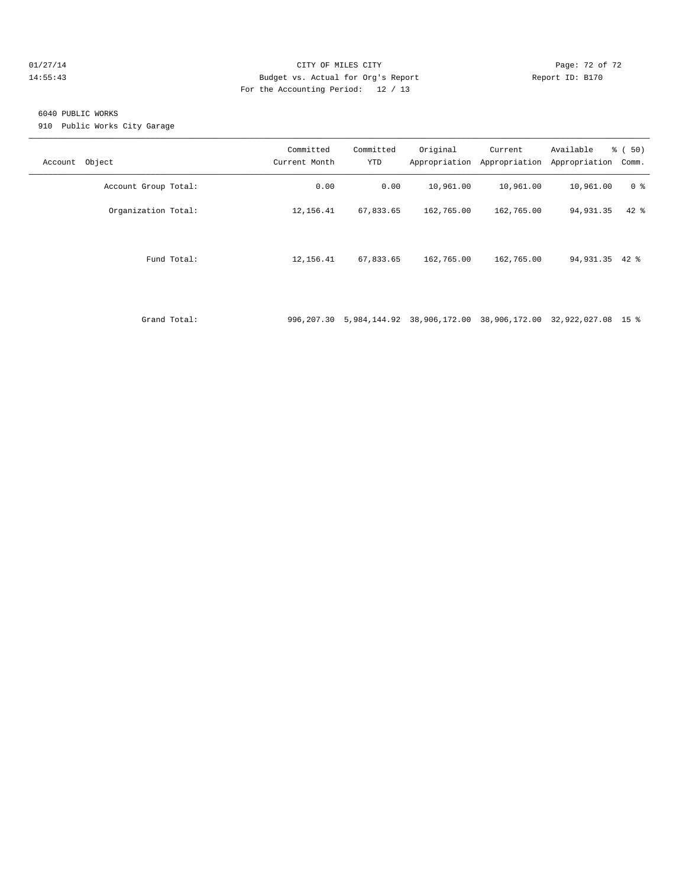CITY OF MILES CITY
Budget vs. Actual for Org's Report
For the Accounting Period: 12 / 13

01/27/14
14:55:43

Report ID: B170

6040 PUBLIC WORKS
910 Public Works City Garage

| Account Object | Committed Current Month | Committed YTD | Original Appropriation | Current Appropriation | Available Appropriation | % ( 50) Comm. |
|---|---|---|---|---|---|---|
| Account Group Total: | 0.00 | 0.00 | 10,961.00 | 10,961.00 | 10,961.00 | 0 % |
| Organization Total: | 12,156.41 | 67,833.65 | 162,765.00 | 162,765.00 | 94,931.35 | 42 % |
| Fund Total: | 12,156.41 | 67,833.65 | 162,765.00 | 162,765.00 | 94,931.35 | 42 % |
| Grand Total: | 996,207.30 | 5,984,144.92 | 38,906,172.00 | 38,906,172.00 | 32,922,027.08 | 15 % |